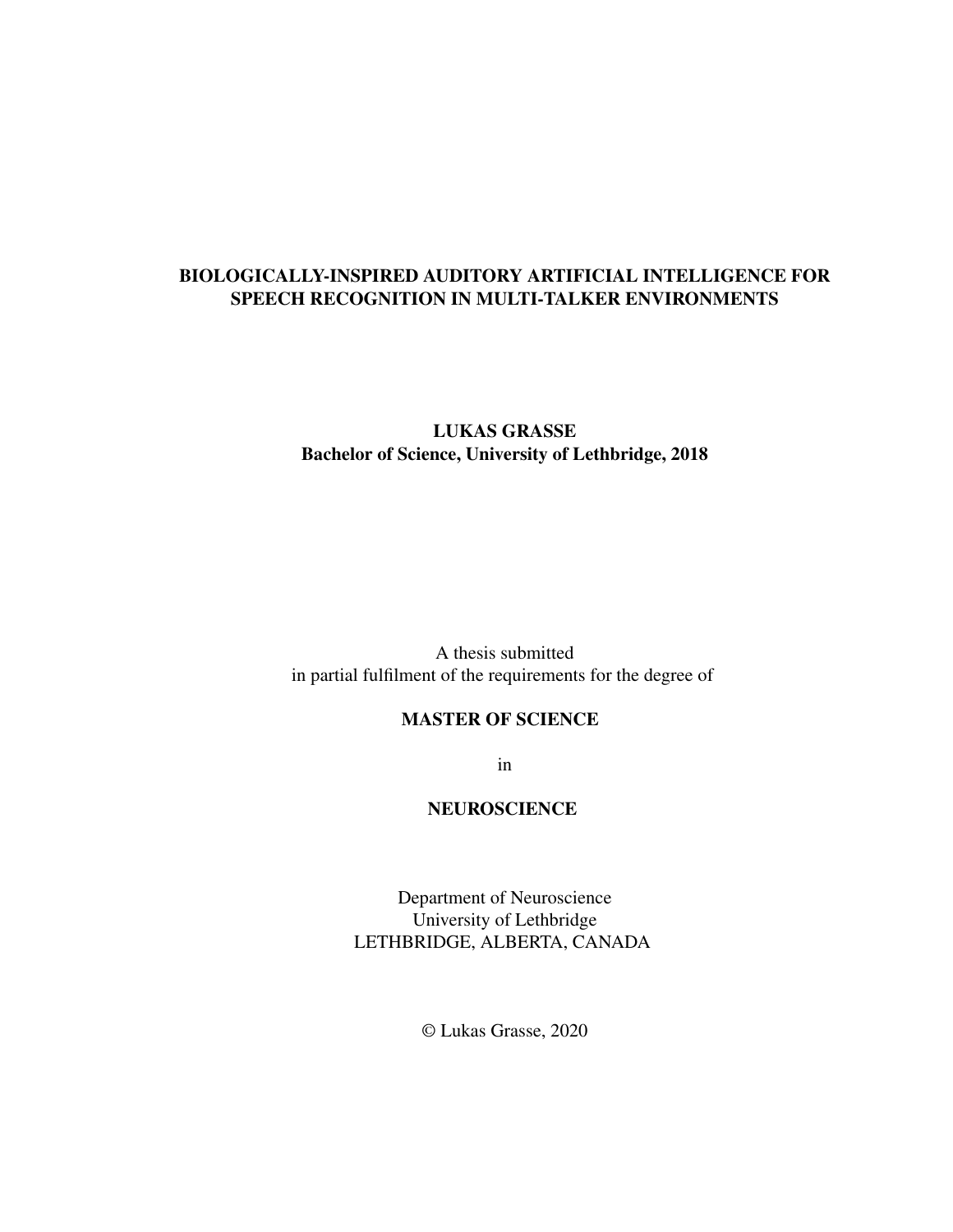# BIOLOGICALLY-INSPIRED AUDITORY ARTIFICIAL INTELLIGENCE FOR SPEECH RECOGNITION IN MULTI-TALKER ENVIRONMENTS

**LUKAS GRASSE**
**Bachelor of Science, University of Lethbridge, 2018**

A thesis submitted
in partial fulfilment of the requirements for the degree of

**MASTER OF SCIENCE**

in

**NEUROSCIENCE**

Department of Neuroscience
University of Lethbridge
LETHBRIDGE, ALBERTA, CANADA

© Lukas Grasse, 2020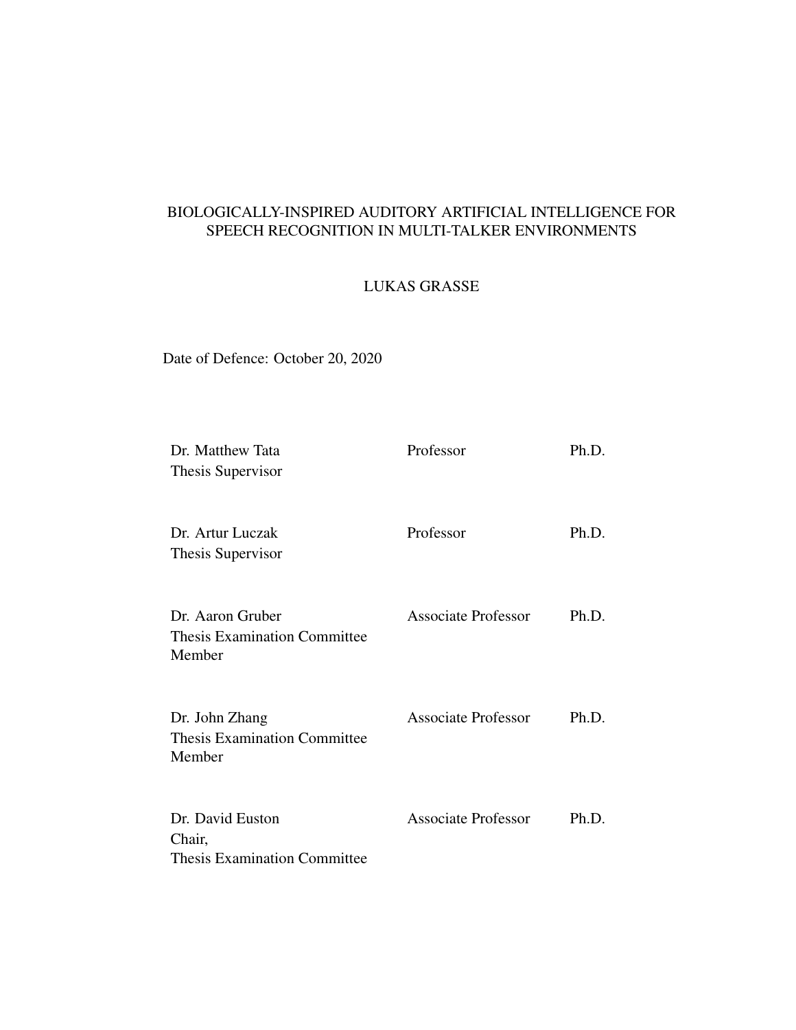BIOLOGICALLY-INSPIRED AUDITORY ARTIFICIAL INTELLIGENCE FOR SPEECH RECOGNITION IN MULTI-TALKER ENVIRONMENTS

LUKAS GRASSE

Date of Defence: October 20, 2020

| | | |
|---|---|---|
| Dr. Matthew Tata<br>Thesis Supervisor | Professor | Ph.D. |
| Dr. Artur Luczak<br>Thesis Supervisor | Professor | Ph.D. |
| Dr. Aaron Gruber<br>Thesis Examination Committee Member | Associate Professor | Ph.D. |
| Dr. John Zhang<br>Thesis Examination Committee Member | Associate Professor | Ph.D. |
| Dr. David Euston<br>Chair,<br>Thesis Examination Committee | Associate Professor | Ph.D. |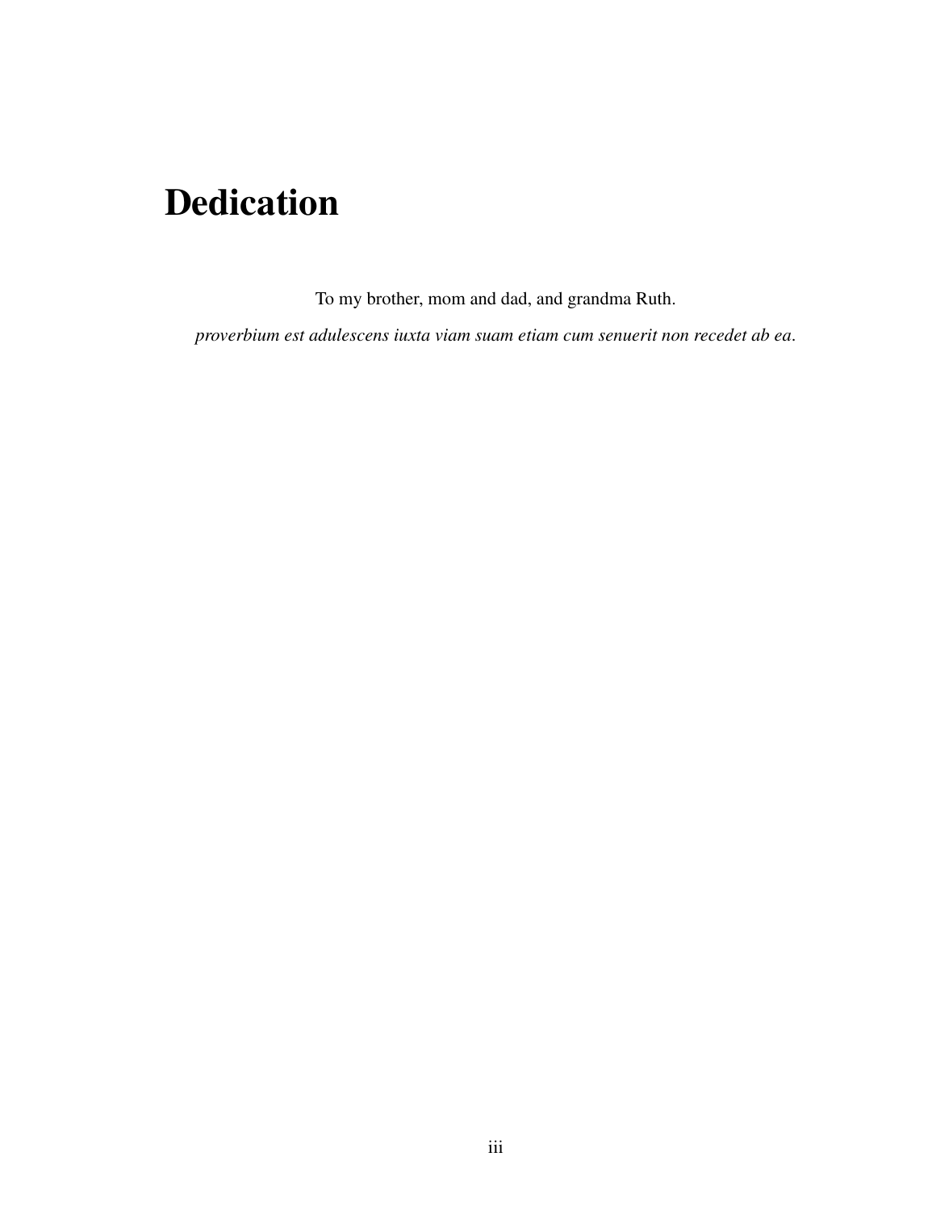# Dedication

To my brother, mom and dad, and grandma Ruth.

*proverbium est adulescens iuxta viam suam etiam cum senuerit non recedet ab ea*.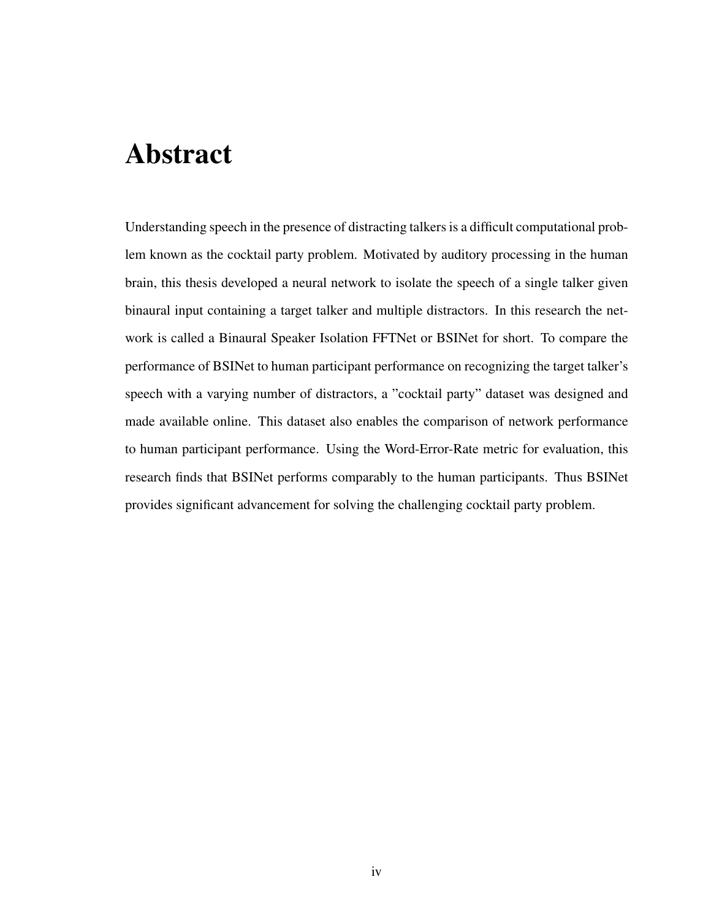# Abstract

Understanding speech in the presence of distracting talkers is a difficult computational problem known as the cocktail party problem. Motivated by auditory processing in the human brain, this thesis developed a neural network to isolate the speech of a single talker given binaural input containing a target talker and multiple distractors. In this research the network is called a Binaural Speaker Isolation FFTNet or BSINet for short. To compare the performance of BSINet to human participant performance on recognizing the target talker's speech with a varying number of distractors, a "cocktail party" dataset was designed and made available online. This dataset also enables the comparison of network performance to human participant performance. Using the Word-Error-Rate metric for evaluation, this research finds that BSINet performs comparably to the human participants. Thus BSINet provides significant advancement for solving the challenging cocktail party problem.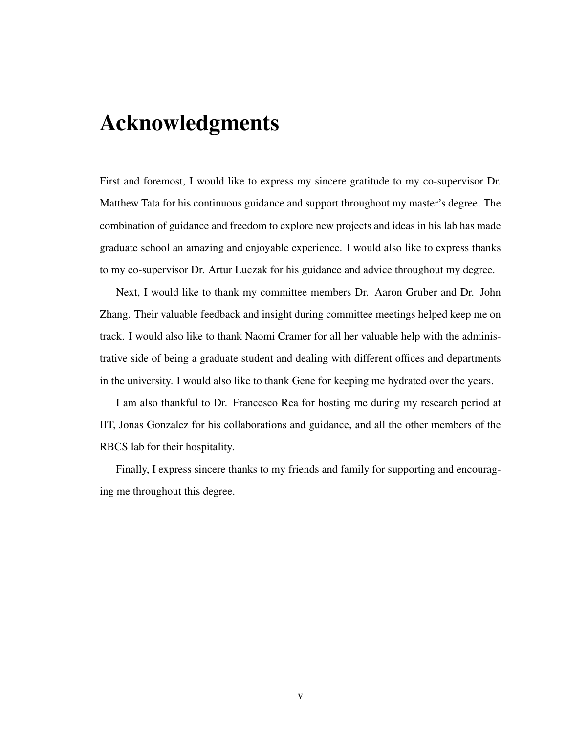# Acknowledgments

First and foremost, I would like to express my sincere gratitude to my co-supervisor Dr. Matthew Tata for his continuous guidance and support throughout my master's degree. The combination of guidance and freedom to explore new projects and ideas in his lab has made graduate school an amazing and enjoyable experience. I would also like to express thanks to my co-supervisor Dr. Artur Luczak for his guidance and advice throughout my degree.

Next, I would like to thank my committee members Dr. Aaron Gruber and Dr. John Zhang. Their valuable feedback and insight during committee meetings helped keep me on track. I would also like to thank Naomi Cramer for all her valuable help with the administrative side of being a graduate student and dealing with different offices and departments in the university. I would also like to thank Gene for keeping me hydrated over the years.

I am also thankful to Dr. Francesco Rea for hosting me during my research period at IIT, Jonas Gonzalez for his collaborations and guidance, and all the other members of the RBCS lab for their hospitality.

Finally, I express sincere thanks to my friends and family for supporting and encouraging me throughout this degree.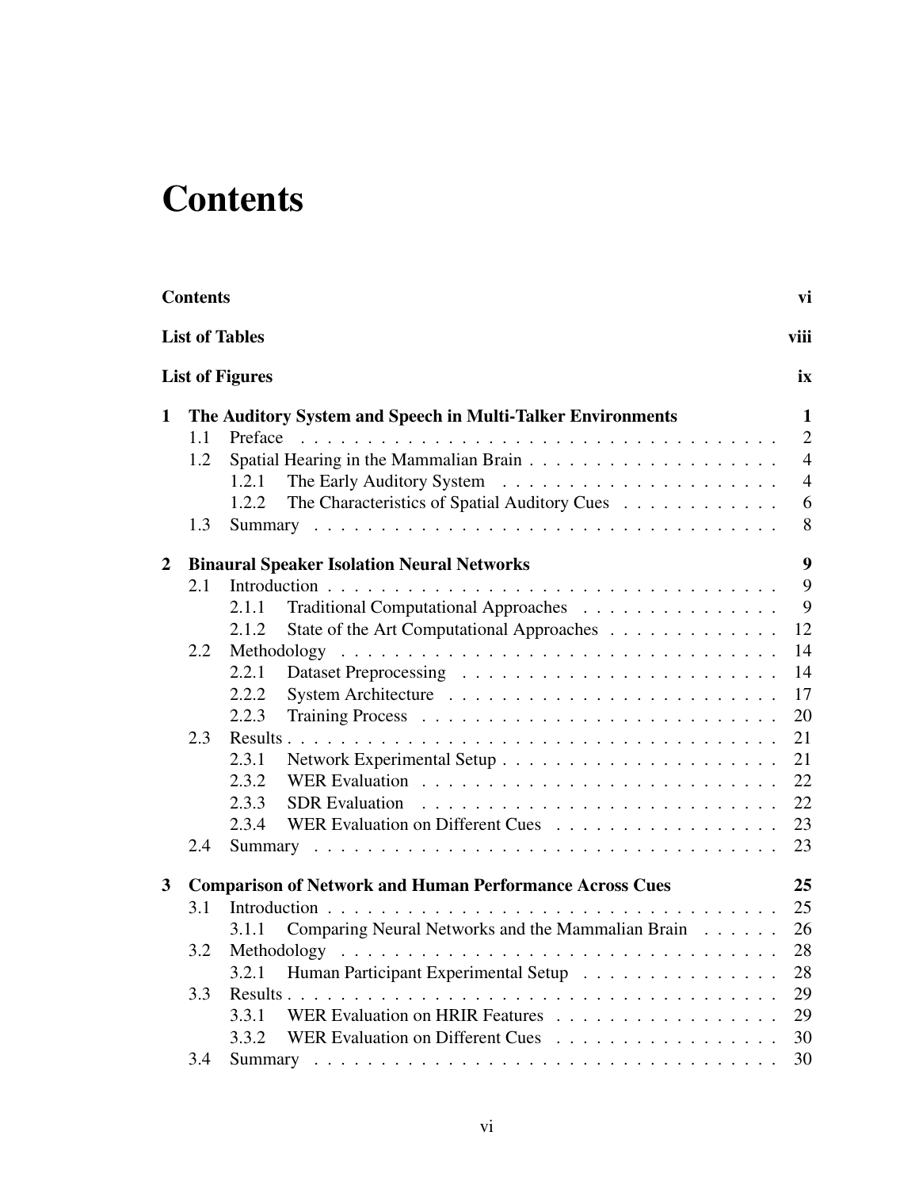# Contents

**Contents** **vi**

**List of Tables** **viii**

**List of Figures** **ix**

**1 The Auditory System and Speech in Multi-Talker Environments** **1**

- 1.1 Preface . . . 2
- 1.2 Spatial Hearing in the Mammalian Brain . . . 4
  - 1.2.1 The Early Auditory System . . . 4
  - 1.2.2 The Characteristics of Spatial Auditory Cues . . . 6
- 1.3 Summary . . . 8

**2 Binaural Speaker Isolation Neural Networks** **9**

- 2.1 Introduction . . . 9
  - 2.1.1 Traditional Computational Approaches . . . 9
  - 2.1.2 State of the Art Computational Approaches . . . 12
- 2.2 Methodology . . . 14
  - 2.2.1 Dataset Preprocessing . . . 14
  - 2.2.2 System Architecture . . . 17
  - 2.2.3 Training Process . . . 20
- 2.3 Results . . . 21
  - 2.3.1 Network Experimental Setup . . . 21
  - 2.3.2 WER Evaluation . . . 22
  - 2.3.3 SDR Evaluation . . . 22
  - 2.3.4 WER Evaluation on Different Cues . . . 23
- 2.4 Summary . . . 23

**3 Comparison of Network and Human Performance Across Cues** **25**

- 3.1 Introduction . . . 25
  - 3.1.1 Comparing Neural Networks and the Mammalian Brain . . . 26
- 3.2 Methodology . . . 28
  - 3.2.1 Human Participant Experimental Setup . . . 28
- 3.3 Results . . . 29
  - 3.3.1 WER Evaluation on HRIR Features . . . 29
  - 3.3.2 WER Evaluation on Different Cues . . . 30
- 3.4 Summary . . . 30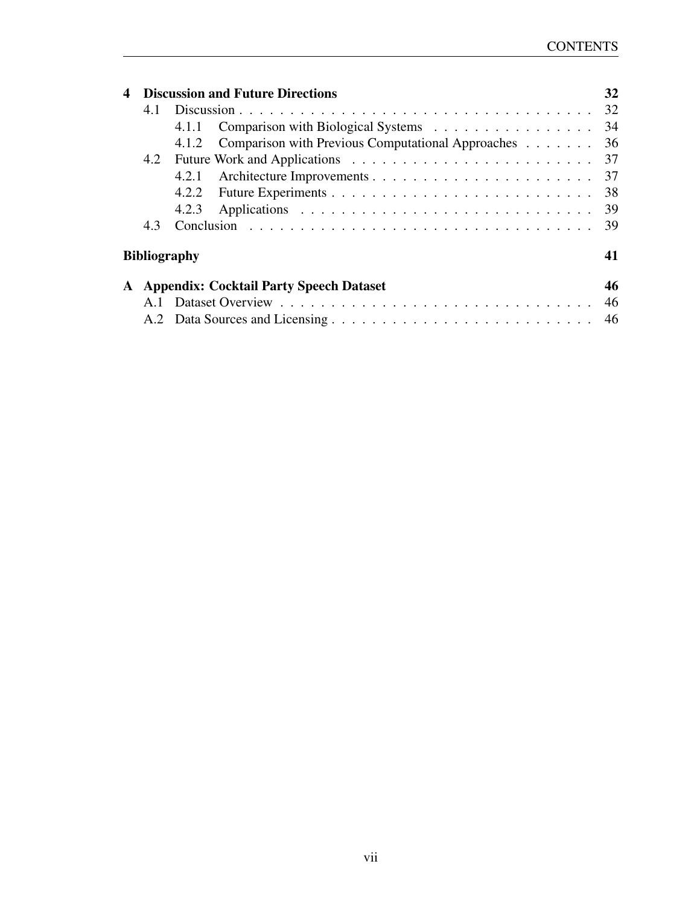**4 Discussion and Future Directions** **32**

- 4.1 Discussion . . . . . . . . . . . . . . . . . . . . . . . . . . . . . . . . . . . 32
  - 4.1.1 Comparison with Biological Systems . . . . . . . . . . . . . . . . 34
  - 4.1.2 Comparison with Previous Computational Approaches . . . . . . . 36
- 4.2 Future Work and Applications . . . . . . . . . . . . . . . . . . . . . . . . 37
  - 4.2.1 Architecture Improvements . . . . . . . . . . . . . . . . . . . . . . 37
  - 4.2.2 Future Experiments . . . . . . . . . . . . . . . . . . . . . . . . . . 38
  - 4.2.3 Applications . . . . . . . . . . . . . . . . . . . . . . . . . . . . . 39
- 4.3 Conclusion . . . . . . . . . . . . . . . . . . . . . . . . . . . . . . . . . . 39

**Bibliography** **41**

**A Appendix: Cocktail Party Speech Dataset** **46**

- A.1 Dataset Overview . . . . . . . . . . . . . . . . . . . . . . . . . . . . . . . 46
- A.2 Data Sources and Licensing . . . . . . . . . . . . . . . . . . . . . . . . . . 46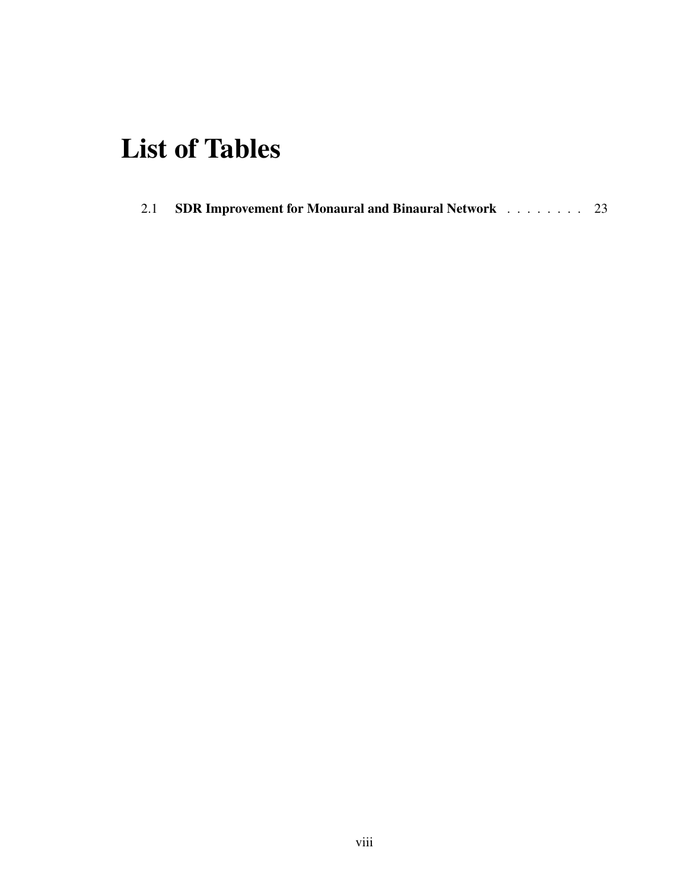# List of Tables

2.1 **SDR Improvement for Monaural and Binaural Network** . . . . . . . . 23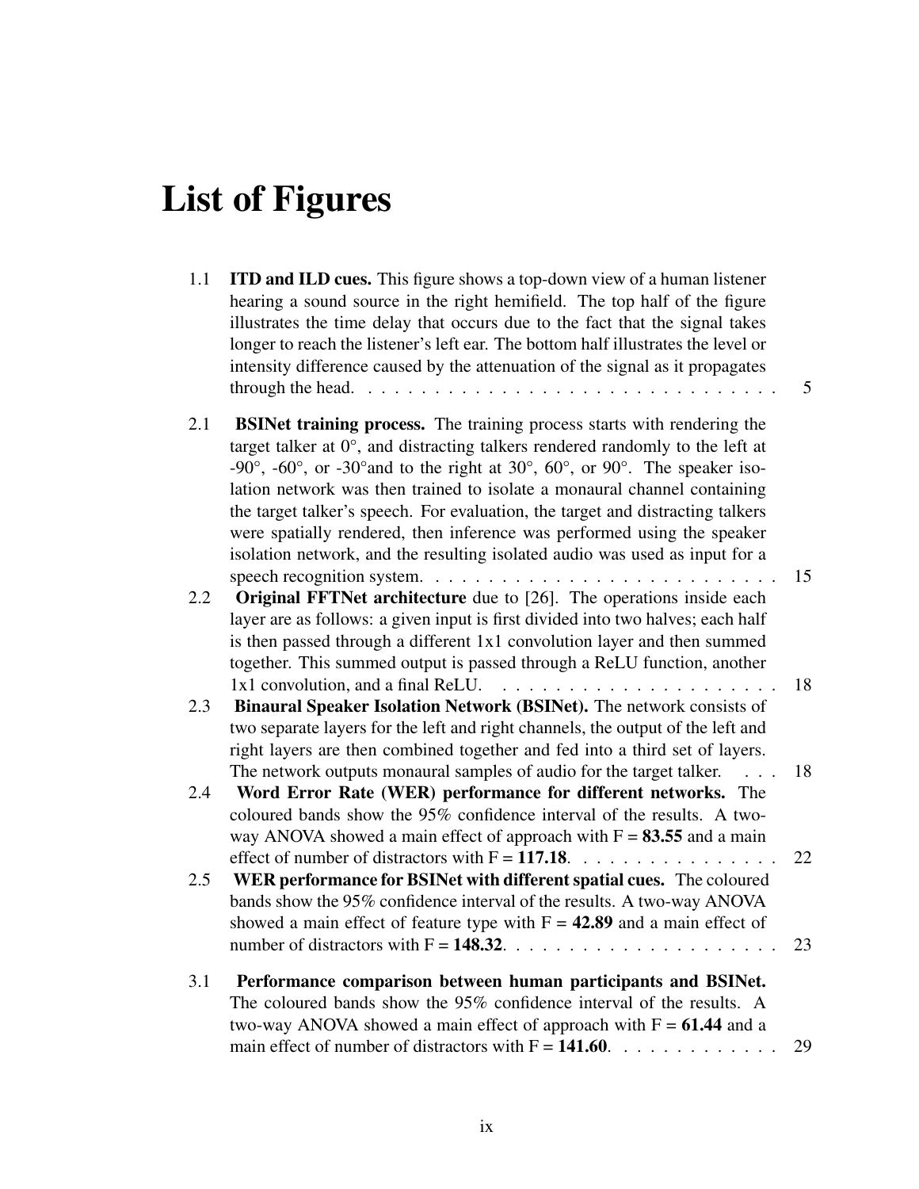# List of Figures

1.1 **ITD and ILD cues.** This figure shows a top-down view of a human listener hearing a sound source in the right hemifield. The top half of the figure illustrates the time delay that occurs due to the fact that the signal takes longer to reach the listener's left ear. The bottom half illustrates the level or intensity difference caused by the attenuation of the signal as it propagates through the head. . . . . . . . . . . . . . . . . . . . . . . . . . . . . . . . 5

2.1 **BSINet training process.** The training process starts with rendering the target talker at 0°, and distracting talkers rendered randomly to the left at -90°, -60°, or -30°and to the right at 30°, 60°, or 90°. The speaker isolation network was then trained to isolate a monaural channel containing the target talker's speech. For evaluation, the target and distracting talkers were spatially rendered, then inference was performed using the speaker isolation network, and the resulting isolated audio was used as input for a speech recognition system. . . . . . . . . . . . . . . . . . . . . . . . . . . 15

2.2 **Original FFTNet architecture** due to [26]. The operations inside each layer are as follows: a given input is first divided into two halves; each half is then passed through a different 1x1 convolution layer and then summed together. This summed output is passed through a ReLU function, another 1x1 convolution, and a final ReLU. . . . . . . . . . . . . . . . . . . . . . 18

2.3 **Binaural Speaker Isolation Network (BSINet).** The network consists of two separate layers for the left and right channels, the output of the left and right layers are then combined together and fed into a third set of layers. The network outputs monaural samples of audio for the target talker. . . . 18

2.4 **Word Error Rate (WER) performance for different networks.** The coloured bands show the 95% confidence interval of the results. A two-way ANOVA showed a main effect of approach with F = **83.55** and a main effect of number of distractors with F = **117.18**. . . . . . . . . . . . . . . . 22

2.5 **WER performance for BSINet with different spatial cues.** The coloured bands show the 95% confidence interval of the results. A two-way ANOVA showed a main effect of feature type with F = **42.89** and a main effect of number of distractors with F = **148.32**. . . . . . . . . . . . . . . . . . . . . 23

3.1 **Performance comparison between human participants and BSINet.** The coloured bands show the 95% confidence interval of the results. A two-way ANOVA showed a main effect of approach with F = **61.44** and a main effect of number of distractors with F = **141.60**. . . . . . . . . . . . . 29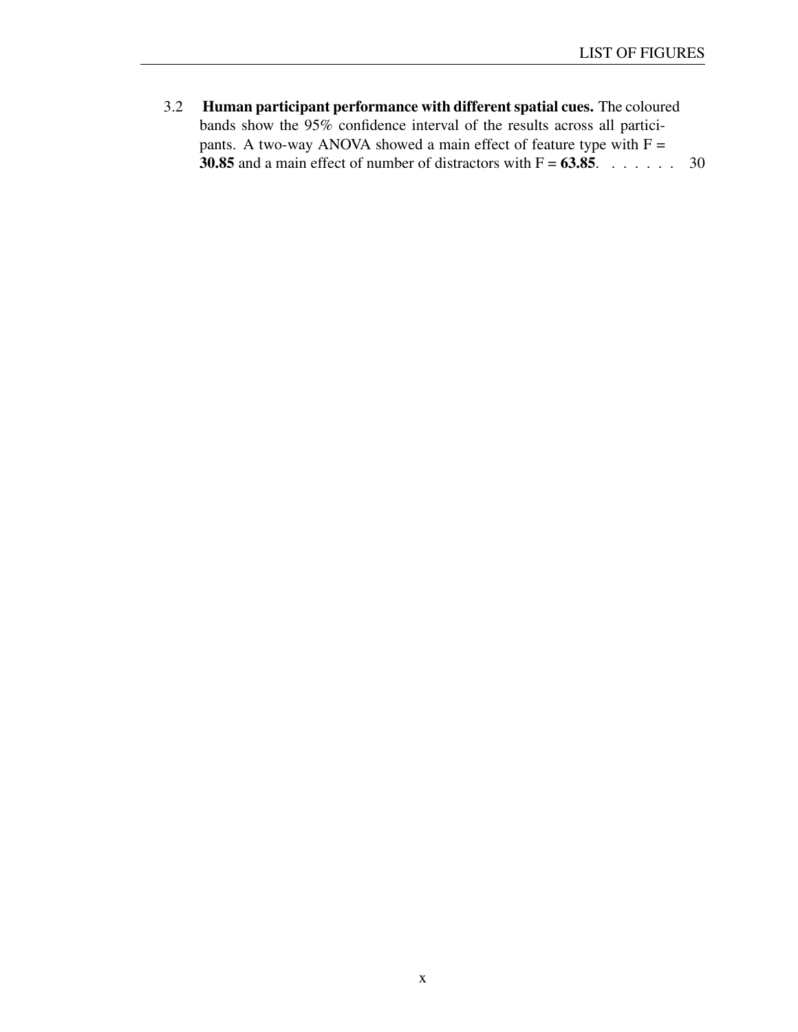3.2 **Human participant performance with different spatial cues.** The coloured bands show the 95% confidence interval of the results across all participants. A two-way ANOVA showed a main effect of feature type with F = **30.85** and a main effect of number of distractors with F = **63.85**. . . . . . . 30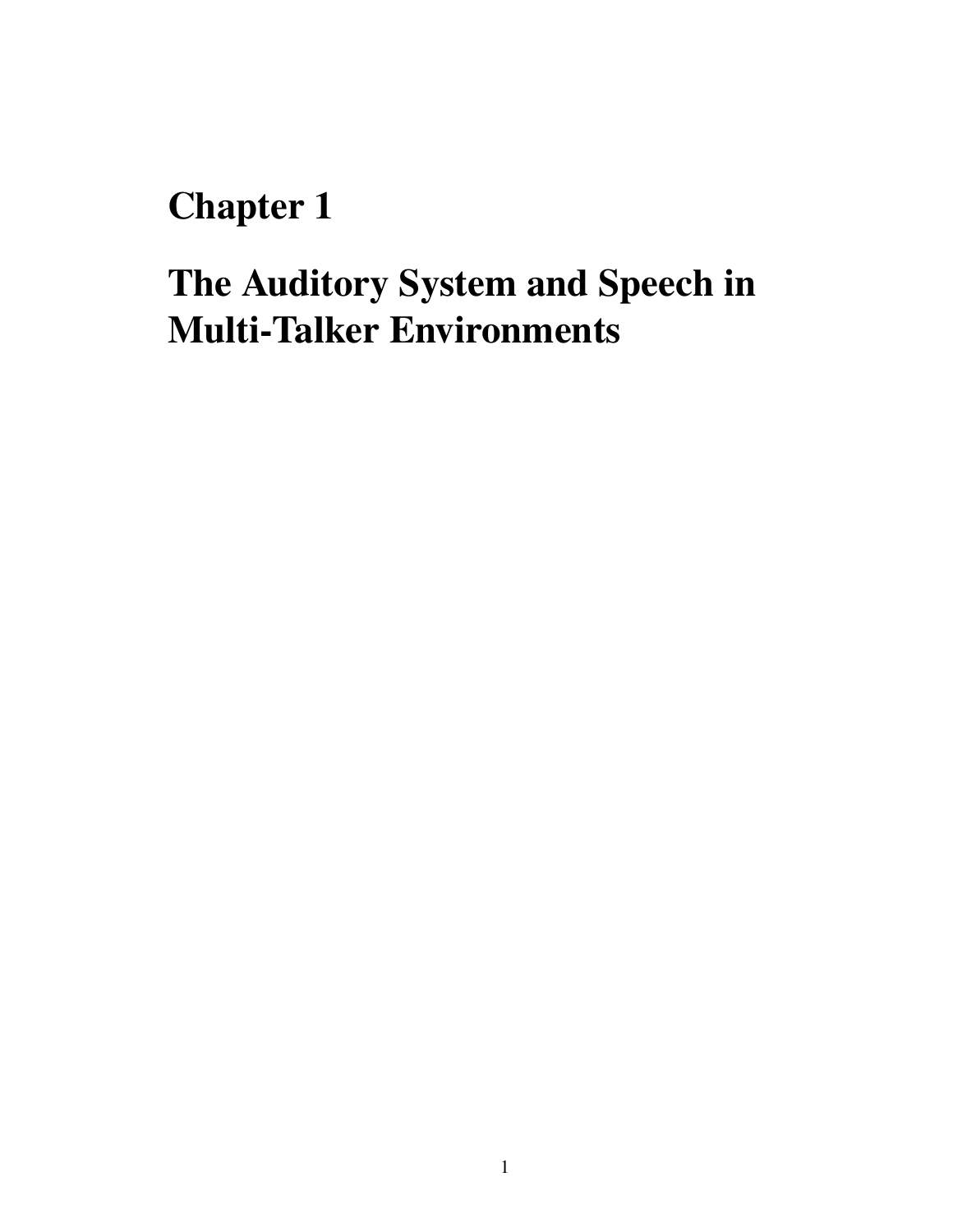# Chapter 1

# The Auditory System and Speech in Multi-Talker Environments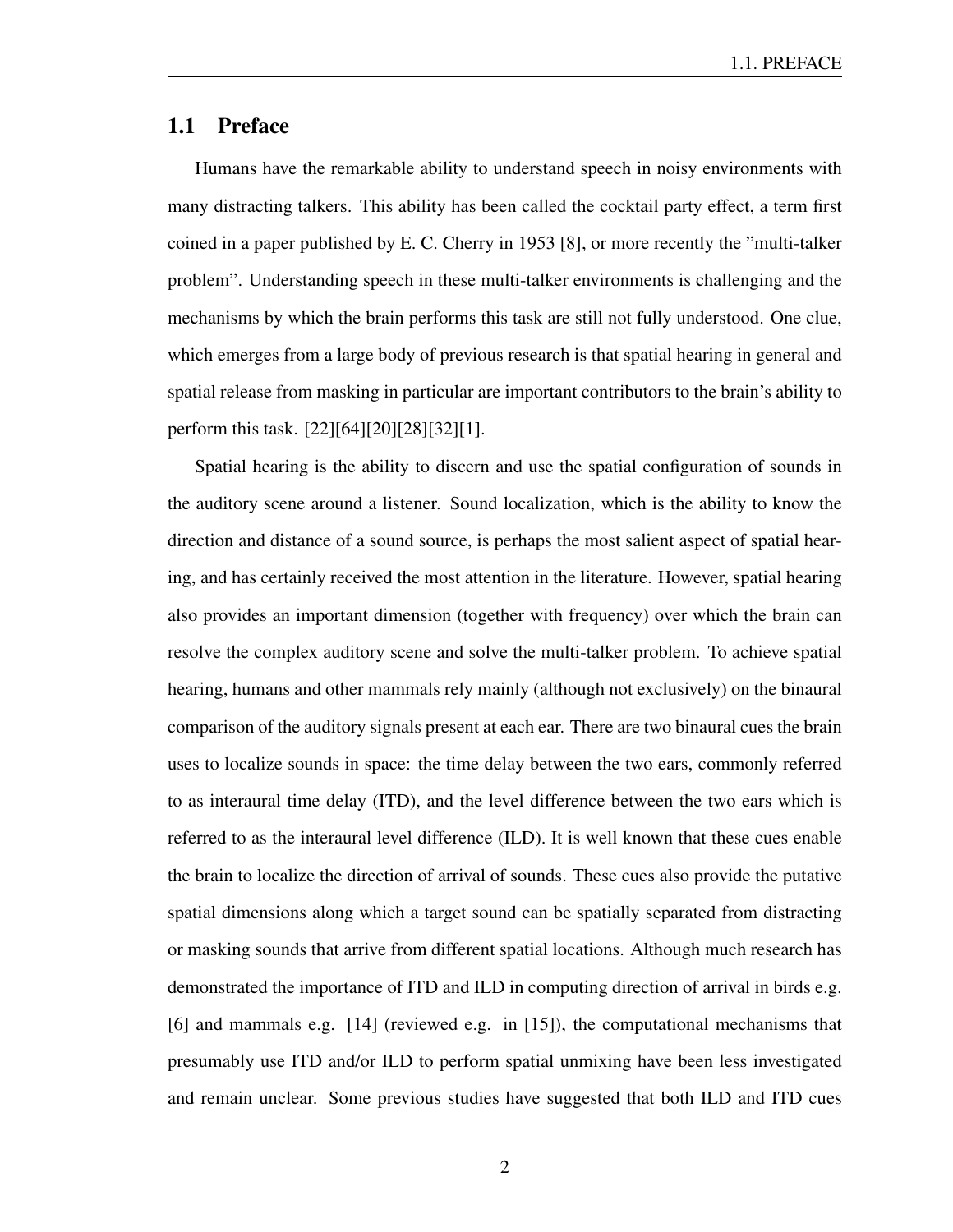## 1.1 Preface

Humans have the remarkable ability to understand speech in noisy environments with many distracting talkers. This ability has been called the cocktail party effect, a term first coined in a paper published by E. C. Cherry in 1953 [8], or more recently the "multi-talker problem". Understanding speech in these multi-talker environments is challenging and the mechanisms by which the brain performs this task are still not fully understood. One clue, which emerges from a large body of previous research is that spatial hearing in general and spatial release from masking in particular are important contributors to the brain's ability to perform this task. [22][64][20][28][32][1].

Spatial hearing is the ability to discern and use the spatial configuration of sounds in the auditory scene around a listener. Sound localization, which is the ability to know the direction and distance of a sound source, is perhaps the most salient aspect of spatial hearing, and has certainly received the most attention in the literature. However, spatial hearing also provides an important dimension (together with frequency) over which the brain can resolve the complex auditory scene and solve the multi-talker problem. To achieve spatial hearing, humans and other mammals rely mainly (although not exclusively) on the binaural comparison of the auditory signals present at each ear. There are two binaural cues the brain uses to localize sounds in space: the time delay between the two ears, commonly referred to as interaural time delay (ITD), and the level difference between the two ears which is referred to as the interaural level difference (ILD). It is well known that these cues enable the brain to localize the direction of arrival of sounds. These cues also provide the putative spatial dimensions along which a target sound can be spatially separated from distracting or masking sounds that arrive from different spatial locations. Although much research has demonstrated the importance of ITD and ILD in computing direction of arrival in birds e.g. [6] and mammals e.g. [14] (reviewed e.g. in [15]), the computational mechanisms that presumably use ITD and/or ILD to perform spatial unmixing have been less investigated and remain unclear. Some previous studies have suggested that both ILD and ITD cues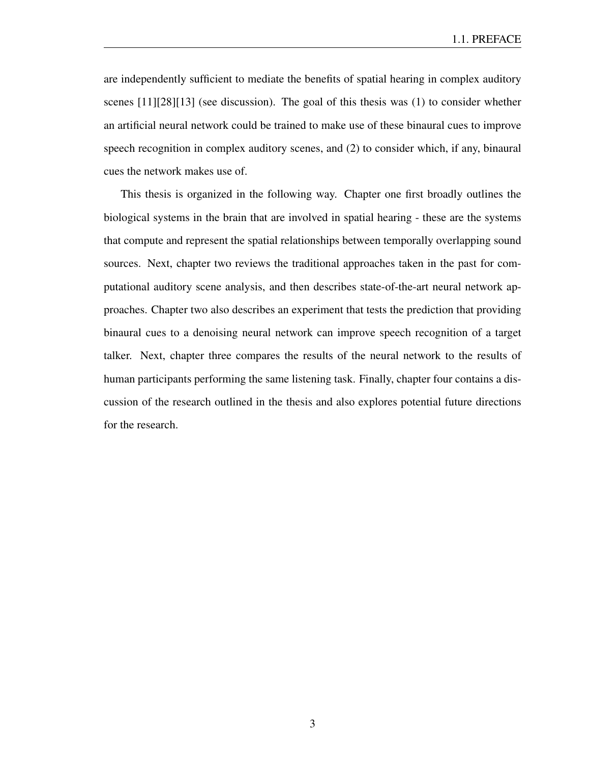are independently sufficient to mediate the benefits of spatial hearing in complex auditory scenes [11][28][13] (see discussion). The goal of this thesis was (1) to consider whether an artificial neural network could be trained to make use of these binaural cues to improve speech recognition in complex auditory scenes, and (2) to consider which, if any, binaural cues the network makes use of.

This thesis is organized in the following way. Chapter one first broadly outlines the biological systems in the brain that are involved in spatial hearing - these are the systems that compute and represent the spatial relationships between temporally overlapping sound sources. Next, chapter two reviews the traditional approaches taken in the past for computational auditory scene analysis, and then describes state-of-the-art neural network approaches. Chapter two also describes an experiment that tests the prediction that providing binaural cues to a denoising neural network can improve speech recognition of a target talker. Next, chapter three compares the results of the neural network to the results of human participants performing the same listening task. Finally, chapter four contains a discussion of the research outlined in the thesis and also explores potential future directions for the research.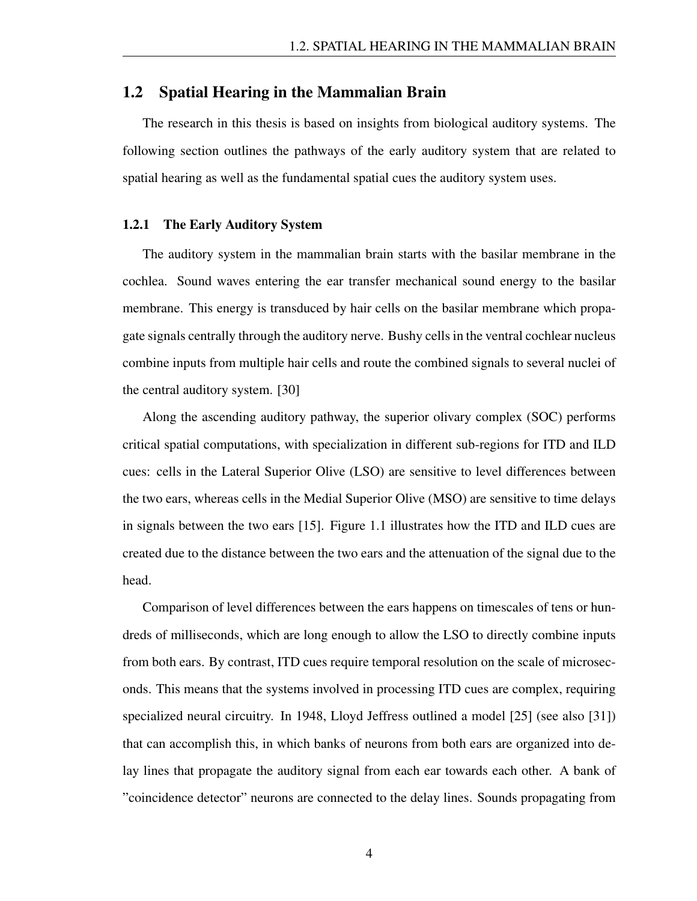## 1.2 Spatial Hearing in the Mammalian Brain

The research in this thesis is based on insights from biological auditory systems. The following section outlines the pathways of the early auditory system that are related to spatial hearing as well as the fundamental spatial cues the auditory system uses.

### 1.2.1 The Early Auditory System

The auditory system in the mammalian brain starts with the basilar membrane in the cochlea. Sound waves entering the ear transfer mechanical sound energy to the basilar membrane. This energy is transduced by hair cells on the basilar membrane which propagate signals centrally through the auditory nerve. Bushy cells in the ventral cochlear nucleus combine inputs from multiple hair cells and route the combined signals to several nuclei of the central auditory system. [30]

Along the ascending auditory pathway, the superior olivary complex (SOC) performs critical spatial computations, with specialization in different sub-regions for ITD and ILD cues: cells in the Lateral Superior Olive (LSO) are sensitive to level differences between the two ears, whereas cells in the Medial Superior Olive (MSO) are sensitive to time delays in signals between the two ears [15]. Figure 1.1 illustrates how the ITD and ILD cues are created due to the distance between the two ears and the attenuation of the signal due to the head.

Comparison of level differences between the ears happens on timescales of tens or hundreds of milliseconds, which are long enough to allow the LSO to directly combine inputs from both ears. By contrast, ITD cues require temporal resolution on the scale of microseconds. This means that the systems involved in processing ITD cues are complex, requiring specialized neural circuitry. In 1948, Lloyd Jeffress outlined a model [25] (see also [31]) that can accomplish this, in which banks of neurons from both ears are organized into delay lines that propagate the auditory signal from each ear towards each other. A bank of "coincidence detector" neurons are connected to the delay lines. Sounds propagating from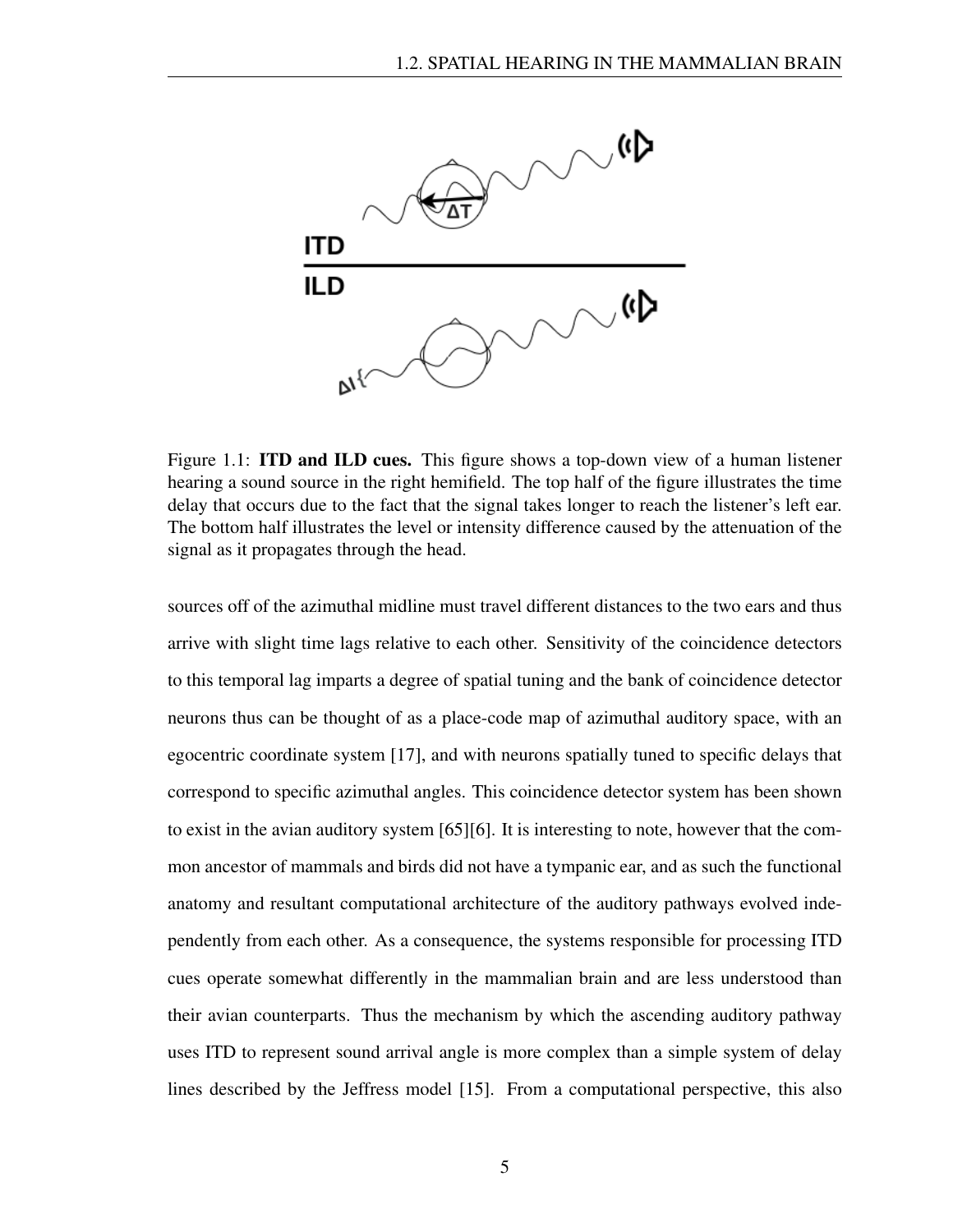Figure 1.1: **ITD and ILD cues.** This figure shows a top-down view of a human listener hearing a sound source in the right hemifield. The top half of the figure illustrates the time delay that occurs due to the fact that the signal takes longer to reach the listener's left ear. The bottom half illustrates the level or intensity difference caused by the attenuation of the signal as it propagates through the head.

sources off of the azimuthal midline must travel different distances to the two ears and thus arrive with slight time lags relative to each other. Sensitivity of the coincidence detectors to this temporal lag imparts a degree of spatial tuning and the bank of coincidence detector neurons thus can be thought of as a place-code map of azimuthal auditory space, with an egocentric coordinate system [17], and with neurons spatially tuned to specific delays that correspond to specific azimuthal angles. This coincidence detector system has been shown to exist in the avian auditory system [65][6]. It is interesting to note, however that the common ancestor of mammals and birds did not have a tympanic ear, and as such the functional anatomy and resultant computational architecture of the auditory pathways evolved independently from each other. As a consequence, the systems responsible for processing ITD cues operate somewhat differently in the mammalian brain and are less understood than their avian counterparts. Thus the mechanism by which the ascending auditory pathway uses ITD to represent sound arrival angle is more complex than a simple system of delay lines described by the Jeffress model [15]. From a computational perspective, this also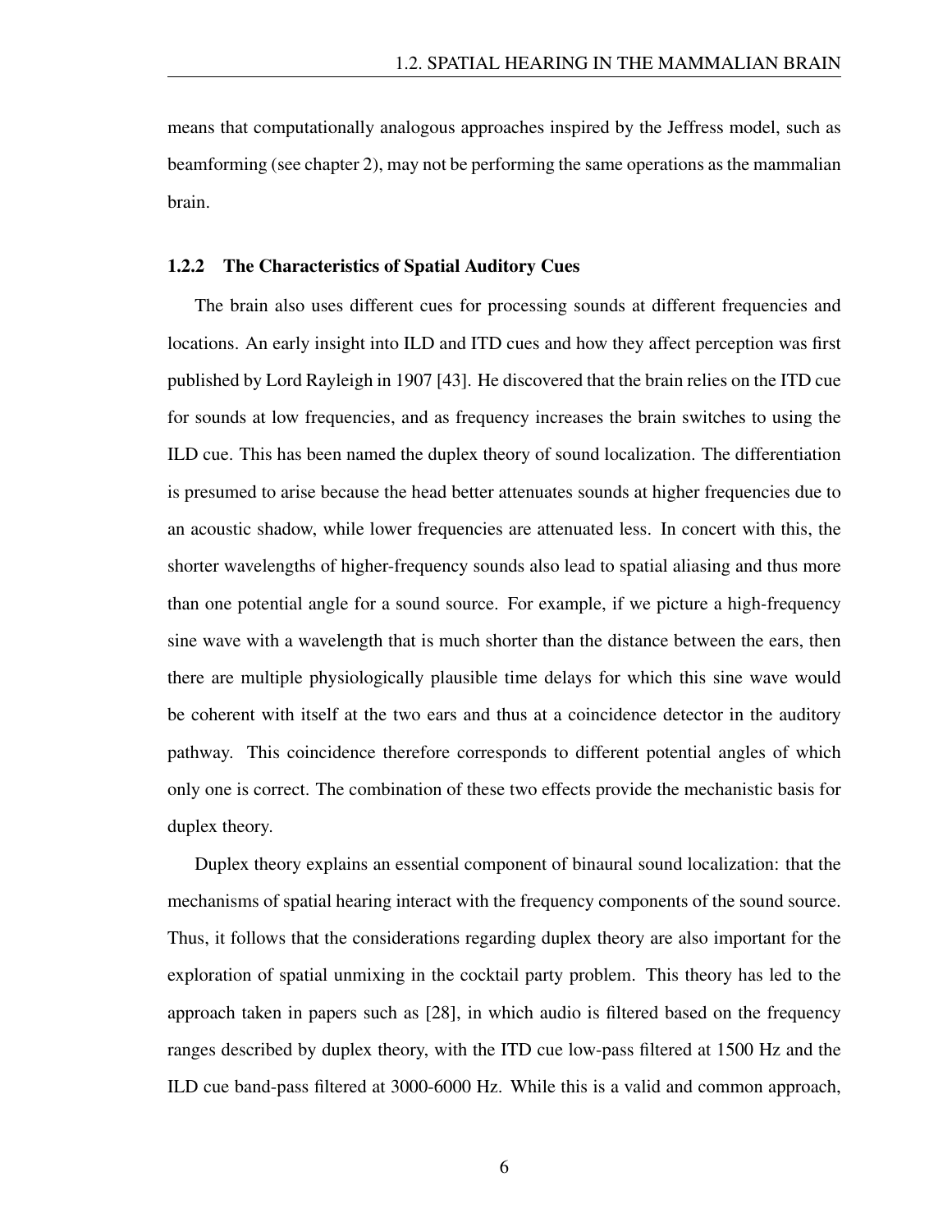means that computationally analogous approaches inspired by the Jeffress model, such as beamforming (see chapter 2), may not be performing the same operations as the mammalian brain.

### 1.2.2 The Characteristics of Spatial Auditory Cues

The brain also uses different cues for processing sounds at different frequencies and locations. An early insight into ILD and ITD cues and how they affect perception was first published by Lord Rayleigh in 1907 [43]. He discovered that the brain relies on the ITD cue for sounds at low frequencies, and as frequency increases the brain switches to using the ILD cue. This has been named the duplex theory of sound localization. The differentiation is presumed to arise because the head better attenuates sounds at higher frequencies due to an acoustic shadow, while lower frequencies are attenuated less. In concert with this, the shorter wavelengths of higher-frequency sounds also lead to spatial aliasing and thus more than one potential angle for a sound source. For example, if we picture a high-frequency sine wave with a wavelength that is much shorter than the distance between the ears, then there are multiple physiologically plausible time delays for which this sine wave would be coherent with itself at the two ears and thus at a coincidence detector in the auditory pathway. This coincidence therefore corresponds to different potential angles of which only one is correct. The combination of these two effects provide the mechanistic basis for duplex theory.

Duplex theory explains an essential component of binaural sound localization: that the mechanisms of spatial hearing interact with the frequency components of the sound source. Thus, it follows that the considerations regarding duplex theory are also important for the exploration of spatial unmixing in the cocktail party problem. This theory has led to the approach taken in papers such as [28], in which audio is filtered based on the frequency ranges described by duplex theory, with the ITD cue low-pass filtered at 1500 Hz and the ILD cue band-pass filtered at 3000-6000 Hz. While this is a valid and common approach,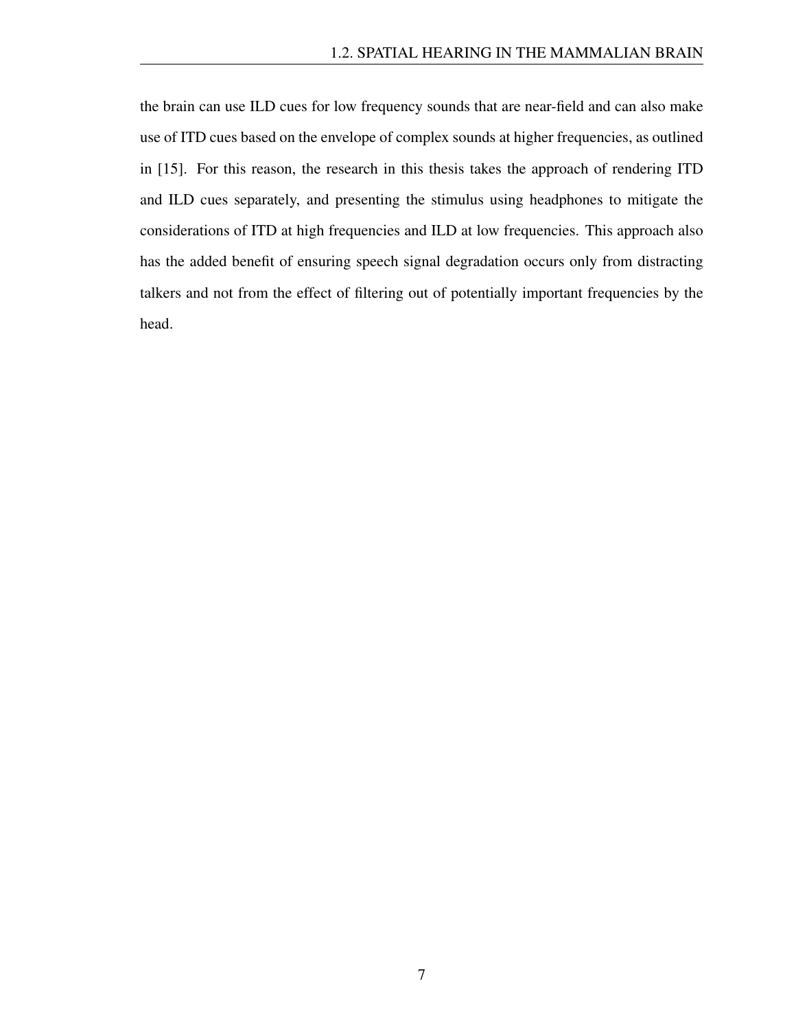the brain can use ILD cues for low frequency sounds that are near-field and can also make use of ITD cues based on the envelope of complex sounds at higher frequencies, as outlined in [15]. For this reason, the research in this thesis takes the approach of rendering ITD and ILD cues separately, and presenting the stimulus using headphones to mitigate the considerations of ITD at high frequencies and ILD at low frequencies. This approach also has the added benefit of ensuring speech signal degradation occurs only from distracting talkers and not from the effect of filtering out of potentially important frequencies by the head.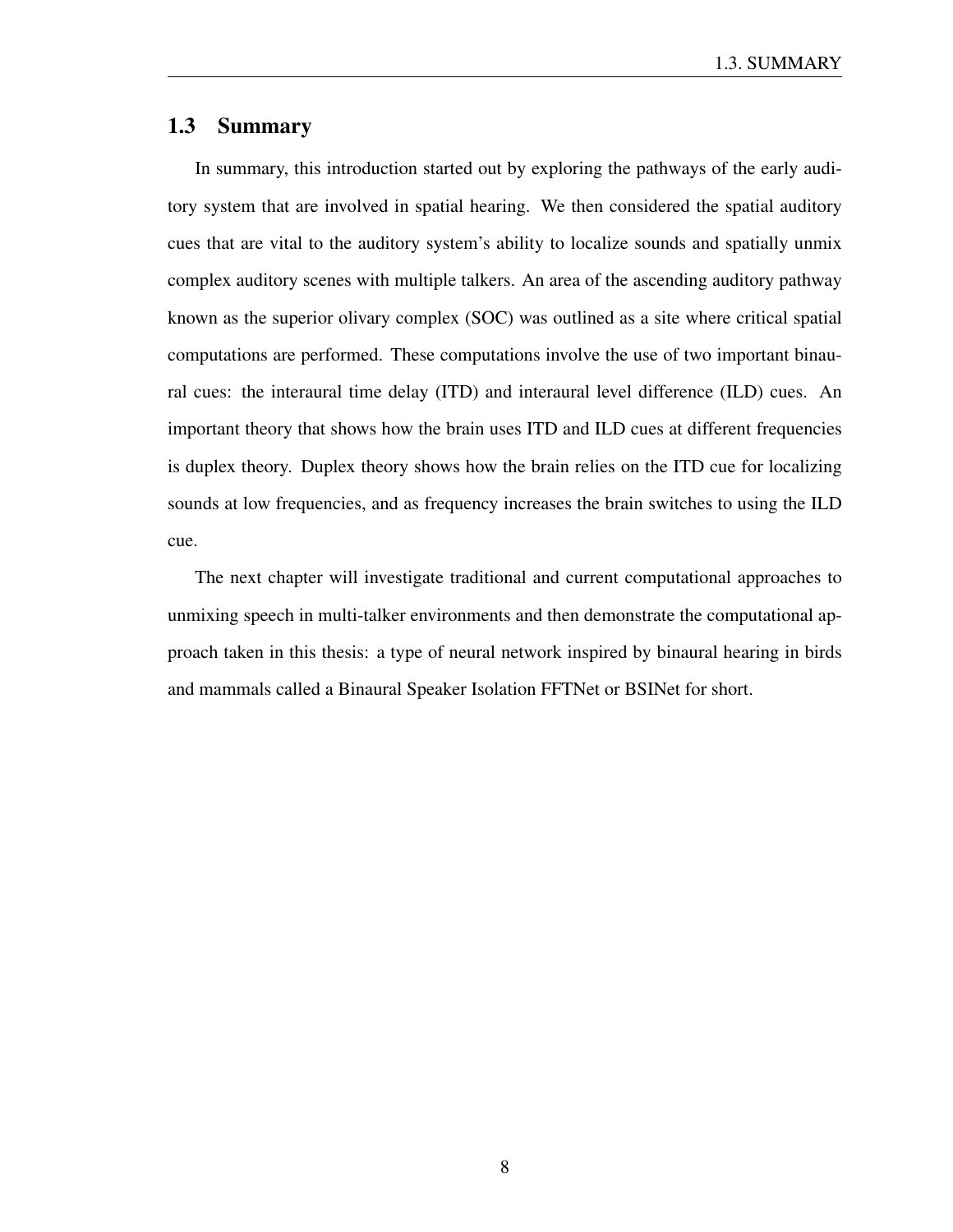## 1.3 Summary

In summary, this introduction started out by exploring the pathways of the early auditory system that are involved in spatial hearing. We then considered the spatial auditory cues that are vital to the auditory system's ability to localize sounds and spatially unmix complex auditory scenes with multiple talkers. An area of the ascending auditory pathway known as the superior olivary complex (SOC) was outlined as a site where critical spatial computations are performed. These computations involve the use of two important binaural cues: the interaural time delay (ITD) and interaural level difference (ILD) cues. An important theory that shows how the brain uses ITD and ILD cues at different frequencies is duplex theory. Duplex theory shows how the brain relies on the ITD cue for localizing sounds at low frequencies, and as frequency increases the brain switches to using the ILD cue.

The next chapter will investigate traditional and current computational approaches to unmixing speech in multi-talker environments and then demonstrate the computational approach taken in this thesis: a type of neural network inspired by binaural hearing in birds and mammals called a Binaural Speaker Isolation FFTNet or BSINet for short.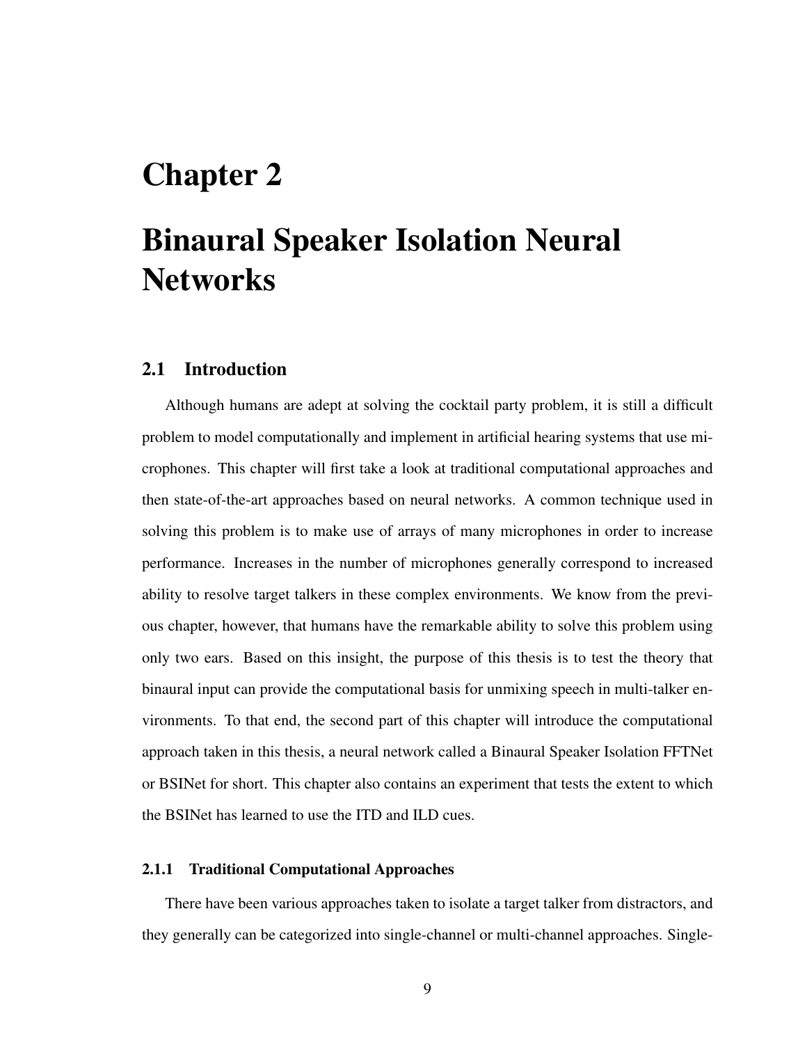# Chapter 2

# Binaural Speaker Isolation Neural Networks

## 2.1 Introduction

Although humans are adept at solving the cocktail party problem, it is still a difficult problem to model computationally and implement in artificial hearing systems that use microphones. This chapter will first take a look at traditional computational approaches and then state-of-the-art approaches based on neural networks. A common technique used in solving this problem is to make use of arrays of many microphones in order to increase performance. Increases in the number of microphones generally correspond to increased ability to resolve target talkers in these complex environments. We know from the previous chapter, however, that humans have the remarkable ability to solve this problem using only two ears. Based on this insight, the purpose of this thesis is to test the theory that binaural input can provide the computational basis for unmixing speech in multi-talker environments. To that end, the second part of this chapter will introduce the computational approach taken in this thesis, a neural network called a Binaural Speaker Isolation FFTNet or BSINet for short. This chapter also contains an experiment that tests the extent to which the BSINet has learned to use the ITD and ILD cues.

### 2.1.1 Traditional Computational Approaches

There have been various approaches taken to isolate a target talker from distractors, and they generally can be categorized into single-channel or multi-channel approaches. Single-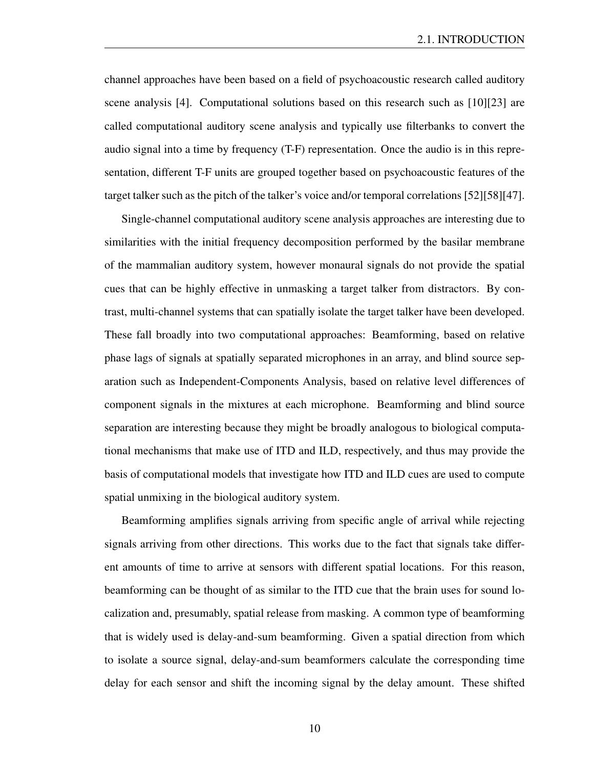channel approaches have been based on a field of psychoacoustic research called auditory scene analysis [4]. Computational solutions based on this research such as [10][23] are called computational auditory scene analysis and typically use filterbanks to convert the audio signal into a time by frequency (T-F) representation. Once the audio is in this representation, different T-F units are grouped together based on psychoacoustic features of the target talker such as the pitch of the talker's voice and/or temporal correlations [52][58][47].

Single-channel computational auditory scene analysis approaches are interesting due to similarities with the initial frequency decomposition performed by the basilar membrane of the mammalian auditory system, however monaural signals do not provide the spatial cues that can be highly effective in unmasking a target talker from distractors. By contrast, multi-channel systems that can spatially isolate the target talker have been developed. These fall broadly into two computational approaches: Beamforming, based on relative phase lags of signals at spatially separated microphones in an array, and blind source separation such as Independent-Components Analysis, based on relative level differences of component signals in the mixtures at each microphone. Beamforming and blind source separation are interesting because they might be broadly analogous to biological computational mechanisms that make use of ITD and ILD, respectively, and thus may provide the basis of computational models that investigate how ITD and ILD cues are used to compute spatial unmixing in the biological auditory system.

Beamforming amplifies signals arriving from specific angle of arrival while rejecting signals arriving from other directions. This works due to the fact that signals take different amounts of time to arrive at sensors with different spatial locations. For this reason, beamforming can be thought of as similar to the ITD cue that the brain uses for sound localization and, presumably, spatial release from masking. A common type of beamforming that is widely used is delay-and-sum beamforming. Given a spatial direction from which to isolate a source signal, delay-and-sum beamformers calculate the corresponding time delay for each sensor and shift the incoming signal by the delay amount. These shifted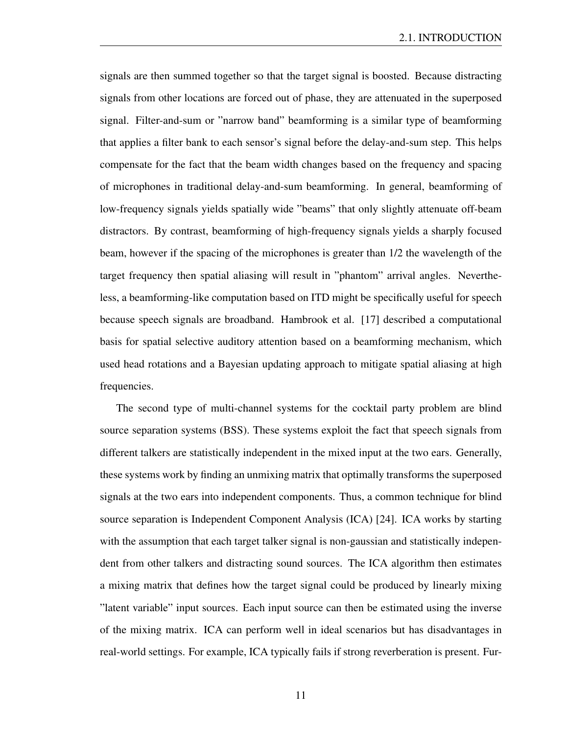signals are then summed together so that the target signal is boosted. Because distracting signals from other locations are forced out of phase, they are attenuated in the superposed signal. Filter-and-sum or "narrow band" beamforming is a similar type of beamforming that applies a filter bank to each sensor's signal before the delay-and-sum step. This helps compensate for the fact that the beam width changes based on the frequency and spacing of microphones in traditional delay-and-sum beamforming. In general, beamforming of low-frequency signals yields spatially wide "beams" that only slightly attenuate off-beam distractors. By contrast, beamforming of high-frequency signals yields a sharply focused beam, however if the spacing of the microphones is greater than 1/2 the wavelength of the target frequency then spatial aliasing will result in "phantom" arrival angles. Nevertheless, a beamforming-like computation based on ITD might be specifically useful for speech because speech signals are broadband. Hambrook et al. [17] described a computational basis for spatial selective auditory attention based on a beamforming mechanism, which used head rotations and a Bayesian updating approach to mitigate spatial aliasing at high frequencies.

The second type of multi-channel systems for the cocktail party problem are blind source separation systems (BSS). These systems exploit the fact that speech signals from different talkers are statistically independent in the mixed input at the two ears. Generally, these systems work by finding an unmixing matrix that optimally transforms the superposed signals at the two ears into independent components. Thus, a common technique for blind source separation is Independent Component Analysis (ICA) [24]. ICA works by starting with the assumption that each target talker signal is non-gaussian and statistically independent from other talkers and distracting sound sources. The ICA algorithm then estimates a mixing matrix that defines how the target signal could be produced by linearly mixing "latent variable" input sources. Each input source can then be estimated using the inverse of the mixing matrix. ICA can perform well in ideal scenarios but has disadvantages in real-world settings. For example, ICA typically fails if strong reverberation is present. Fur-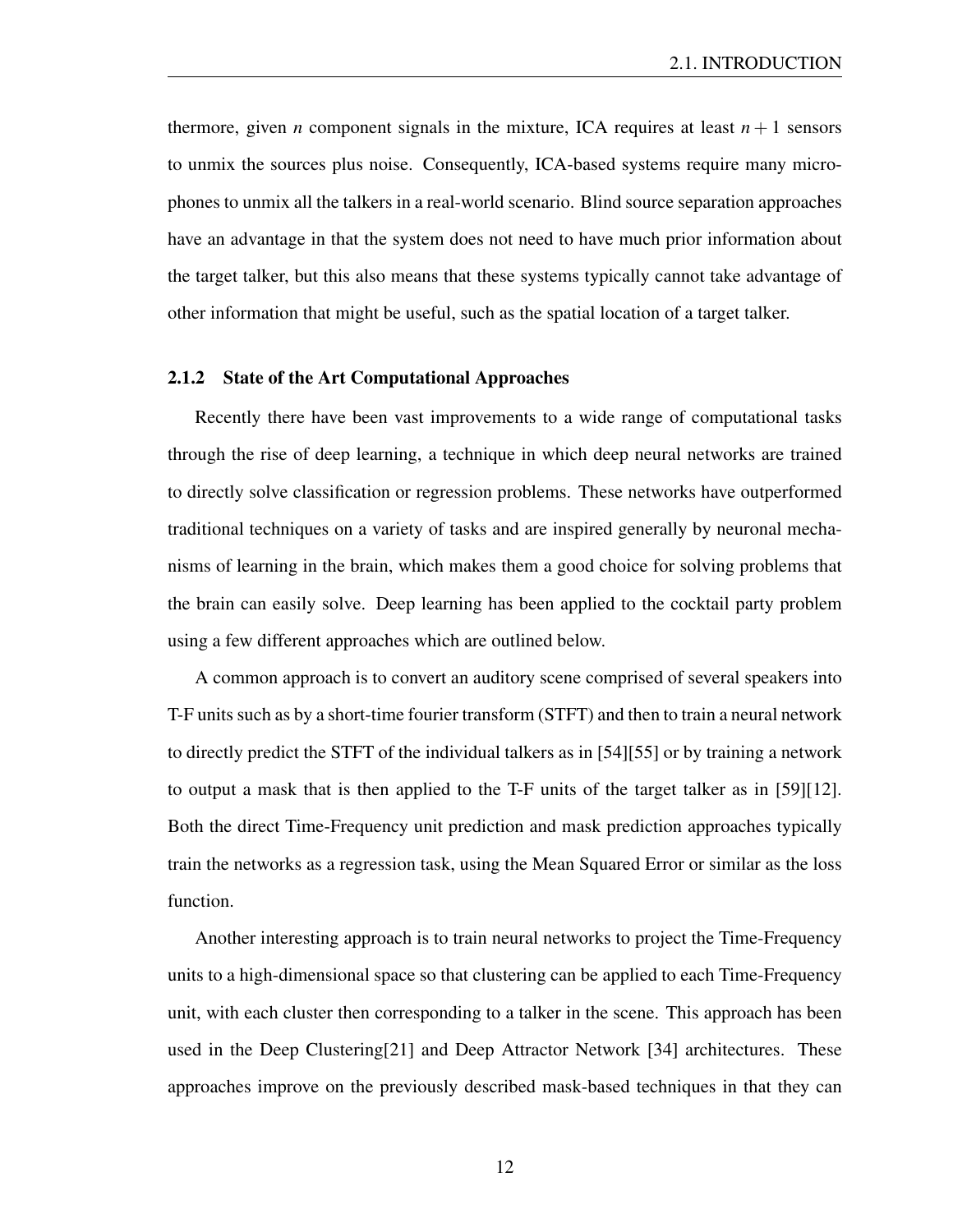thermore, given $n$ component signals in the mixture, ICA requires at least $n+1$ sensors to unmix the sources plus noise. Consequently, ICA-based systems require many microphones to unmix all the talkers in a real-world scenario. Blind source separation approaches have an advantage in that the system does not need to have much prior information about the target talker, but this also means that these systems typically cannot take advantage of other information that might be useful, such as the spatial location of a target talker.

### 2.1.2 State of the Art Computational Approaches

Recently there have been vast improvements to a wide range of computational tasks through the rise of deep learning, a technique in which deep neural networks are trained to directly solve classification or regression problems. These networks have outperformed traditional techniques on a variety of tasks and are inspired generally by neuronal mechanisms of learning in the brain, which makes them a good choice for solving problems that the brain can easily solve. Deep learning has been applied to the cocktail party problem using a few different approaches which are outlined below.

A common approach is to convert an auditory scene comprised of several speakers into T-F units such as by a short-time fourier transform (STFT) and then to train a neural network to directly predict the STFT of the individual talkers as in [54][55] or by training a network to output a mask that is then applied to the T-F units of the target talker as in [59][12]. Both the direct Time-Frequency unit prediction and mask prediction approaches typically train the networks as a regression task, using the Mean Squared Error or similar as the loss function.

Another interesting approach is to train neural networks to project the Time-Frequency units to a high-dimensional space so that clustering can be applied to each Time-Frequency unit, with each cluster then corresponding to a talker in the scene. This approach has been used in the Deep Clustering[21] and Deep Attractor Network [34] architectures. These approaches improve on the previously described mask-based techniques in that they can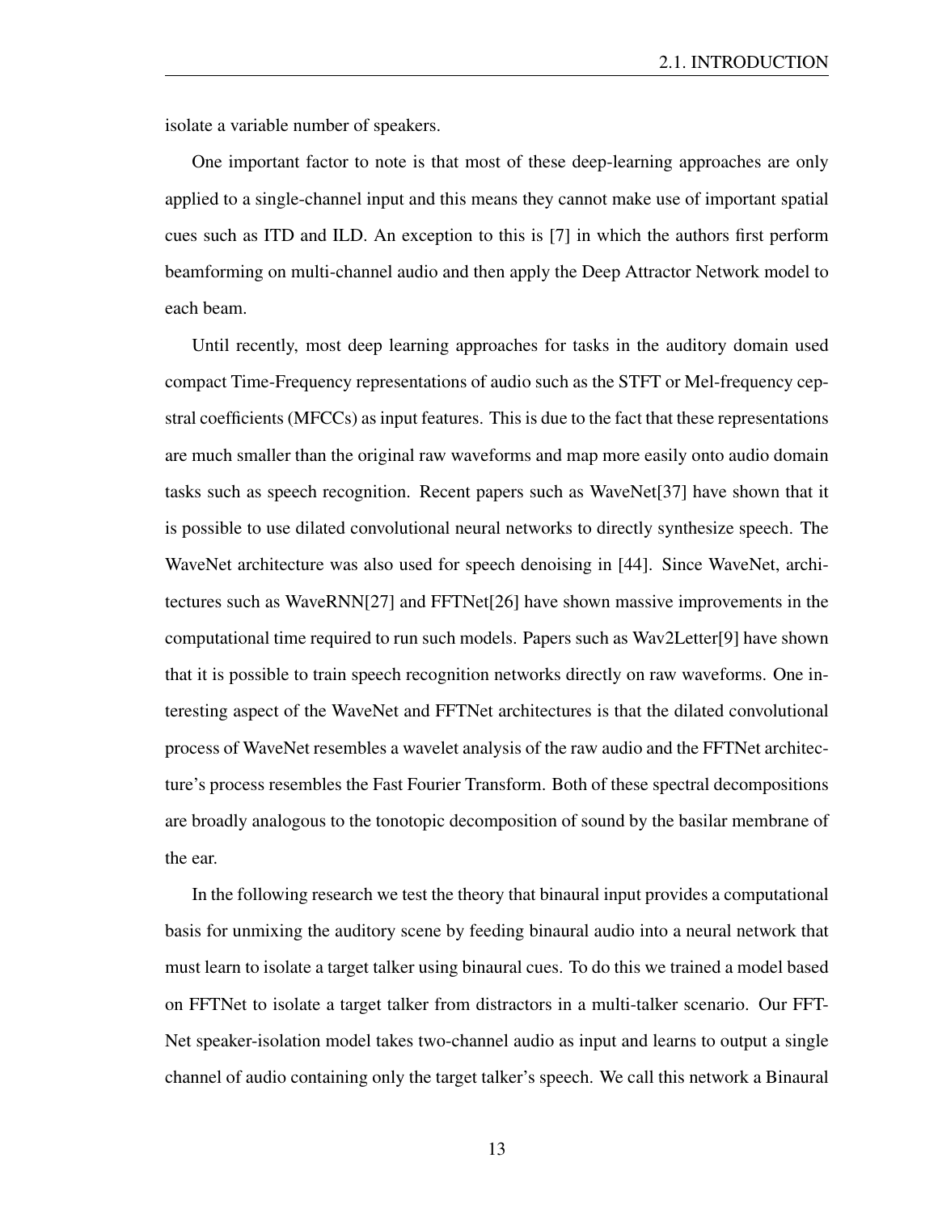isolate a variable number of speakers.

One important factor to note is that most of these deep-learning approaches are only applied to a single-channel input and this means they cannot make use of important spatial cues such as ITD and ILD. An exception to this is [7] in which the authors first perform beamforming on multi-channel audio and then apply the Deep Attractor Network model to each beam.

Until recently, most deep learning approaches for tasks in the auditory domain used compact Time-Frequency representations of audio such as the STFT or Mel-frequency cepstral coefficients (MFCCs) as input features. This is due to the fact that these representations are much smaller than the original raw waveforms and map more easily onto audio domain tasks such as speech recognition. Recent papers such as WaveNet[37] have shown that it is possible to use dilated convolutional neural networks to directly synthesize speech. The WaveNet architecture was also used for speech denoising in [44]. Since WaveNet, architectures such as WaveRNN[27] and FFTNet[26] have shown massive improvements in the computational time required to run such models. Papers such as Wav2Letter[9] have shown that it is possible to train speech recognition networks directly on raw waveforms. One interesting aspect of the WaveNet and FFTNet architectures is that the dilated convolutional process of WaveNet resembles a wavelet analysis of the raw audio and the FFTNet architecture's process resembles the Fast Fourier Transform. Both of these spectral decompositions are broadly analogous to the tonotopic decomposition of sound by the basilar membrane of the ear.

In the following research we test the theory that binaural input provides a computational basis for unmixing the auditory scene by feeding binaural audio into a neural network that must learn to isolate a target talker using binaural cues. To do this we trained a model based on FFTNet to isolate a target talker from distractors in a multi-talker scenario. Our FFTNet speaker-isolation model takes two-channel audio as input and learns to output a single channel of audio containing only the target talker's speech. We call this network a Binaural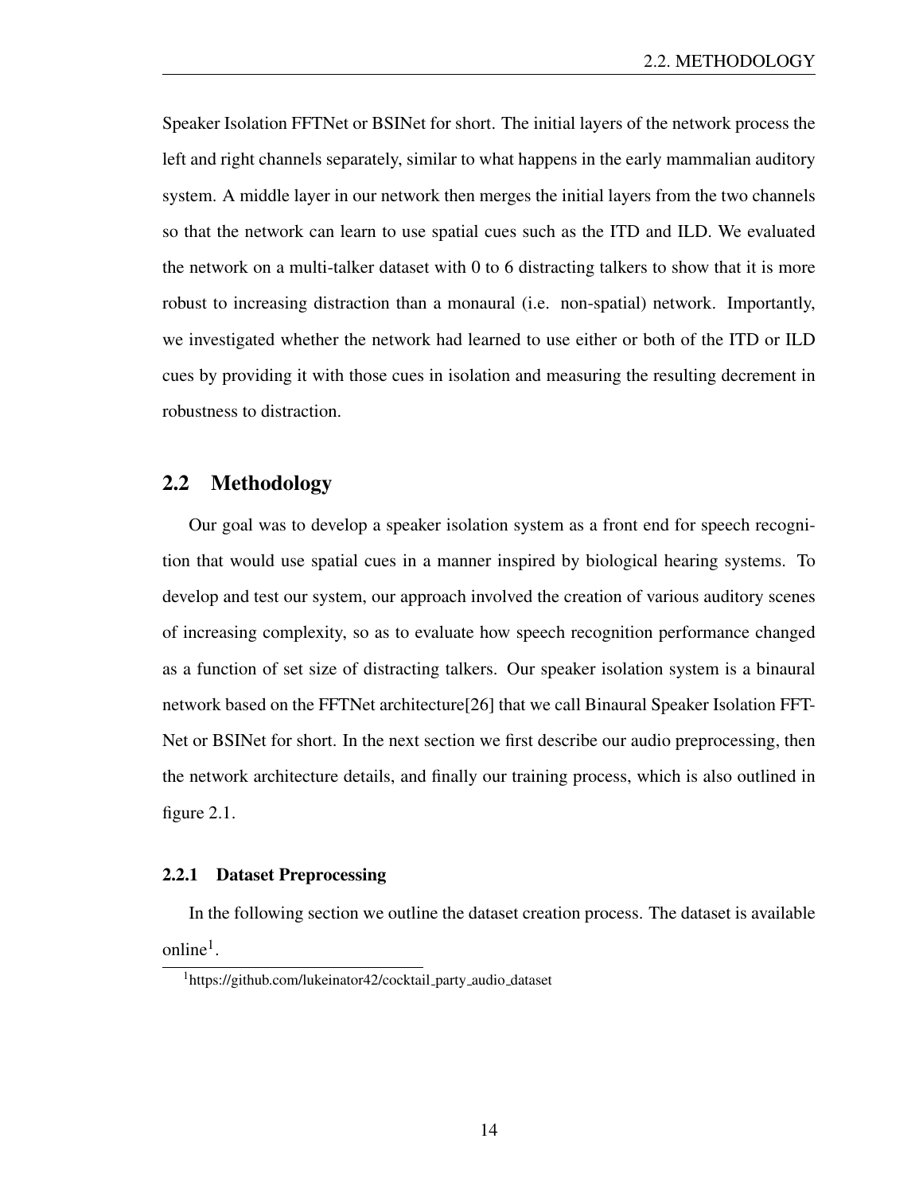Speaker Isolation FFTNet or BSINet for short. The initial layers of the network process the left and right channels separately, similar to what happens in the early mammalian auditory system. A middle layer in our network then merges the initial layers from the two channels so that the network can learn to use spatial cues such as the ITD and ILD. We evaluated the network on a multi-talker dataset with 0 to 6 distracting talkers to show that it is more robust to increasing distraction than a monaural (i.e. non-spatial) network. Importantly, we investigated whether the network had learned to use either or both of the ITD or ILD cues by providing it with those cues in isolation and measuring the resulting decrement in robustness to distraction.

## 2.2 Methodology

Our goal was to develop a speaker isolation system as a front end for speech recognition that would use spatial cues in a manner inspired by biological hearing systems. To develop and test our system, our approach involved the creation of various auditory scenes of increasing complexity, so as to evaluate how speech recognition performance changed as a function of set size of distracting talkers. Our speaker isolation system is a binaural network based on the FFTNet architecture[26] that we call Binaural Speaker Isolation FFTNet or BSINet for short. In the next section we first describe our audio preprocessing, then the network architecture details, and finally our training process, which is also outlined in figure 2.1.

### 2.2.1 Dataset Preprocessing

In the following section we outline the dataset creation process. The dataset is available online[1].

[1] https://github.com/lukeinator42/cocktail_party_audio_dataset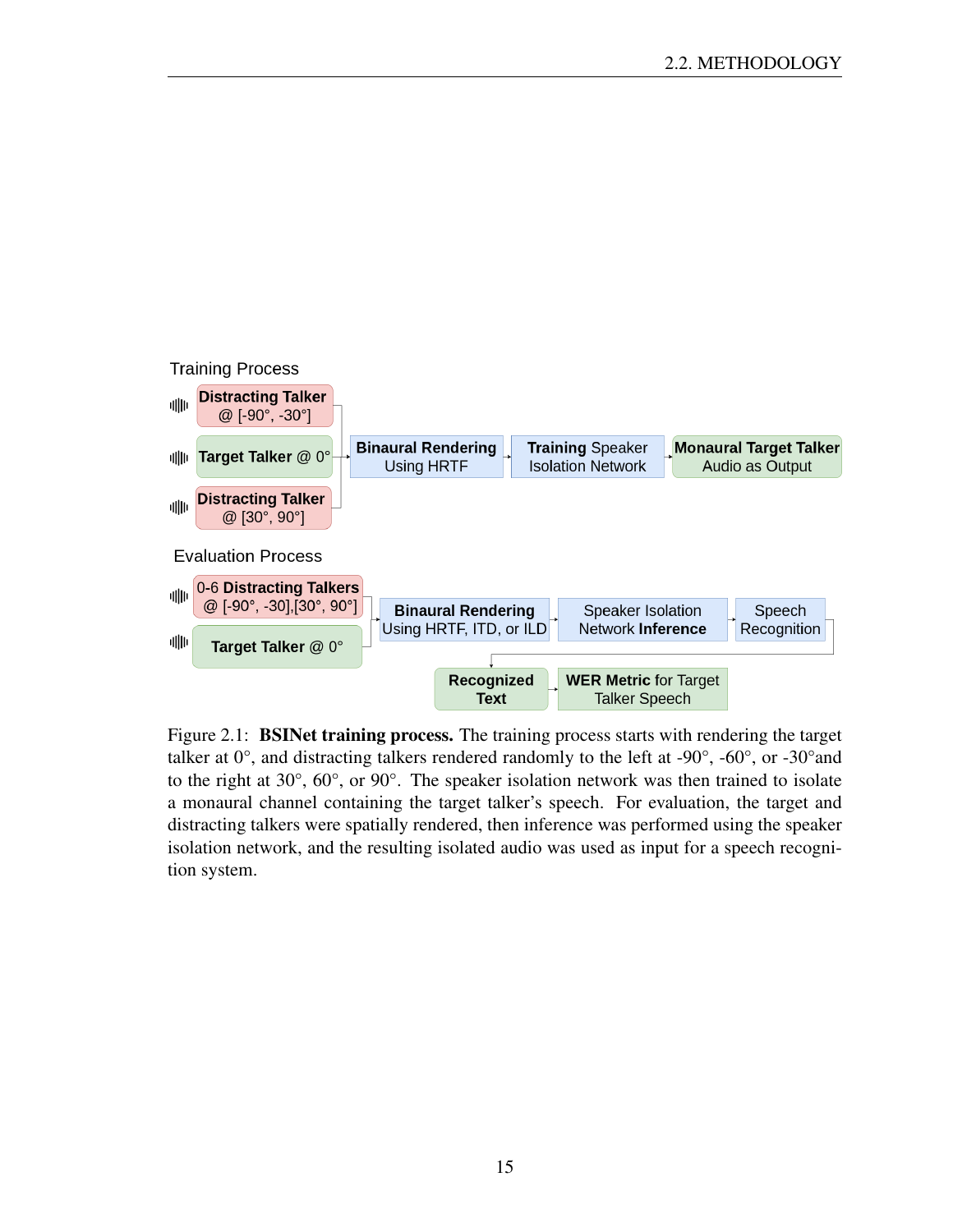Training Process

Distracting Talker @ [-90°, -30°]

Target Talker @ 0°

Distracting Talker @ [30°, 90°]

Binaural Rendering Using HRTF

Training Speaker Isolation Network

Monaural Target Talker Audio as Output

Evaluation Process

0-6 Distracting Talkers @ [-90°, -30],[30°, 90°]

Target Talker @ 0°

Binaural Rendering Using HRTF, ITD, or ILD

Speaker Isolation Network Inference

Speech Recognition

Recognized Text

WER Metric for Target Talker Speech

Figure 2.1: **BSINet training process.** The training process starts with rendering the target talker at 0°, and distracting talkers rendered randomly to the left at -90°, -60°, or -30°and to the right at 30°, 60°, or 90°. The speaker isolation network was then trained to isolate a monaural channel containing the target talker's speech. For evaluation, the target and distracting talkers were spatially rendered, then inference was performed using the speaker isolation network, and the resulting isolated audio was used as input for a speech recognition system.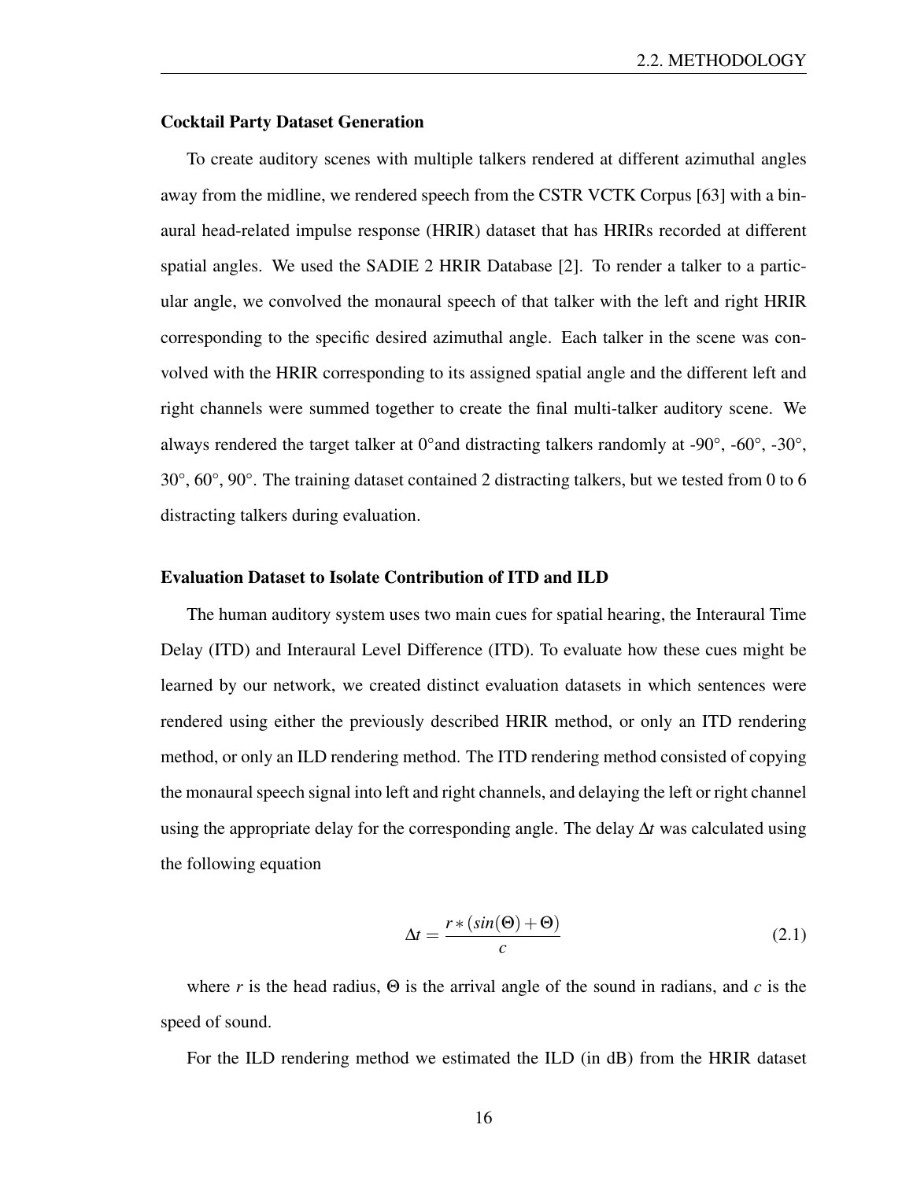### Cocktail Party Dataset Generation

To create auditory scenes with multiple talkers rendered at different azimuthal angles away from the midline, we rendered speech from the CSTR VCTK Corpus [63] with a binaural head-related impulse response (HRIR) dataset that has HRIRs recorded at different spatial angles. We used the SADIE 2 HRIR Database [2]. To render a talker to a particular angle, we convolved the monaural speech of that talker with the left and right HRIR corresponding to the specific desired azimuthal angle. Each talker in the scene was convolved with the HRIR corresponding to its assigned spatial angle and the different left and right channels were summed together to create the final multi-talker auditory scene. We always rendered the target talker at 0°and distracting talkers randomly at -90°, -60°, -30°, 30°, 60°, 90°. The training dataset contained 2 distracting talkers, but we tested from 0 to 6 distracting talkers during evaluation.

### Evaluation Dataset to Isolate Contribution of ITD and ILD

The human auditory system uses two main cues for spatial hearing, the Interaural Time Delay (ITD) and Interaural Level Difference (ITD). To evaluate how these cues might be learned by our network, we created distinct evaluation datasets in which sentences were rendered using either the previously described HRIR method, or only an ITD rendering method, or only an ILD rendering method. The ITD rendering method consisted of copying the monaural speech signal into left and right channels, and delaying the left or right channel using the appropriate delay for the corresponding angle. The delay $\Delta t$ was calculated using the following equation

$$\Delta t = \frac{r * (sin(\Theta) + \Theta)}{c} \tag{2.1}$$

where $r$ is the head radius, $\Theta$ is the arrival angle of the sound in radians, and $c$ is the speed of sound.

For the ILD rendering method we estimated the ILD (in dB) from the HRIR dataset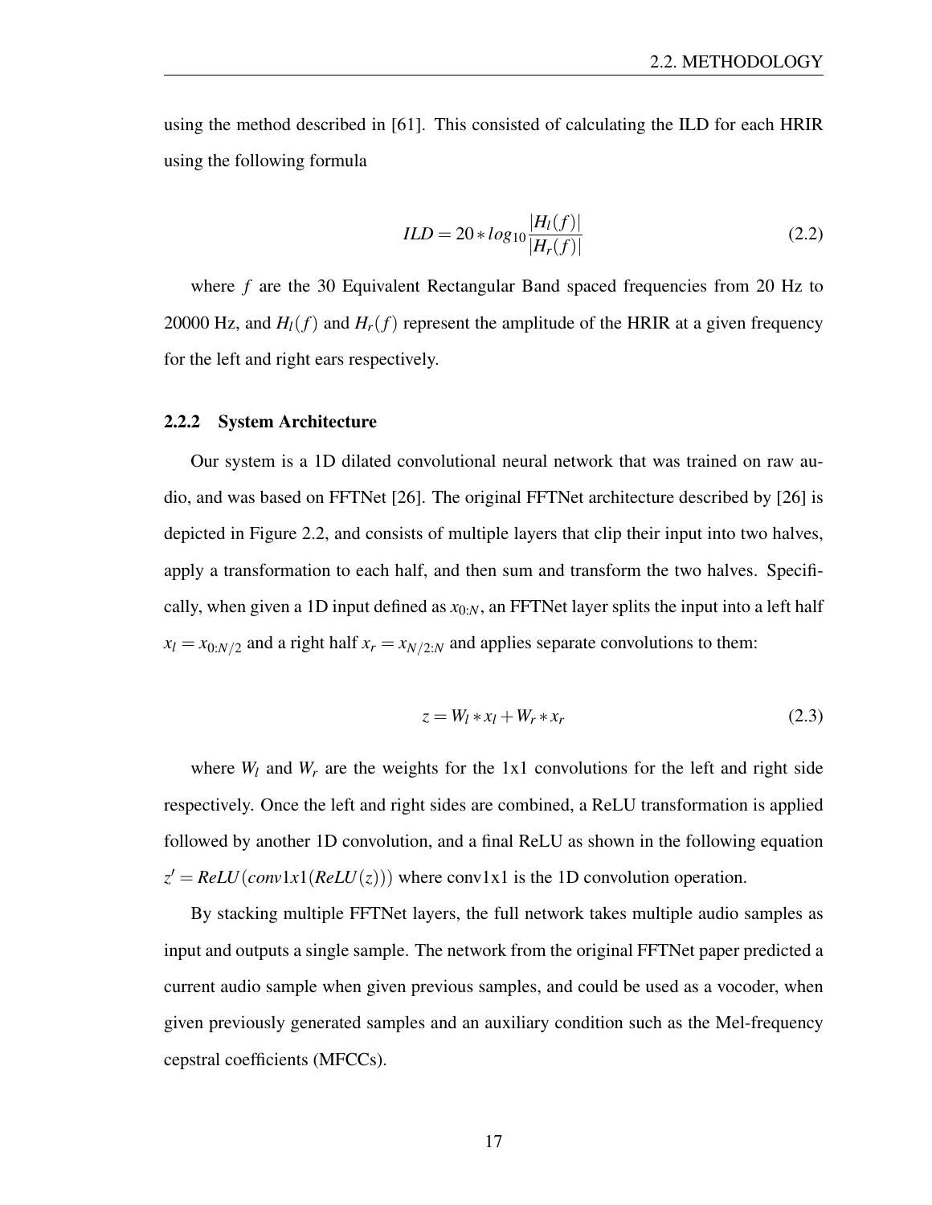using the method described in [61]. This consisted of calculating the ILD for each HRIR using the following formula

$$ILD = 20 * log_{10} \frac{|H_l(f)|}{|H_r(f)|} \tag{2.2}$$

where $f$ are the 30 Equivalent Rectangular Band spaced frequencies from 20 Hz to 20000 Hz, and $H_l(f)$ and $H_r(f)$ represent the amplitude of the HRIR at a given frequency for the left and right ears respectively.

### 2.2.2 System Architecture

Our system is a 1D dilated convolutional neural network that was trained on raw audio, and was based on FFTNet [26]. The original FFTNet architecture described by [26] is depicted in Figure 2.2, and consists of multiple layers that clip their input into two halves, apply a transformation to each half, and then sum and transform the two halves. Specifically, when given a 1D input defined as $x_{0:N}$, an FFTNet layer splits the input into a left half $x_l = x_{0:N/2}$ and a right half $x_r = x_{N/2:N}$ and applies separate convolutions to them:

$$z = W_l * x_l + W_r * x_r \tag{2.3}$$

where $W_l$ and $W_r$ are the weights for the 1x1 convolutions for the left and right side respectively. Once the left and right sides are combined, a ReLU transformation is applied followed by another 1D convolution, and a final ReLU as shown in the following equation $z' = ReLU(conv1x1(ReLU(z)))$ where conv1x1 is the 1D convolution operation.

By stacking multiple FFTNet layers, the full network takes multiple audio samples as input and outputs a single sample. The network from the original FFTNet paper predicted a current audio sample when given previous samples, and could be used as a vocoder, when given previously generated samples and an auxiliary condition such as the Mel-frequency cepstral coefficients (MFCCs).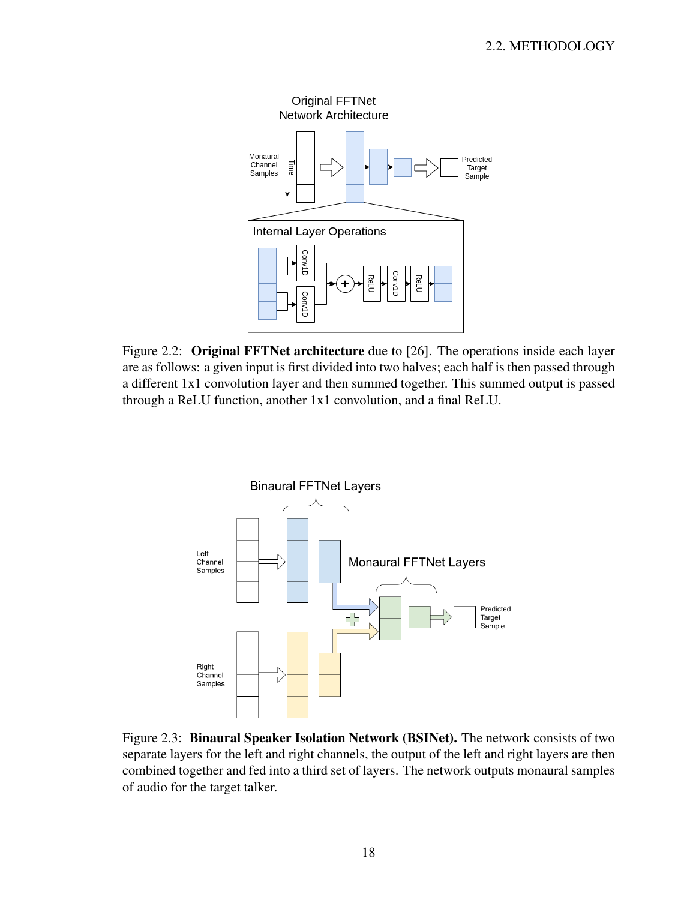Original FFTNet
Network Architecture

Monaural
Channel
Samples

Time

Predicted
Target
Sample

Internal Layer Operations

Conv1D

Conv1D

ReLU

Conv1D

ReLU

Figure 2.2: **Original FFTNet architecture** due to [26]. The operations inside each layer are as follows: a given input is first divided into two halves; each half is then passed through a different 1x1 convolution layer and then summed together. This summed output is passed through a ReLU function, another 1x1 convolution, and a final ReLU.

Binaural FFTNet Layers

Left
Channel
Samples

Monaural FFTNet Layers

Predicted
Target
Sample

Right
Channel
Samples

Figure 2.3: **Binaural Speaker Isolation Network (BSINet).** The network consists of two separate layers for the left and right channels, the output of the left and right layers are then combined together and fed into a third set of layers. The network outputs monaural samples of audio for the target talker.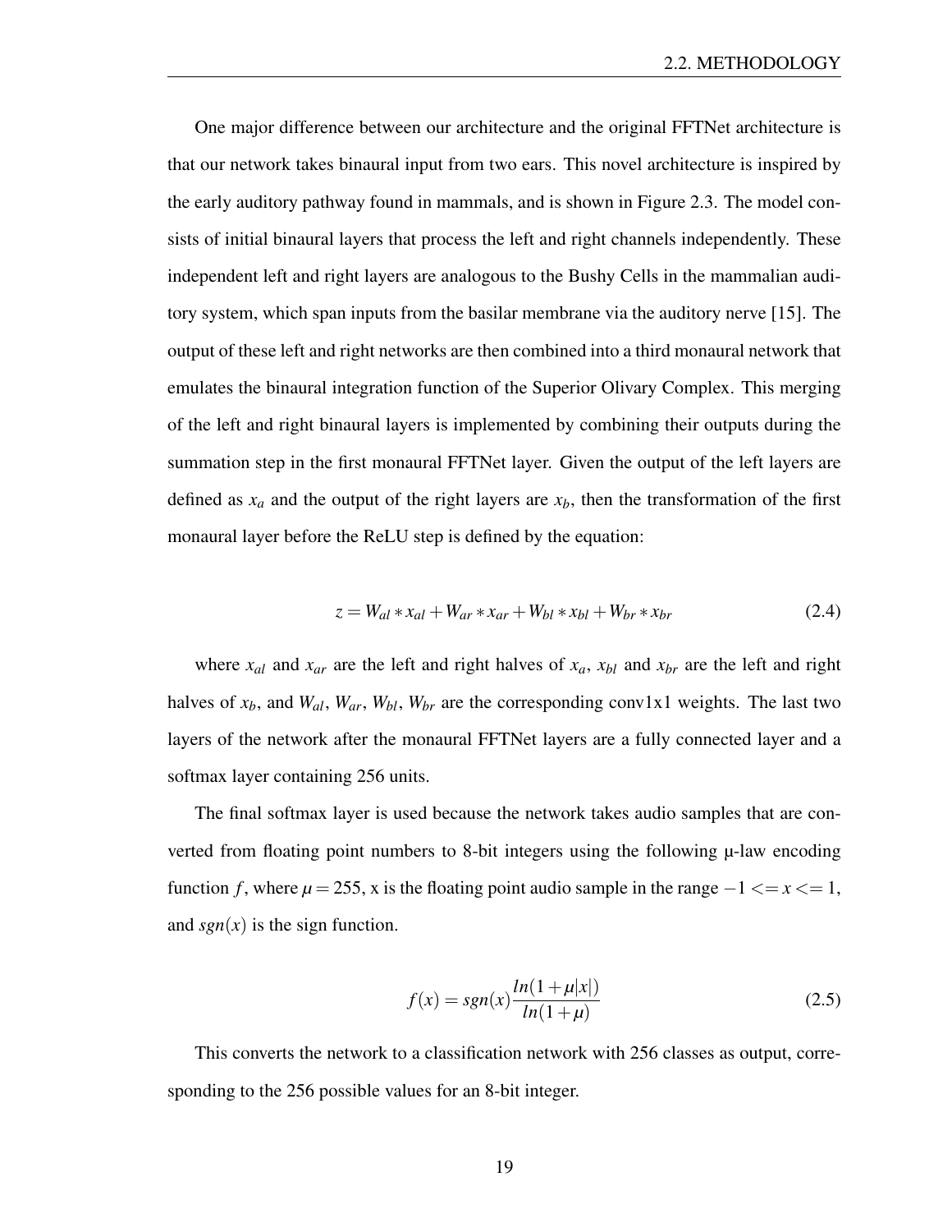One major difference between our architecture and the original FFTNet architecture is that our network takes binaural input from two ears. This novel architecture is inspired by the early auditory pathway found in mammals, and is shown in Figure 2.3. The model consists of initial binaural layers that process the left and right channels independently. These independent left and right layers are analogous to the Bushy Cells in the mammalian auditory system, which span inputs from the basilar membrane via the auditory nerve [15]. The output of these left and right networks are then combined into a third monaural network that emulates the binaural integration function of the Superior Olivary Complex. This merging of the left and right binaural layers is implemented by combining their outputs during the summation step in the first monaural FFTNet layer. Given the output of the left layers are defined as $x_a$ and the output of the right layers are $x_b$, then the transformation of the first monaural layer before the ReLU step is defined by the equation:

$$z = W_{al} * x_{al} + W_{ar} * x_{ar} + W_{bl} * x_{bl} + W_{br} * x_{br} \tag{2.4}$$

where $x_{al}$ and $x_{ar}$ are the left and right halves of $x_a$, $x_{bl}$ and $x_{br}$ are the left and right halves of $x_b$, and $W_{al}$, $W_{ar}$, $W_{bl}$, $W_{br}$ are the corresponding conv1x1 weights. The last two layers of the network after the monaural FFTNet layers are a fully connected layer and a softmax layer containing 256 units.

The final softmax layer is used because the network takes audio samples that are converted from floating point numbers to 8-bit integers using the following μ-law encoding function $f$, where $\mu = 255$, x is the floating point audio sample in the range $-1 <= x <= 1$, and $sgn(x)$ is the sign function.

$$f(x) = sgn(x)\frac{ln(1+\mu|x|)}{ln(1+\mu)} \tag{2.5}$$

This converts the network to a classification network with 256 classes as output, corresponding to the 256 possible values for an 8-bit integer.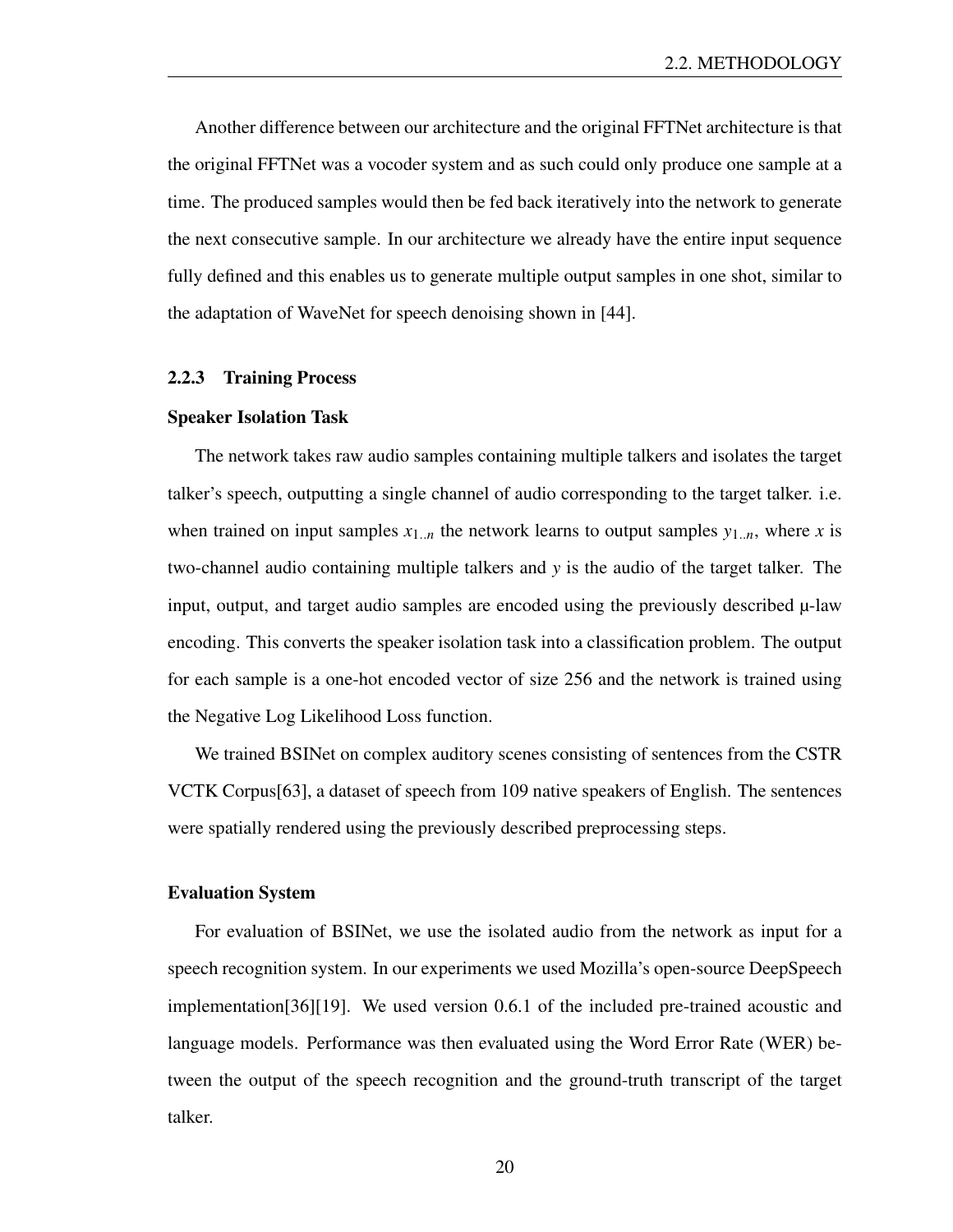Another difference between our architecture and the original FFTNet architecture is that the original FFTNet was a vocoder system and as such could only produce one sample at a time. The produced samples would then be fed back iteratively into the network to generate the next consecutive sample. In our architecture we already have the entire input sequence fully defined and this enables us to generate multiple output samples in one shot, similar to the adaptation of WaveNet for speech denoising shown in [44].

### 2.2.3 Training Process

**Speaker Isolation Task**

The network takes raw audio samples containing multiple talkers and isolates the target talker's speech, outputting a single channel of audio corresponding to the target talker. i.e. when trained on input samples $x_{1..n}$ the network learns to output samples $y_{1..n}$, where $x$ is two-channel audio containing multiple talkers and $y$ is the audio of the target talker. The input, output, and target audio samples are encoded using the previously described μ-law encoding. This converts the speaker isolation task into a classification problem. The output for each sample is a one-hot encoded vector of size 256 and the network is trained using the Negative Log Likelihood Loss function.

We trained BSINet on complex auditory scenes consisting of sentences from the CSTR VCTK Corpus[63], a dataset of speech from 109 native speakers of English. The sentences were spatially rendered using the previously described preprocessing steps.

**Evaluation System**

For evaluation of BSINet, we use the isolated audio from the network as input for a speech recognition system. In our experiments we used Mozilla's open-source DeepSpeech implementation[36][19]. We used version 0.6.1 of the included pre-trained acoustic and language models. Performance was then evaluated using the Word Error Rate (WER) between the output of the speech recognition and the ground-truth transcript of the target talker.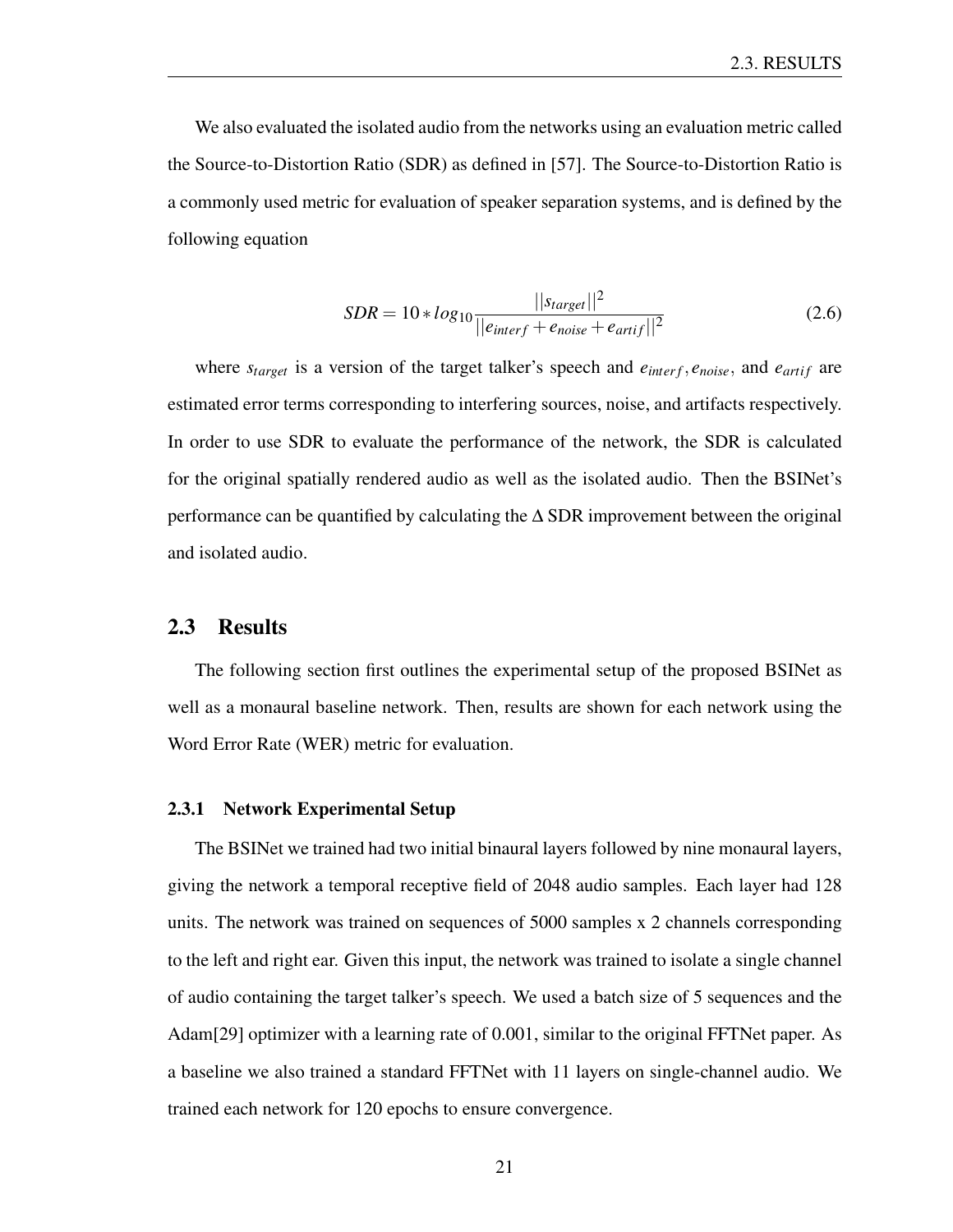We also evaluated the isolated audio from the networks using an evaluation metric called the Source-to-Distortion Ratio (SDR) as defined in [57]. The Source-to-Distortion Ratio is a commonly used metric for evaluation of speaker separation systems, and is defined by the following equation

$$SDR = 10 * log_{10} \frac{||s_{target}||^2}{||e_{interf} + e_{noise} + e_{artif}||^2} \tag{2.6}$$

where $s_{target}$ is a version of the target talker's speech and $e_{interf}, e_{noise}$, and $e_{artif}$ are estimated error terms corresponding to interfering sources, noise, and artifacts respectively. In order to use SDR to evaluate the performance of the network, the SDR is calculated for the original spatially rendered audio as well as the isolated audio. Then the BSINet's performance can be quantified by calculating the $\Delta$ SDR improvement between the original and isolated audio.

## 2.3 Results

The following section first outlines the experimental setup of the proposed BSINet as well as a monaural baseline network. Then, results are shown for each network using the Word Error Rate (WER) metric for evaluation.

### 2.3.1 Network Experimental Setup

The BSINet we trained had two initial binaural layers followed by nine monaural layers, giving the network a temporal receptive field of 2048 audio samples. Each layer had 128 units. The network was trained on sequences of 5000 samples x 2 channels corresponding to the left and right ear. Given this input, the network was trained to isolate a single channel of audio containing the target talker's speech. We used a batch size of 5 sequences and the Adam[29] optimizer with a learning rate of 0.001, similar to the original FFTNet paper. As a baseline we also trained a standard FFTNet with 11 layers on single-channel audio. We trained each network for 120 epochs to ensure convergence.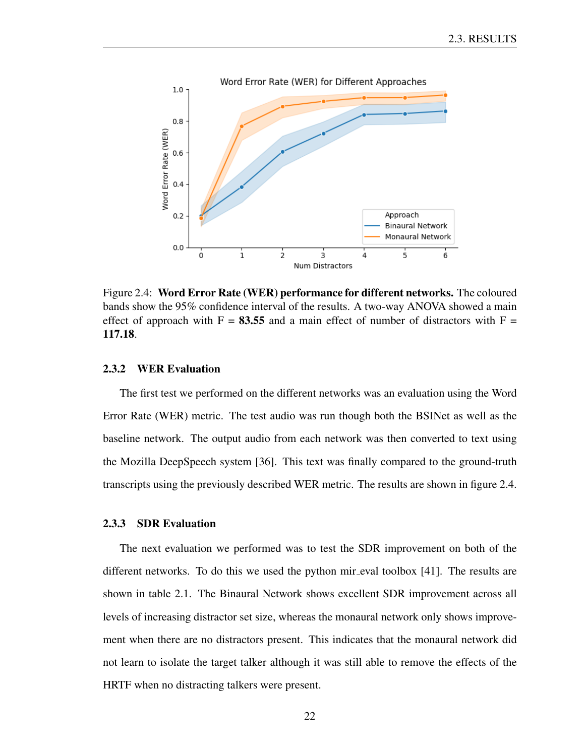Word Error Rate (WER) for Different Approaches

Word Error Rate (WER)

1.0
0.8
0.6
0.4
0.2
0.0

0 1 2 3 4 5 6

Num Distractors

Approach
Binaural Network
Monaural Network

Figure 2.4: **Word Error Rate (WER) performance for different networks.** The coloured bands show the 95% confidence interval of the results. A two-way ANOVA showed a main effect of approach with F = **83.55** and a main effect of number of distractors with F = **117.18**.

### 2.3.2 WER Evaluation

The first test we performed on the different networks was an evaluation using the Word Error Rate (WER) metric. The test audio was run though both the BSINet as well as the baseline network. The output audio from each network was then converted to text using the Mozilla DeepSpeech system [36]. This text was finally compared to the ground-truth transcripts using the previously described WER metric. The results are shown in figure 2.4.

### 2.3.3 SDR Evaluation

The next evaluation we performed was to test the SDR improvement on both of the different networks. To do this we used the python mir_eval toolbox [41]. The results are shown in table 2.1. The Binaural Network shows excellent SDR improvement across all levels of increasing distractor set size, whereas the monaural network only shows improvement when there are no distractors present. This indicates that the monaural network did not learn to isolate the target talker although it was still able to remove the effects of the HRTF when no distracting talkers were present.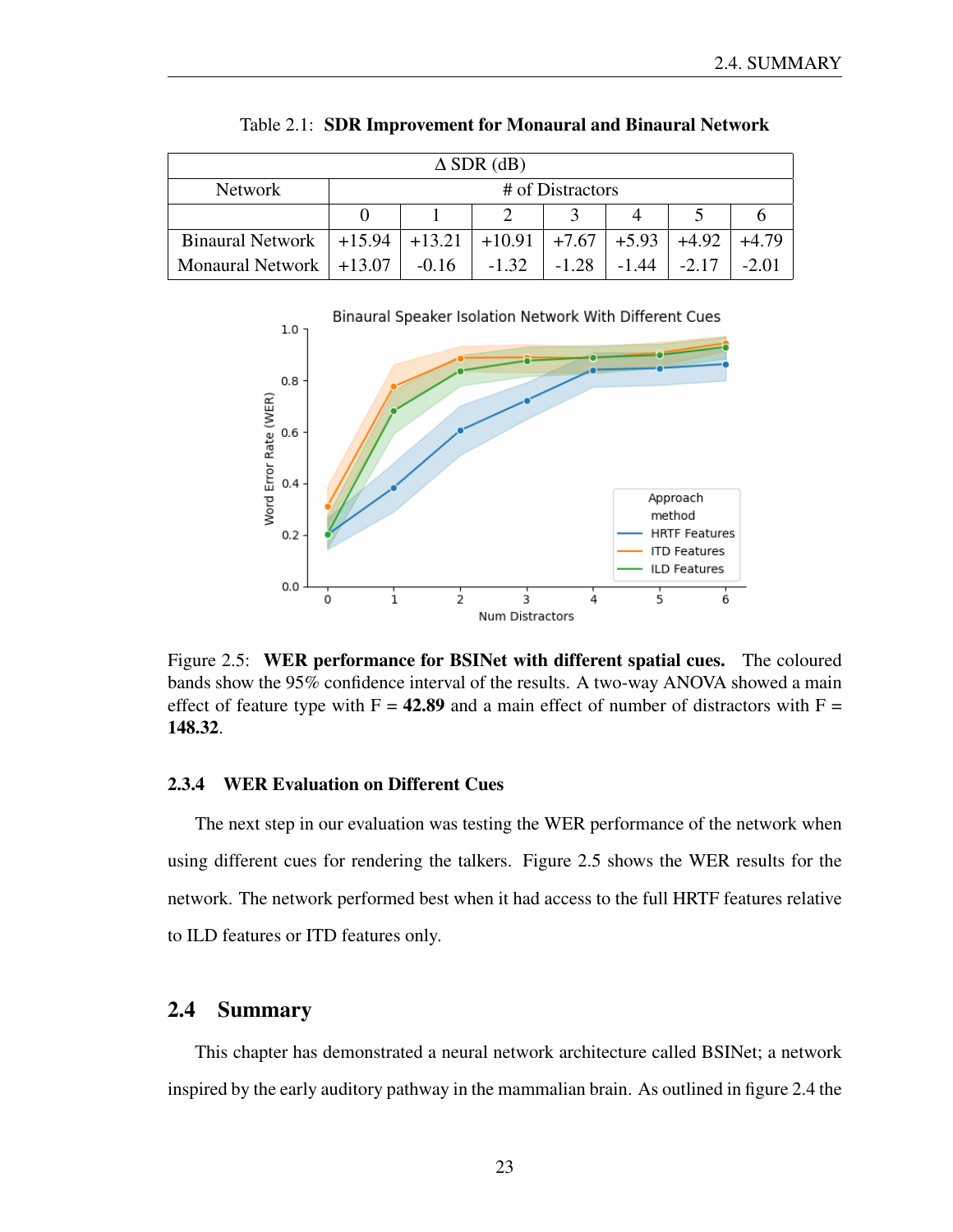Table 2.1: **SDR Improvement for Monaural and Binaural Network**

| Δ SDR (dB) | | | | | | | |
|---|---|---|---|---|---|---|---|
| Network | # of Distractors | | | | | | |
| | 0 | 1 | 2 | 3 | 4 | 5 | 6 |
| Binaural Network | +15.94 | +13.21 | +10.91 | +7.67 | +5.93 | +4.92 | +4.79 |
| Monaural Network | +13.07 | -0.16 | -1.32 | -1.28 | -1.44 | -2.17 | -2.01 |

Binaural Speaker Isolation Network With Different Cues

Word Error Rate (WER)

1.0
0.8
0.6
0.4
0.2
0.0

Num Distractors

0 1 2 3 4 5 6

Approach method
HRTF Features
ITD Features
ILD Features

Figure 2.5: **WER performance for BSINet with different spatial cues.** The coloured bands show the 95% confidence interval of the results. A two-way ANOVA showed a main effect of feature type with F = **42.89** and a main effect of number of distractors with F = **148.32**.

### 2.3.4 WER Evaluation on Different Cues

The next step in our evaluation was testing the WER performance of the network when using different cues for rendering the talkers. Figure 2.5 shows the WER results for the network. The network performed best when it had access to the full HRTF features relative to ILD features or ITD features only.

## 2.4 Summary

This chapter has demonstrated a neural network architecture called BSINet; a network inspired by the early auditory pathway in the mammalian brain. As outlined in figure 2.4 the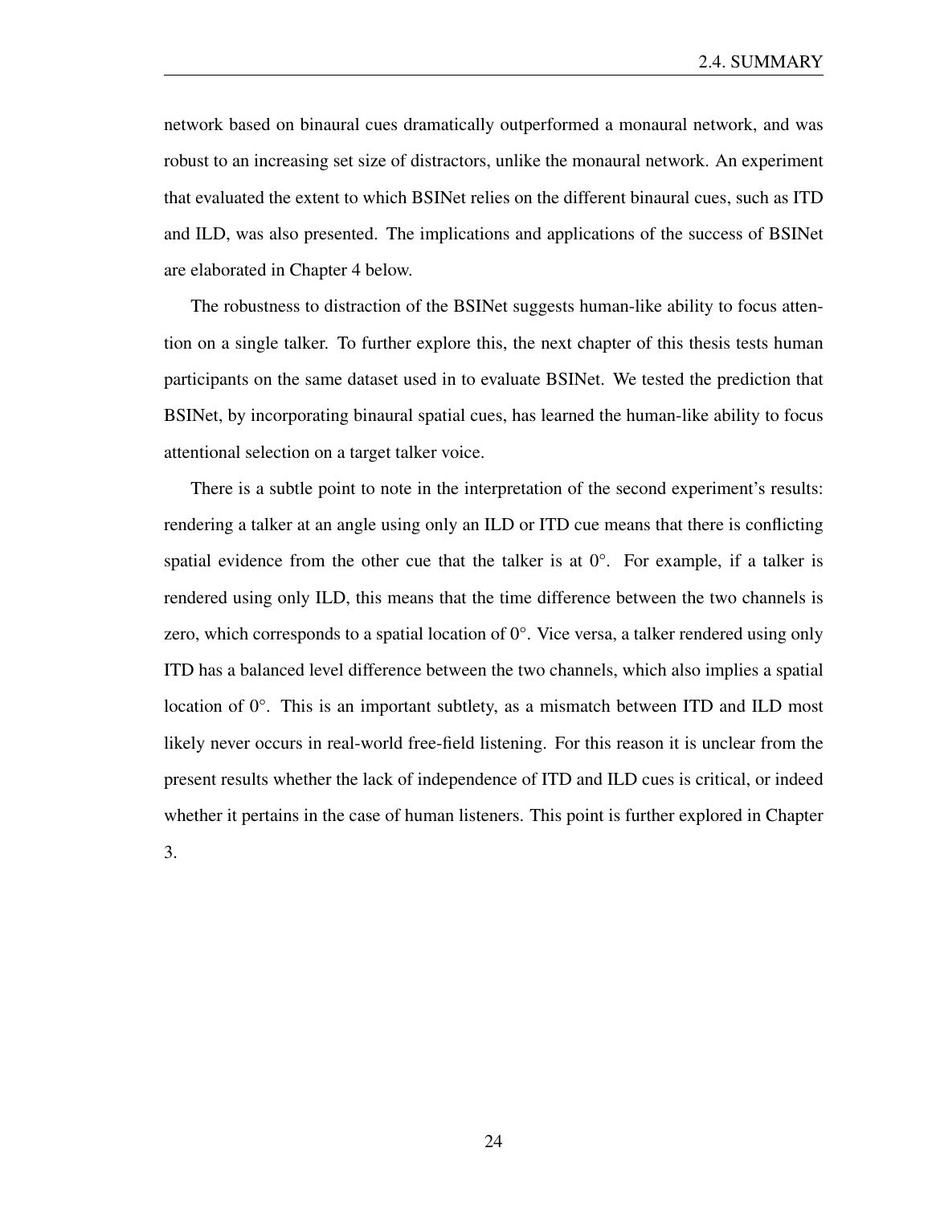network based on binaural cues dramatically outperformed a monaural network, and was robust to an increasing set size of distractors, unlike the monaural network. An experiment that evaluated the extent to which BSINet relies on the different binaural cues, such as ITD and ILD, was also presented. The implications and applications of the success of BSINet are elaborated in Chapter 4 below.

The robustness to distraction of the BSINet suggests human-like ability to focus attention on a single talker. To further explore this, the next chapter of this thesis tests human participants on the same dataset used in to evaluate BSINet. We tested the prediction that BSINet, by incorporating binaural spatial cues, has learned the human-like ability to focus attentional selection on a target talker voice.

There is a subtle point to note in the interpretation of the second experiment's results: rendering a talker at an angle using only an ILD or ITD cue means that there is conflicting spatial evidence from the other cue that the talker is at $0°$. For example, if a talker is rendered using only ILD, this means that the time difference between the two channels is zero, which corresponds to a spatial location of $0°$. Vice versa, a talker rendered using only ITD has a balanced level difference between the two channels, which also implies a spatial location of $0°$. This is an important subtlety, as a mismatch between ITD and ILD most likely never occurs in real-world free-field listening. For this reason it is unclear from the present results whether the lack of independence of ITD and ILD cues is critical, or indeed whether it pertains in the case of human listeners. This point is further explored in Chapter 3.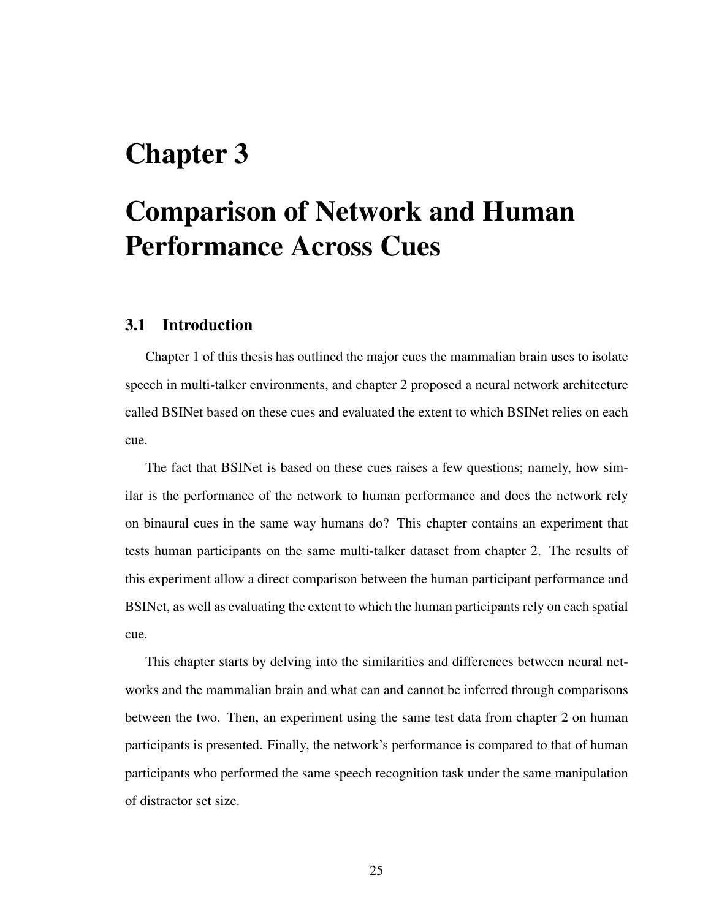# Chapter 3

# Comparison of Network and Human Performance Across Cues

## 3.1 Introduction

Chapter 1 of this thesis has outlined the major cues the mammalian brain uses to isolate speech in multi-talker environments, and chapter 2 proposed a neural network architecture called BSINet based on these cues and evaluated the extent to which BSINet relies on each cue.

The fact that BSINet is based on these cues raises a few questions; namely, how similar is the performance of the network to human performance and does the network rely on binaural cues in the same way humans do? This chapter contains an experiment that tests human participants on the same multi-talker dataset from chapter 2. The results of this experiment allow a direct comparison between the human participant performance and BSINet, as well as evaluating the extent to which the human participants rely on each spatial cue.

This chapter starts by delving into the similarities and differences between neural networks and the mammalian brain and what can and cannot be inferred through comparisons between the two. Then, an experiment using the same test data from chapter 2 on human participants is presented. Finally, the network's performance is compared to that of human participants who performed the same speech recognition task under the same manipulation of distractor set size.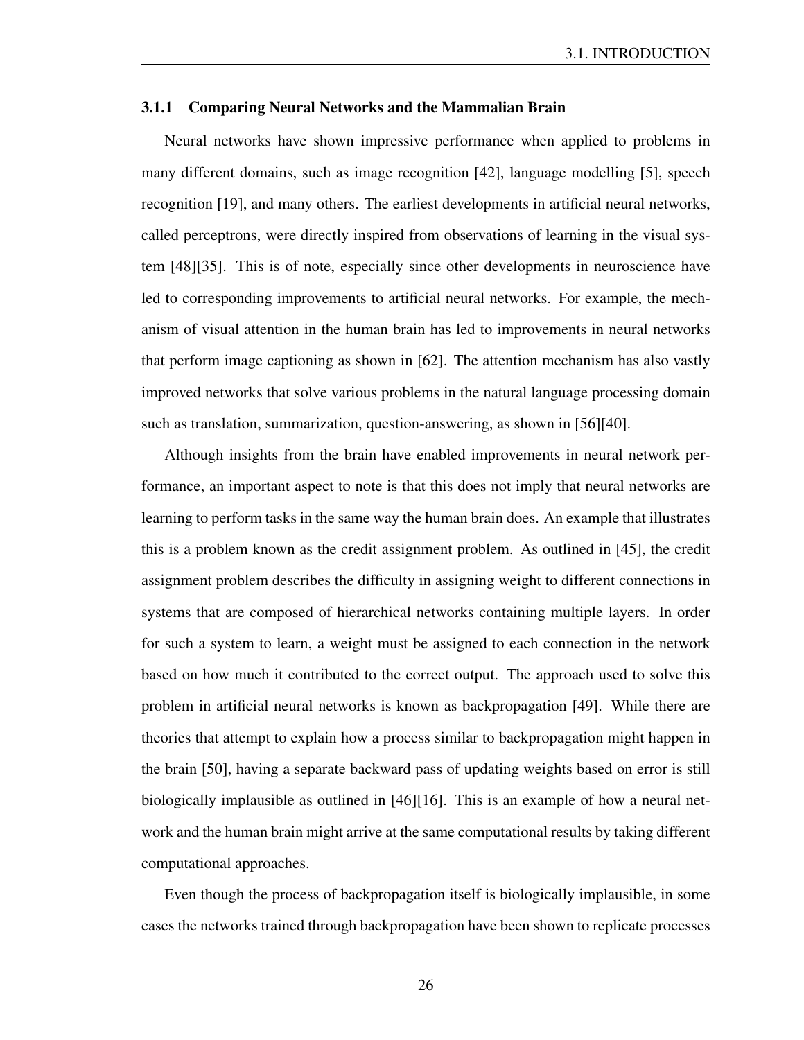### 3.1.1 Comparing Neural Networks and the Mammalian Brain

Neural networks have shown impressive performance when applied to problems in many different domains, such as image recognition [42], language modelling [5], speech recognition [19], and many others. The earliest developments in artificial neural networks, called perceptrons, were directly inspired from observations of learning in the visual system [48][35]. This is of note, especially since other developments in neuroscience have led to corresponding improvements to artificial neural networks. For example, the mechanism of visual attention in the human brain has led to improvements in neural networks that perform image captioning as shown in [62]. The attention mechanism has also vastly improved networks that solve various problems in the natural language processing domain such as translation, summarization, question-answering, as shown in [56][40].

Although insights from the brain have enabled improvements in neural network performance, an important aspect to note is that this does not imply that neural networks are learning to perform tasks in the same way the human brain does. An example that illustrates this is a problem known as the credit assignment problem. As outlined in [45], the credit assignment problem describes the difficulty in assigning weight to different connections in systems that are composed of hierarchical networks containing multiple layers. In order for such a system to learn, a weight must be assigned to each connection in the network based on how much it contributed to the correct output. The approach used to solve this problem in artificial neural networks is known as backpropagation [49]. While there are theories that attempt to explain how a process similar to backpropagation might happen in the brain [50], having a separate backward pass of updating weights based on error is still biologically implausible as outlined in [46][16]. This is an example of how a neural network and the human brain might arrive at the same computational results by taking different computational approaches.

Even though the process of backpropagation itself is biologically implausible, in some cases the networks trained through backpropagation have been shown to replicate processes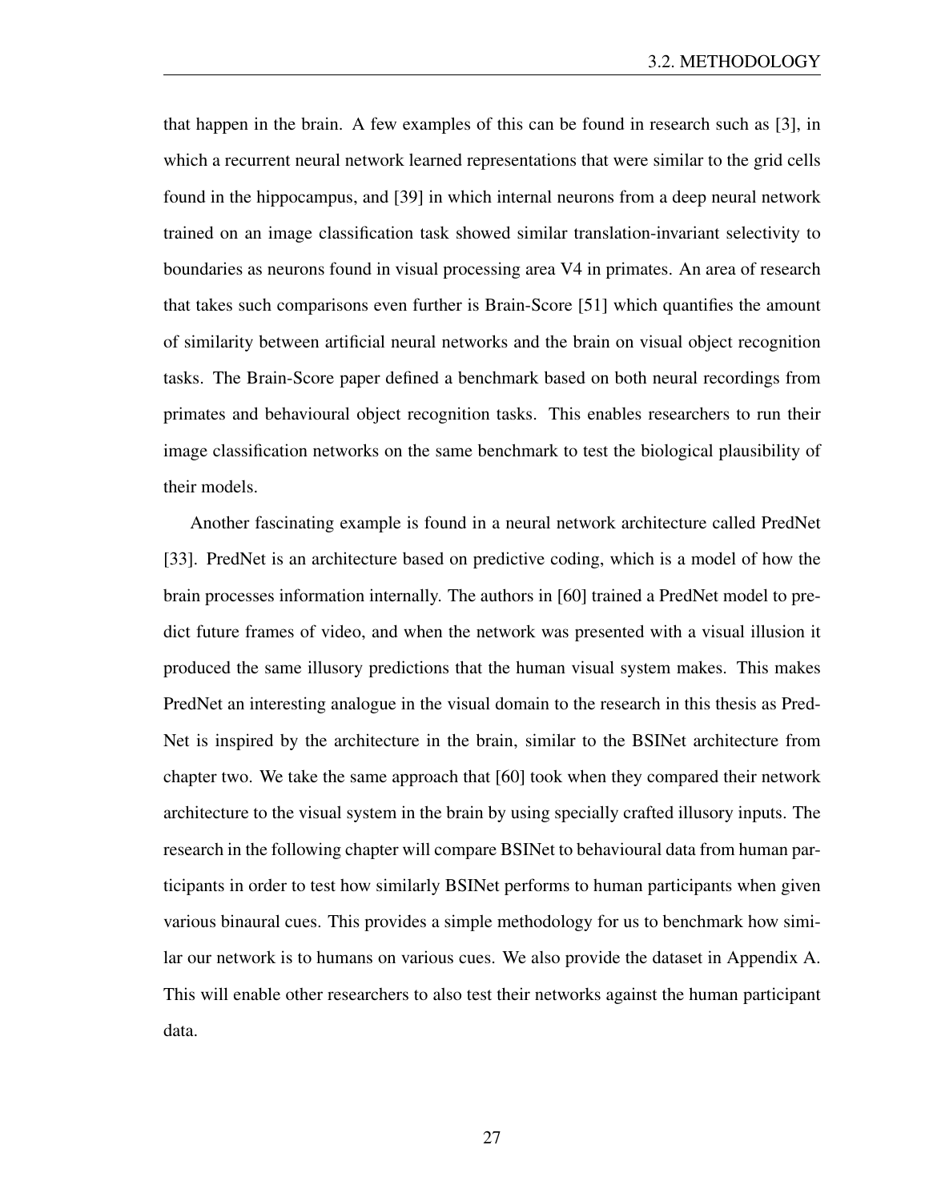that happen in the brain. A few examples of this can be found in research such as [3], in which a recurrent neural network learned representations that were similar to the grid cells found in the hippocampus, and [39] in which internal neurons from a deep neural network trained on an image classification task showed similar translation-invariant selectivity to boundaries as neurons found in visual processing area V4 in primates. An area of research that takes such comparisons even further is Brain-Score [51] which quantifies the amount of similarity between artificial neural networks and the brain on visual object recognition tasks. The Brain-Score paper defined a benchmark based on both neural recordings from primates and behavioural object recognition tasks. This enables researchers to run their image classification networks on the same benchmark to test the biological plausibility of their models.

Another fascinating example is found in a neural network architecture called PredNet [33]. PredNet is an architecture based on predictive coding, which is a model of how the brain processes information internally. The authors in [60] trained a PredNet model to predict future frames of video, and when the network was presented with a visual illusion it produced the same illusory predictions that the human visual system makes. This makes PredNet an interesting analogue in the visual domain to the research in this thesis as PredNet is inspired by the architecture in the brain, similar to the BSINet architecture from chapter two. We take the same approach that [60] took when they compared their network architecture to the visual system in the brain by using specially crafted illusory inputs. The research in the following chapter will compare BSINet to behavioural data from human participants in order to test how similarly BSINet performs to human participants when given various binaural cues. This provides a simple methodology for us to benchmark how similar our network is to humans on various cues. We also provide the dataset in Appendix A. This will enable other researchers to also test their networks against the human participant data.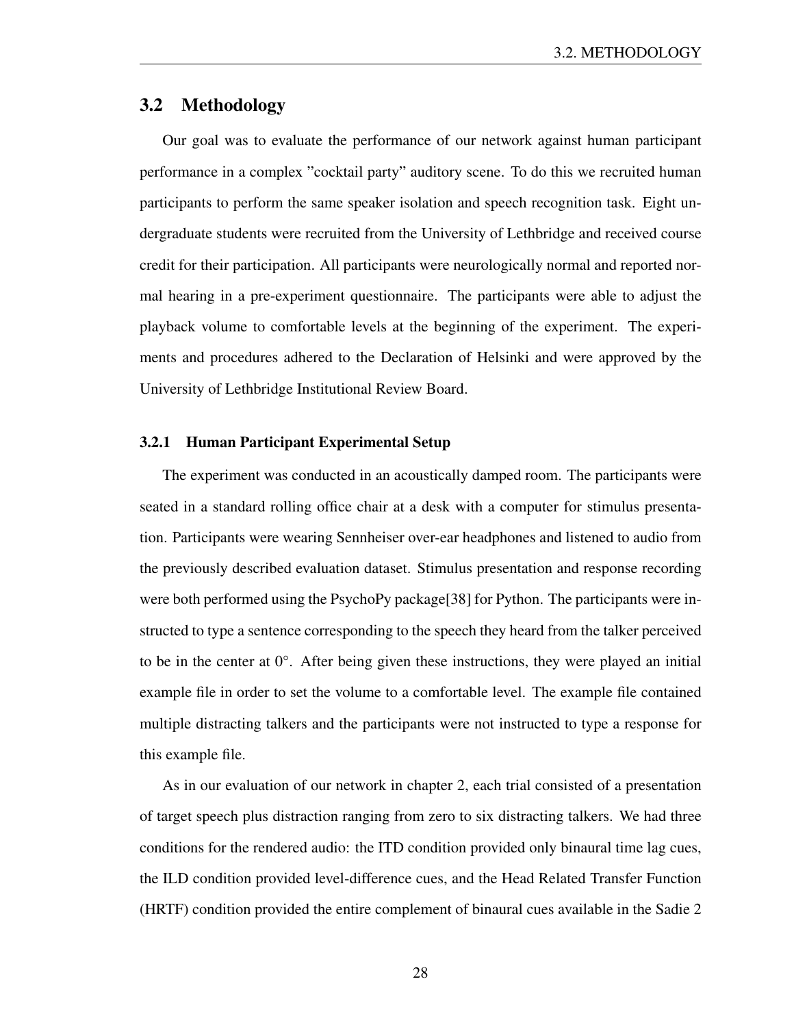## 3.2 Methodology

Our goal was to evaluate the performance of our network against human participant performance in a complex "cocktail party" auditory scene. To do this we recruited human participants to perform the same speaker isolation and speech recognition task. Eight undergraduate students were recruited from the University of Lethbridge and received course credit for their participation. All participants were neurologically normal and reported normal hearing in a pre-experiment questionnaire. The participants were able to adjust the playback volume to comfortable levels at the beginning of the experiment. The experiments and procedures adhered to the Declaration of Helsinki and were approved by the University of Lethbridge Institutional Review Board.

### 3.2.1 Human Participant Experimental Setup

The experiment was conducted in an acoustically damped room. The participants were seated in a standard rolling office chair at a desk with a computer for stimulus presentation. Participants were wearing Sennheiser over-ear headphones and listened to audio from the previously described evaluation dataset. Stimulus presentation and response recording were both performed using the PsychoPy package[38] for Python. The participants were instructed to type a sentence corresponding to the speech they heard from the talker perceived to be in the center at $0°$. After being given these instructions, they were played an initial example file in order to set the volume to a comfortable level. The example file contained multiple distracting talkers and the participants were not instructed to type a response for this example file.

As in our evaluation of our network in chapter 2, each trial consisted of a presentation of target speech plus distraction ranging from zero to six distracting talkers. We had three conditions for the rendered audio: the ITD condition provided only binaural time lag cues, the ILD condition provided level-difference cues, and the Head Related Transfer Function (HRTF) condition provided the entire complement of binaural cues available in the Sadie 2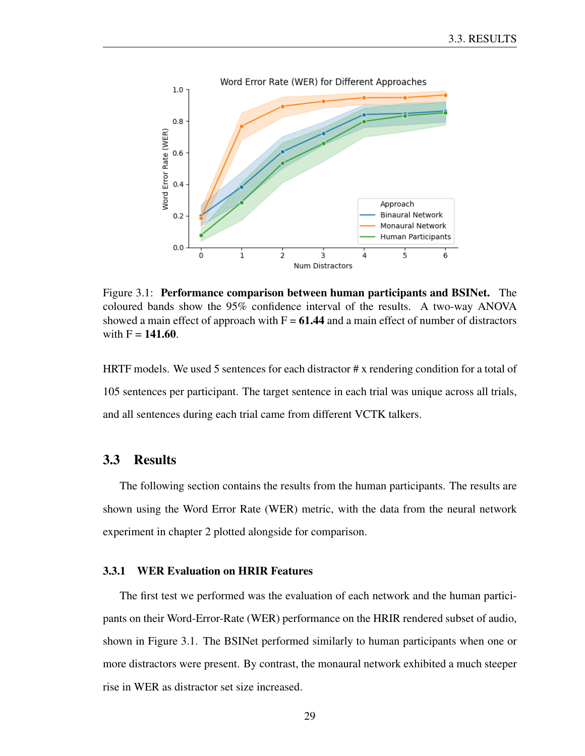Word Error Rate (WER) for Different Approaches

Word Error Rate (WER)

1.0
0.8
0.6
0.4
0.2
0.0

0 1 2 3 4 5 6

Num Distractors

Approach
Binaural Network
Monaural Network
Human Participants

Figure 3.1: **Performance comparison between human participants and BSINet.** The coloured bands show the 95% confidence interval of the results. A two-way ANOVA showed a main effect of approach with F = **61.44** and a main effect of number of distractors with F = **141.60**.

HRTF models. We used 5 sentences for each distractor # x rendering condition for a total of 105 sentences per participant. The target sentence in each trial was unique across all trials, and all sentences during each trial came from different VCTK talkers.

## 3.3 Results

The following section contains the results from the human participants. The results are shown using the Word Error Rate (WER) metric, with the data from the neural network experiment in chapter 2 plotted alongside for comparison.

### 3.3.1 WER Evaluation on HRIR Features

The first test we performed was the evaluation of each network and the human participants on their Word-Error-Rate (WER) performance on the HRIR rendered subset of audio, shown in Figure 3.1. The BSINet performed similarly to human participants when one or more distractors were present. By contrast, the monaural network exhibited a much steeper rise in WER as distractor set size increased.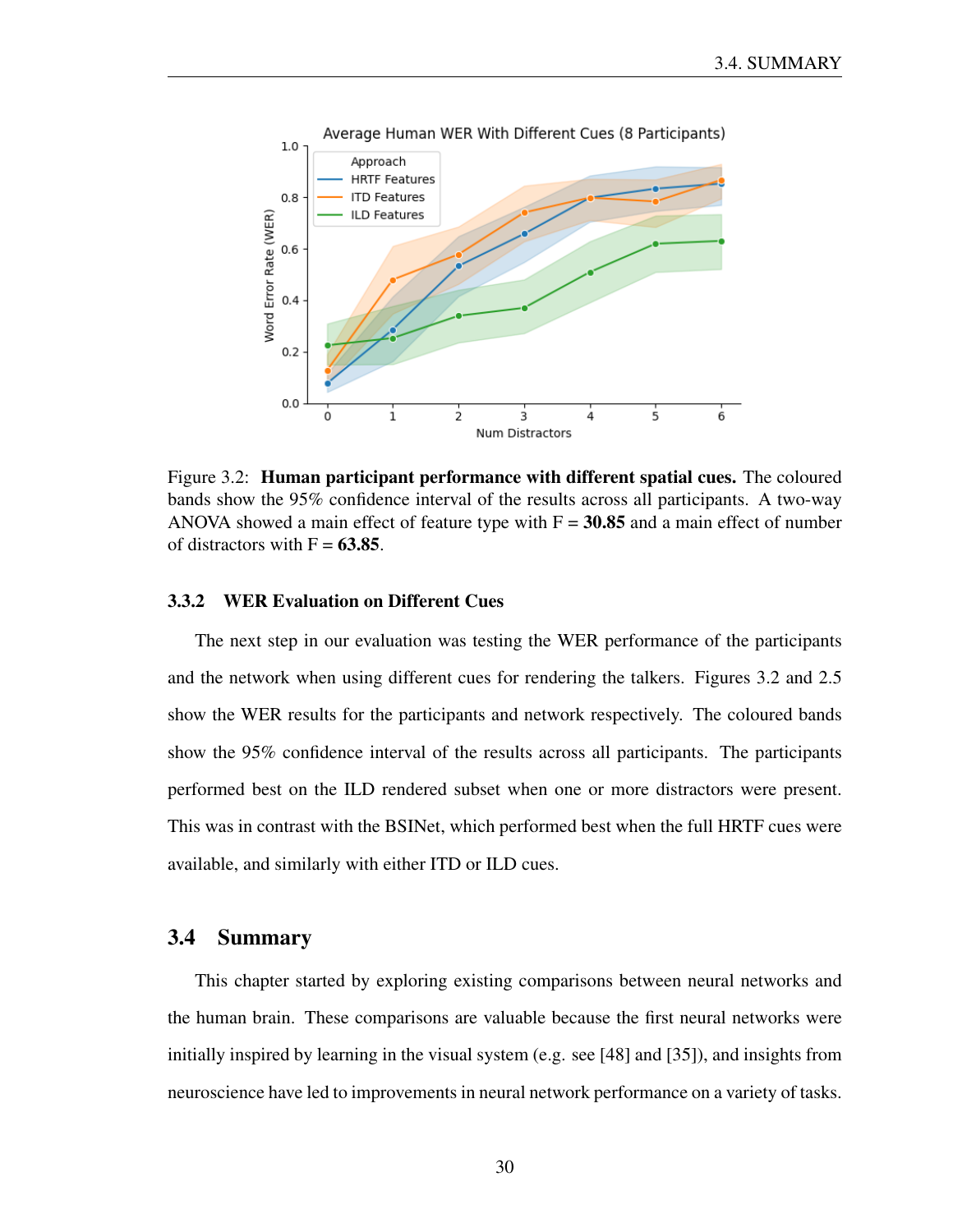Average Human WER With Different Cues (8 Participants)

Approach
HRTF Features
ITD Features
ILD Features

Word Error Rate (WER)

1.0
0.8
0.6
0.4
0.2
0.0

0
1
2
3
4
5
6

Num Distractors

Figure 3.2: **Human participant performance with different spatial cues.** The coloured bands show the 95% confidence interval of the results across all participants. A two-way ANOVA showed a main effect of feature type with F = **30.85** and a main effect of number of distractors with F = **63.85**.

### 3.3.2 WER Evaluation on Different Cues

The next step in our evaluation was testing the WER performance of the participants and the network when using different cues for rendering the talkers. Figures 3.2 and 2.5 show the WER results for the participants and network respectively. The coloured bands show the 95% confidence interval of the results across all participants. The participants performed best on the ILD rendered subset when one or more distractors were present. This was in contrast with the BSINet, which performed best when the full HRTF cues were available, and similarly with either ITD or ILD cues.

## 3.4 Summary

This chapter started by exploring existing comparisons between neural networks and the human brain. These comparisons are valuable because the first neural networks were initially inspired by learning in the visual system (e.g. see [48] and [35]), and insights from neuroscience have led to improvements in neural network performance on a variety of tasks.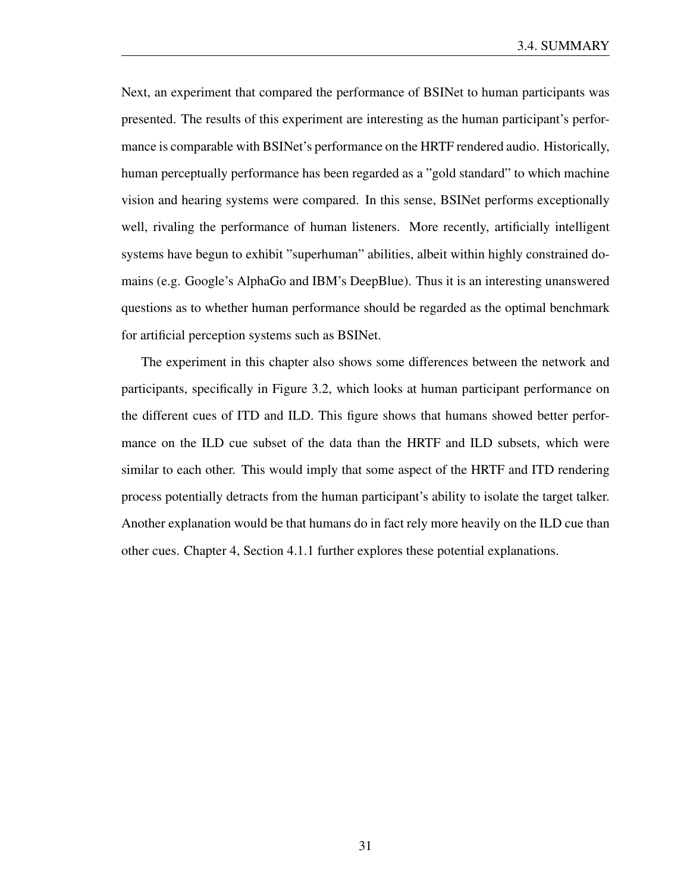Next, an experiment that compared the performance of BSINet to human participants was presented. The results of this experiment are interesting as the human participant's performance is comparable with BSINet's performance on the HRTF rendered audio. Historically, human perceptually performance has been regarded as a "gold standard" to which machine vision and hearing systems were compared. In this sense, BSINet performs exceptionally well, rivaling the performance of human listeners. More recently, artificially intelligent systems have begun to exhibit "superhuman" abilities, albeit within highly constrained domains (e.g. Google's AlphaGo and IBM's DeepBlue). Thus it is an interesting unanswered questions as to whether human performance should be regarded as the optimal benchmark for artificial perception systems such as BSINet.

The experiment in this chapter also shows some differences between the network and participants, specifically in Figure 3.2, which looks at human participant performance on the different cues of ITD and ILD. This figure shows that humans showed better performance on the ILD cue subset of the data than the HRTF and ILD subsets, which were similar to each other. This would imply that some aspect of the HRTF and ITD rendering process potentially detracts from the human participant's ability to isolate the target talker. Another explanation would be that humans do in fact rely more heavily on the ILD cue than other cues. Chapter 4, Section 4.1.1 further explores these potential explanations.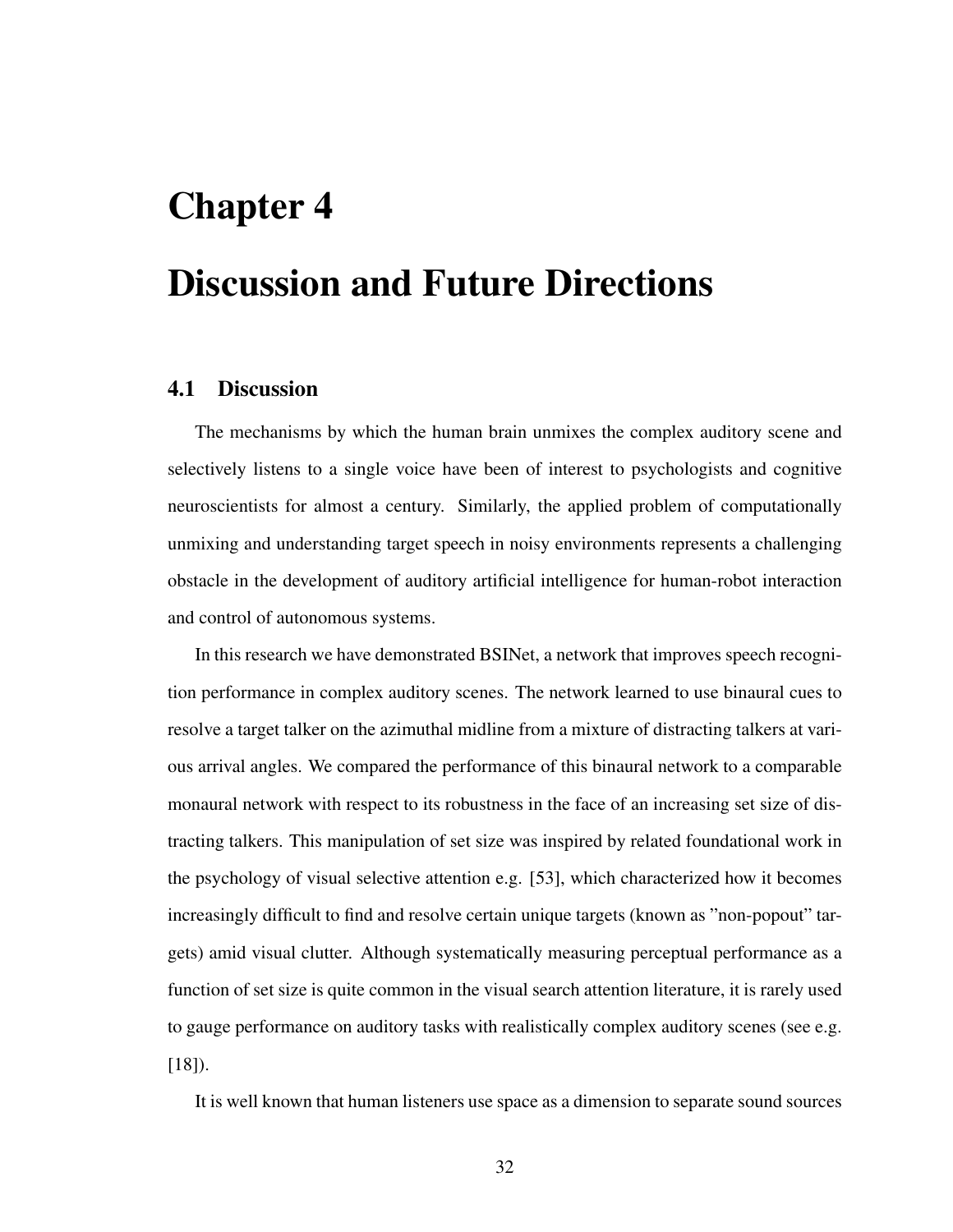# Chapter 4

# Discussion and Future Directions

## 4.1 Discussion

The mechanisms by which the human brain unmixes the complex auditory scene and selectively listens to a single voice have been of interest to psychologists and cognitive neuroscientists for almost a century. Similarly, the applied problem of computationally unmixing and understanding target speech in noisy environments represents a challenging obstacle in the development of auditory artificial intelligence for human-robot interaction and control of autonomous systems.

In this research we have demonstrated BSINet, a network that improves speech recognition performance in complex auditory scenes. The network learned to use binaural cues to resolve a target talker on the azimuthal midline from a mixture of distracting talkers at various arrival angles. We compared the performance of this binaural network to a comparable monaural network with respect to its robustness in the face of an increasing set size of distracting talkers. This manipulation of set size was inspired by related foundational work in the psychology of visual selective attention e.g. [53], which characterized how it becomes increasingly difficult to find and resolve certain unique targets (known as "non-popout" targets) amid visual clutter. Although systematically measuring perceptual performance as a function of set size is quite common in the visual search attention literature, it is rarely used to gauge performance on auditory tasks with realistically complex auditory scenes (see e.g. [18]).

It is well known that human listeners use space as a dimension to separate sound sources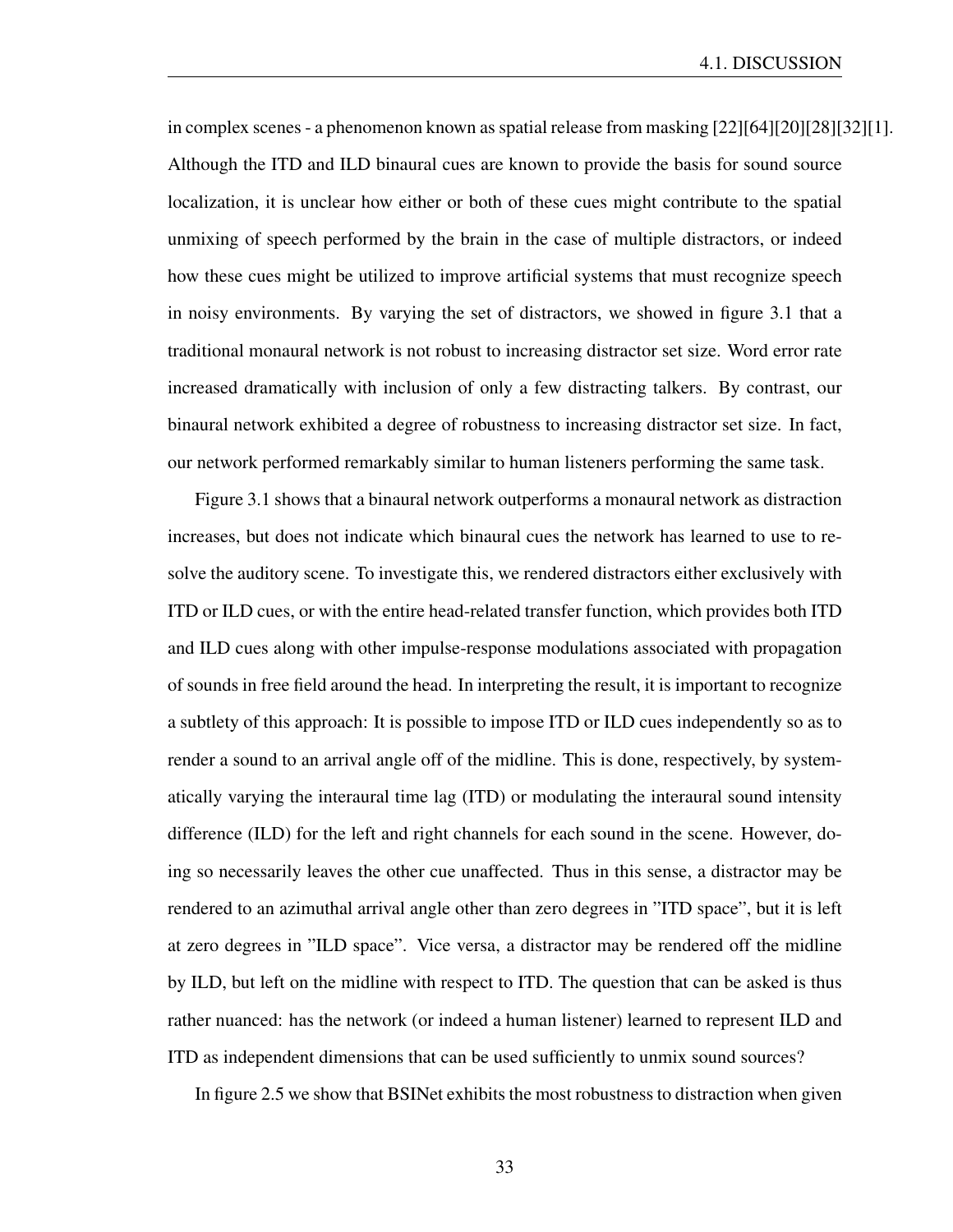in complex scenes - a phenomenon known as spatial release from masking [22][64][20][28][32][1]. Although the ITD and ILD binaural cues are known to provide the basis for sound source localization, it is unclear how either or both of these cues might contribute to the spatial unmixing of speech performed by the brain in the case of multiple distractors, or indeed how these cues might be utilized to improve artificial systems that must recognize speech in noisy environments. By varying the set of distractors, we showed in figure 3.1 that a traditional monaural network is not robust to increasing distractor set size. Word error rate increased dramatically with inclusion of only a few distracting talkers. By contrast, our binaural network exhibited a degree of robustness to increasing distractor set size. In fact, our network performed remarkably similar to human listeners performing the same task.

Figure 3.1 shows that a binaural network outperforms a monaural network as distraction increases, but does not indicate which binaural cues the network has learned to use to resolve the auditory scene. To investigate this, we rendered distractors either exclusively with ITD or ILD cues, or with the entire head-related transfer function, which provides both ITD and ILD cues along with other impulse-response modulations associated with propagation of sounds in free field around the head. In interpreting the result, it is important to recognize a subtlety of this approach: It is possible to impose ITD or ILD cues independently so as to render a sound to an arrival angle off of the midline. This is done, respectively, by systematically varying the interaural time lag (ITD) or modulating the interaural sound intensity difference (ILD) for the left and right channels for each sound in the scene. However, doing so necessarily leaves the other cue unaffected. Thus in this sense, a distractor may be rendered to an azimuthal arrival angle other than zero degrees in "ITD space", but it is left at zero degrees in "ILD space". Vice versa, a distractor may be rendered off the midline by ILD, but left on the midline with respect to ITD. The question that can be asked is thus rather nuanced: has the network (or indeed a human listener) learned to represent ILD and ITD as independent dimensions that can be used sufficiently to unmix sound sources?

In figure 2.5 we show that BSINet exhibits the most robustness to distraction when given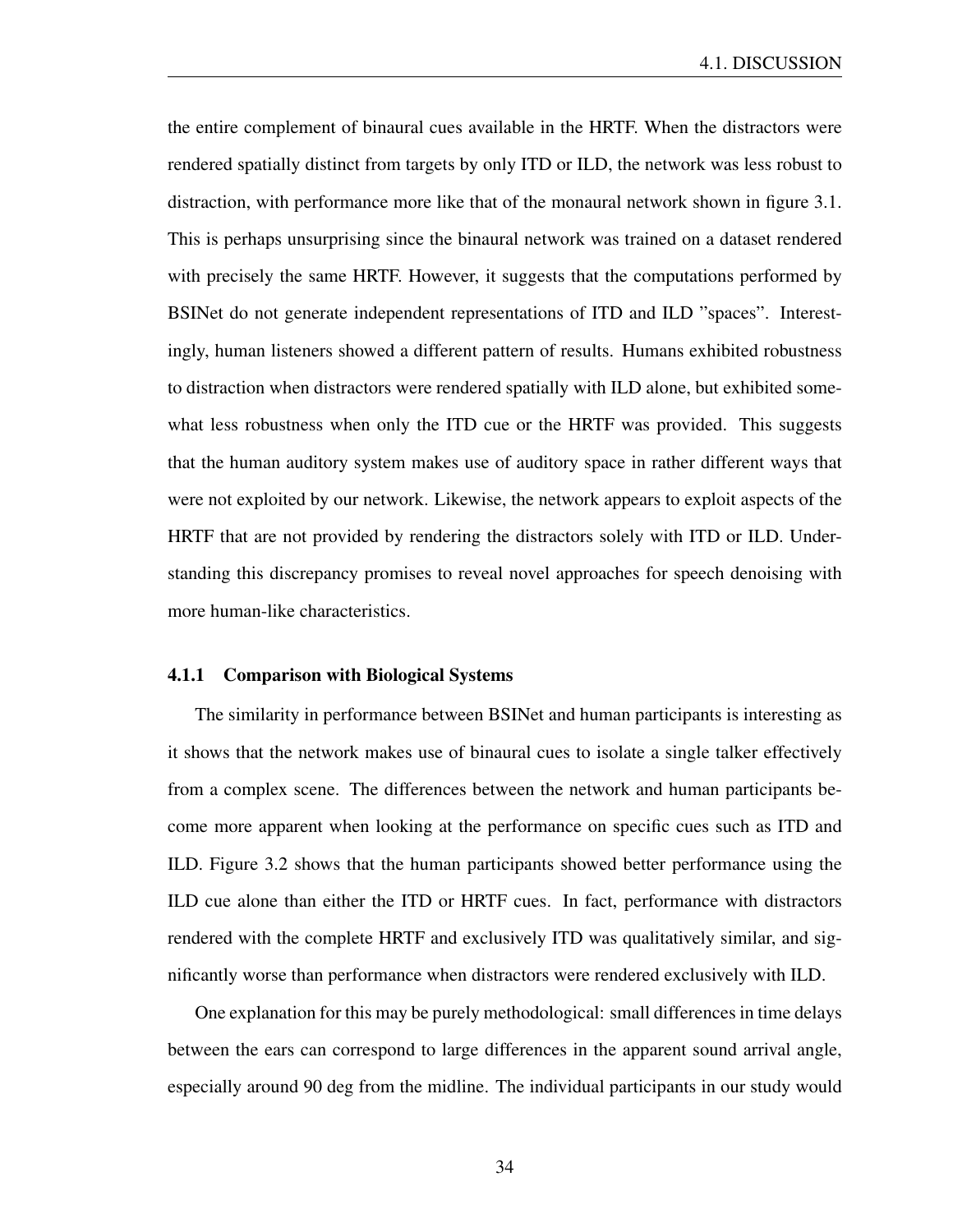the entire complement of binaural cues available in the HRTF. When the distractors were rendered spatially distinct from targets by only ITD or ILD, the network was less robust to distraction, with performance more like that of the monaural network shown in figure 3.1. This is perhaps unsurprising since the binaural network was trained on a dataset rendered with precisely the same HRTF. However, it suggests that the computations performed by BSINet do not generate independent representations of ITD and ILD ”spaces”. Interestingly, human listeners showed a different pattern of results. Humans exhibited robustness to distraction when distractors were rendered spatially with ILD alone, but exhibited somewhat less robustness when only the ITD cue or the HRTF was provided. This suggests that the human auditory system makes use of auditory space in rather different ways that were not exploited by our network. Likewise, the network appears to exploit aspects of the HRTF that are not provided by rendering the distractors solely with ITD or ILD. Understanding this discrepancy promises to reveal novel approaches for speech denoising with more human-like characteristics.

### 4.1.1 Comparison with Biological Systems

The similarity in performance between BSINet and human participants is interesting as it shows that the network makes use of binaural cues to isolate a single talker effectively from a complex scene. The differences between the network and human participants become more apparent when looking at the performance on specific cues such as ITD and ILD. Figure 3.2 shows that the human participants showed better performance using the ILD cue alone than either the ITD or HRTF cues. In fact, performance with distractors rendered with the complete HRTF and exclusively ITD was qualitatively similar, and significantly worse than performance when distractors were rendered exclusively with ILD.

One explanation for this may be purely methodological: small differences in time delays between the ears can correspond to large differences in the apparent sound arrival angle, especially around 90 deg from the midline. The individual participants in our study would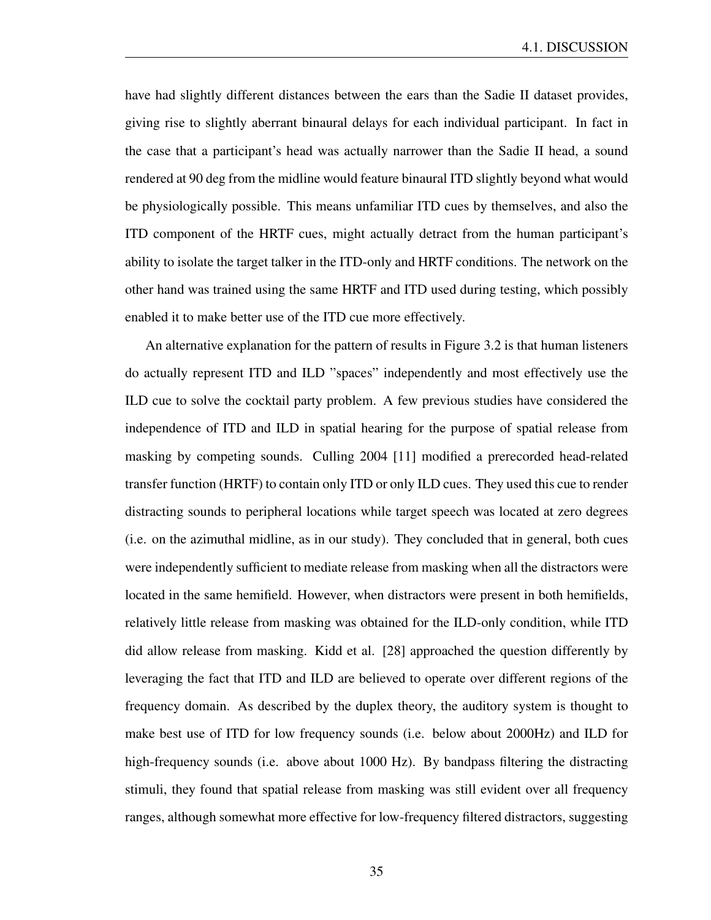have had slightly different distances between the ears than the Sadie II dataset provides, giving rise to slightly aberrant binaural delays for each individual participant. In fact in the case that a participant's head was actually narrower than the Sadie II head, a sound rendered at 90 deg from the midline would feature binaural ITD slightly beyond what would be physiologically possible. This means unfamiliar ITD cues by themselves, and also the ITD component of the HRTF cues, might actually detract from the human participant's ability to isolate the target talker in the ITD-only and HRTF conditions. The network on the other hand was trained using the same HRTF and ITD used during testing, which possibly enabled it to make better use of the ITD cue more effectively.

An alternative explanation for the pattern of results in Figure 3.2 is that human listeners do actually represent ITD and ILD "spaces" independently and most effectively use the ILD cue to solve the cocktail party problem. A few previous studies have considered the independence of ITD and ILD in spatial hearing for the purpose of spatial release from masking by competing sounds. Culling 2004 [11] modified a prerecorded head-related transfer function (HRTF) to contain only ITD or only ILD cues. They used this cue to render distracting sounds to peripheral locations while target speech was located at zero degrees (i.e. on the azimuthal midline, as in our study). They concluded that in general, both cues were independently sufficient to mediate release from masking when all the distractors were located in the same hemifield. However, when distractors were present in both hemifields, relatively little release from masking was obtained for the ILD-only condition, while ITD did allow release from masking. Kidd et al. [28] approached the question differently by leveraging the fact that ITD and ILD are believed to operate over different regions of the frequency domain. As described by the duplex theory, the auditory system is thought to make best use of ITD for low frequency sounds (i.e. below about 2000Hz) and ILD for high-frequency sounds (i.e. above about 1000 Hz). By bandpass filtering the distracting stimuli, they found that spatial release from masking was still evident over all frequency ranges, although somewhat more effective for low-frequency filtered distractors, suggesting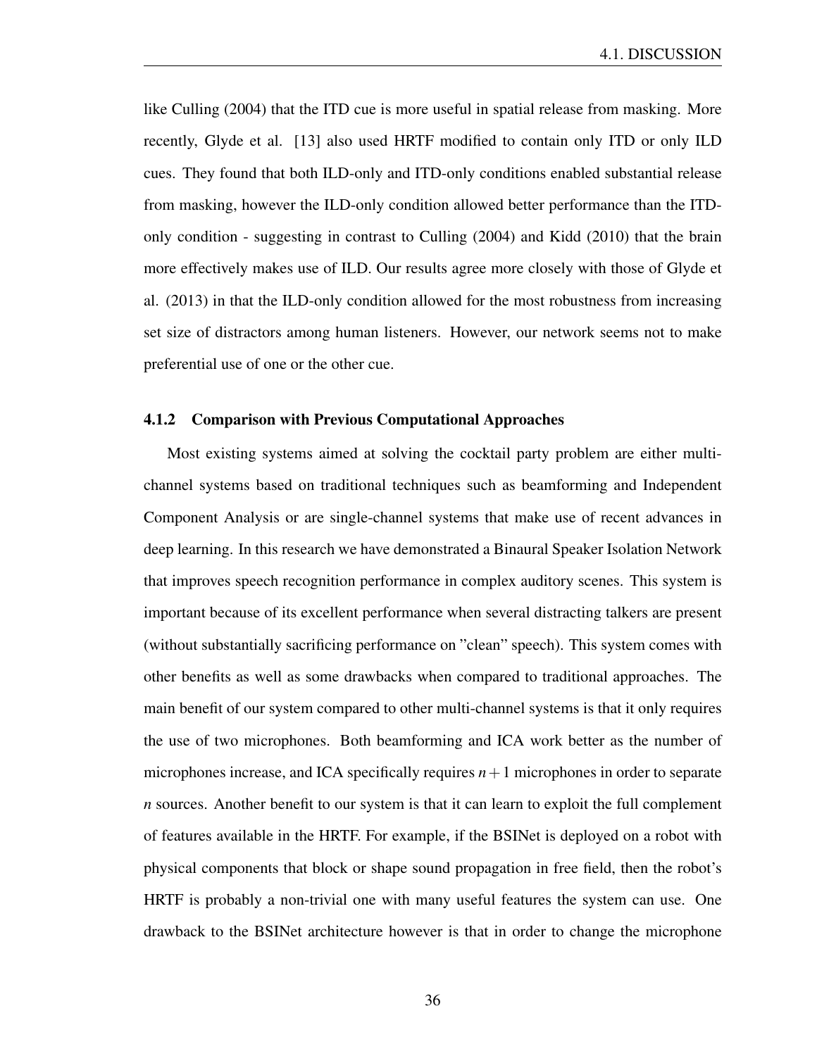like Culling (2004) that the ITD cue is more useful in spatial release from masking. More recently, Glyde et al. [13] also used HRTF modified to contain only ITD or only ILD cues. They found that both ILD-only and ITD-only conditions enabled substantial release from masking, however the ILD-only condition allowed better performance than the ITD-only condition - suggesting in contrast to Culling (2004) and Kidd (2010) that the brain more effectively makes use of ILD. Our results agree more closely with those of Glyde et al. (2013) in that the ILD-only condition allowed for the most robustness from increasing set size of distractors among human listeners. However, our network seems not to make preferential use of one or the other cue.

### 4.1.2 Comparison with Previous Computational Approaches

Most existing systems aimed at solving the cocktail party problem are either multi-channel systems based on traditional techniques such as beamforming and Independent Component Analysis or are single-channel systems that make use of recent advances in deep learning. In this research we have demonstrated a Binaural Speaker Isolation Network that improves speech recognition performance in complex auditory scenes. This system is important because of its excellent performance when several distracting talkers are present (without substantially sacrificing performance on "clean" speech). This system comes with other benefits as well as some drawbacks when compared to traditional approaches. The main benefit of our system compared to other multi-channel systems is that it only requires the use of two microphones. Both beamforming and ICA work better as the number of microphones increase, and ICA specifically requires $n+1$ microphones in order to separate $n$ sources. Another benefit to our system is that it can learn to exploit the full complement of features available in the HRTF. For example, if the BSINet is deployed on a robot with physical components that block or shape sound propagation in free field, then the robot's HRTF is probably a non-trivial one with many useful features the system can use. One drawback to the BSINet architecture however is that in order to change the microphone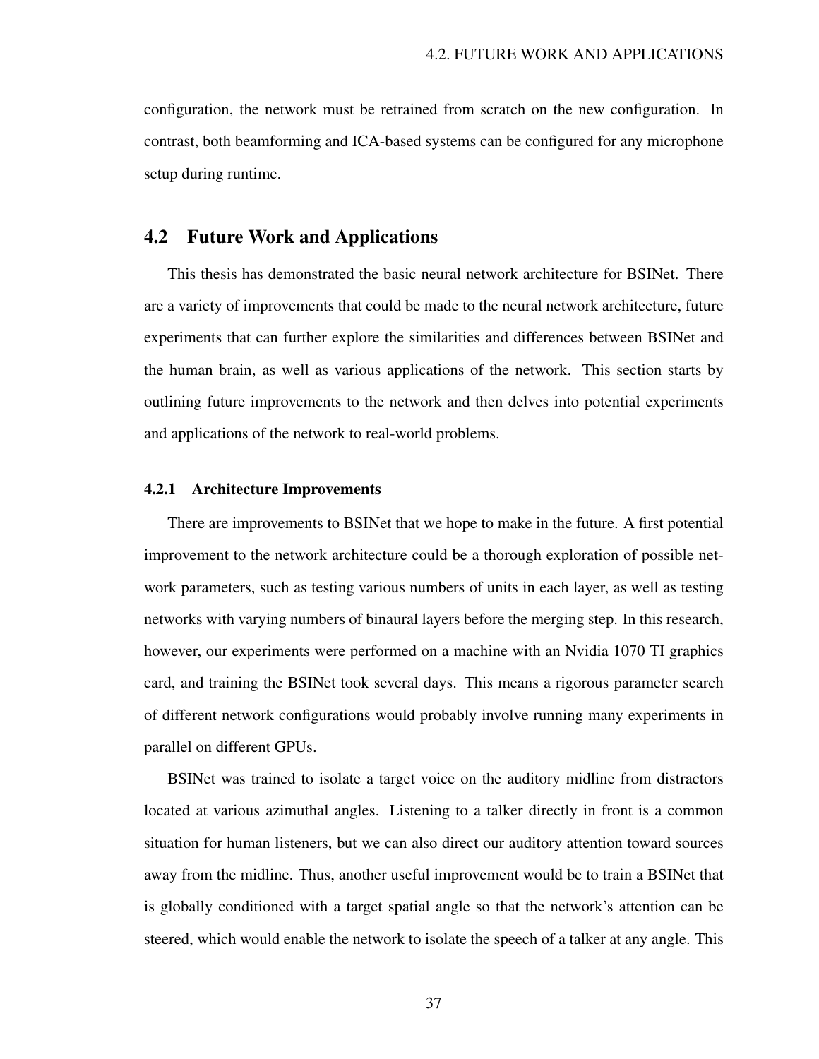configuration, the network must be retrained from scratch on the new configuration. In contrast, both beamforming and ICA-based systems can be configured for any microphone setup during runtime.

## 4.2 Future Work and Applications

This thesis has demonstrated the basic neural network architecture for BSINet. There are a variety of improvements that could be made to the neural network architecture, future experiments that can further explore the similarities and differences between BSINet and the human brain, as well as various applications of the network. This section starts by outlining future improvements to the network and then delves into potential experiments and applications of the network to real-world problems.

### 4.2.1 Architecture Improvements

There are improvements to BSINet that we hope to make in the future. A first potential improvement to the network architecture could be a thorough exploration of possible network parameters, such as testing various numbers of units in each layer, as well as testing networks with varying numbers of binaural layers before the merging step. In this research, however, our experiments were performed on a machine with an Nvidia 1070 TI graphics card, and training the BSINet took several days. This means a rigorous parameter search of different network configurations would probably involve running many experiments in parallel on different GPUs.

BSINet was trained to isolate a target voice on the auditory midline from distractors located at various azimuthal angles. Listening to a talker directly in front is a common situation for human listeners, but we can also direct our auditory attention toward sources away from the midline. Thus, another useful improvement would be to train a BSINet that is globally conditioned with a target spatial angle so that the network's attention can be steered, which would enable the network to isolate the speech of a talker at any angle. This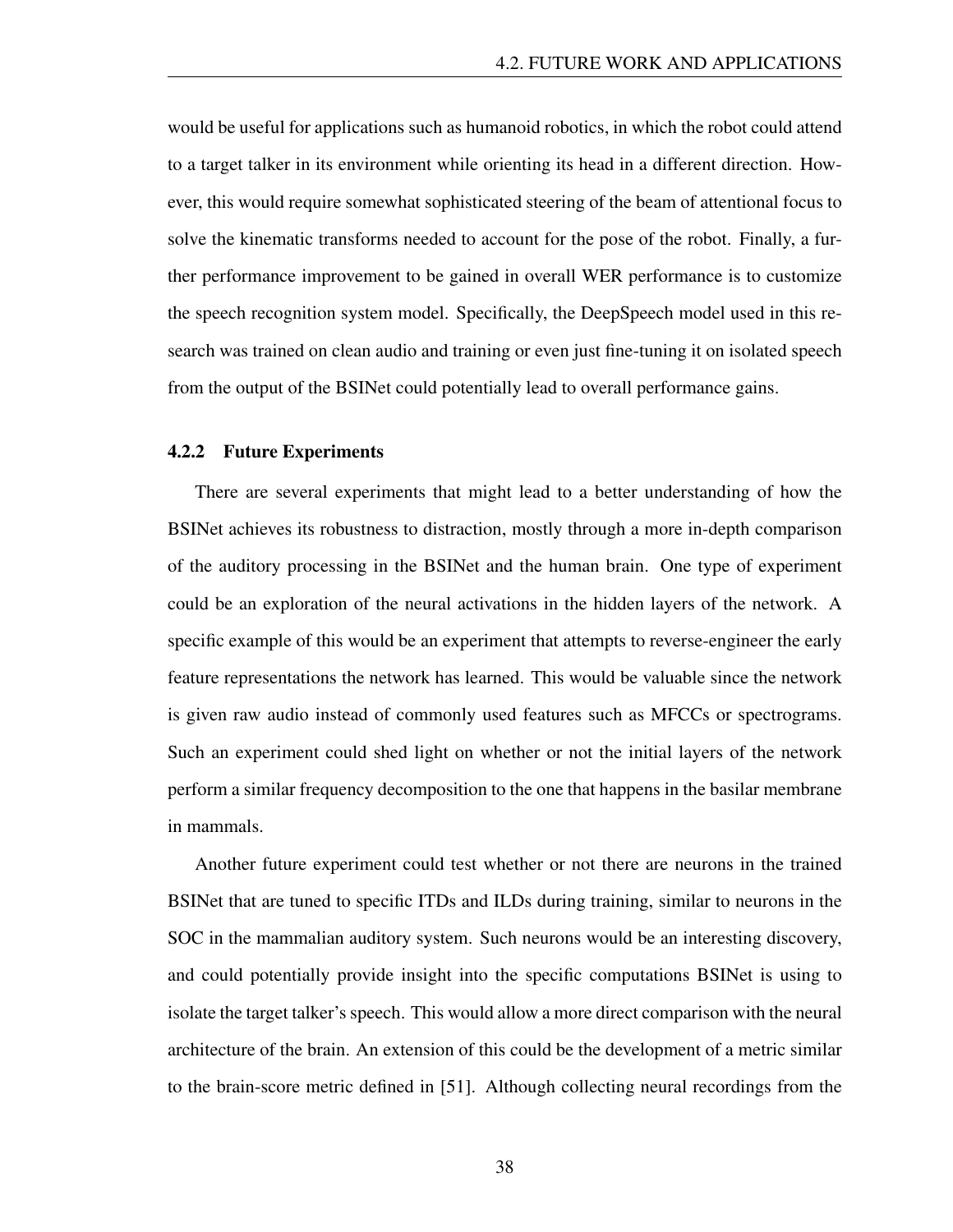would be useful for applications such as humanoid robotics, in which the robot could attend to a target talker in its environment while orienting its head in a different direction. However, this would require somewhat sophisticated steering of the beam of attentional focus to solve the kinematic transforms needed to account for the pose of the robot. Finally, a further performance improvement to be gained in overall WER performance is to customize the speech recognition system model. Specifically, the DeepSpeech model used in this research was trained on clean audio and training or even just fine-tuning it on isolated speech from the output of the BSINet could potentially lead to overall performance gains.

### 4.2.2 Future Experiments

There are several experiments that might lead to a better understanding of how the BSINet achieves its robustness to distraction, mostly through a more in-depth comparison of the auditory processing in the BSINet and the human brain. One type of experiment could be an exploration of the neural activations in the hidden layers of the network. A specific example of this would be an experiment that attempts to reverse-engineer the early feature representations the network has learned. This would be valuable since the network is given raw audio instead of commonly used features such as MFCCs or spectrograms. Such an experiment could shed light on whether or not the initial layers of the network perform a similar frequency decomposition to the one that happens in the basilar membrane in mammals.

Another future experiment could test whether or not there are neurons in the trained BSINet that are tuned to specific ITDs and ILDs during training, similar to neurons in the SOC in the mammalian auditory system. Such neurons would be an interesting discovery, and could potentially provide insight into the specific computations BSINet is using to isolate the target talker's speech. This would allow a more direct comparison with the neural architecture of the brain. An extension of this could be the development of a metric similar to the brain-score metric defined in [51]. Although collecting neural recordings from the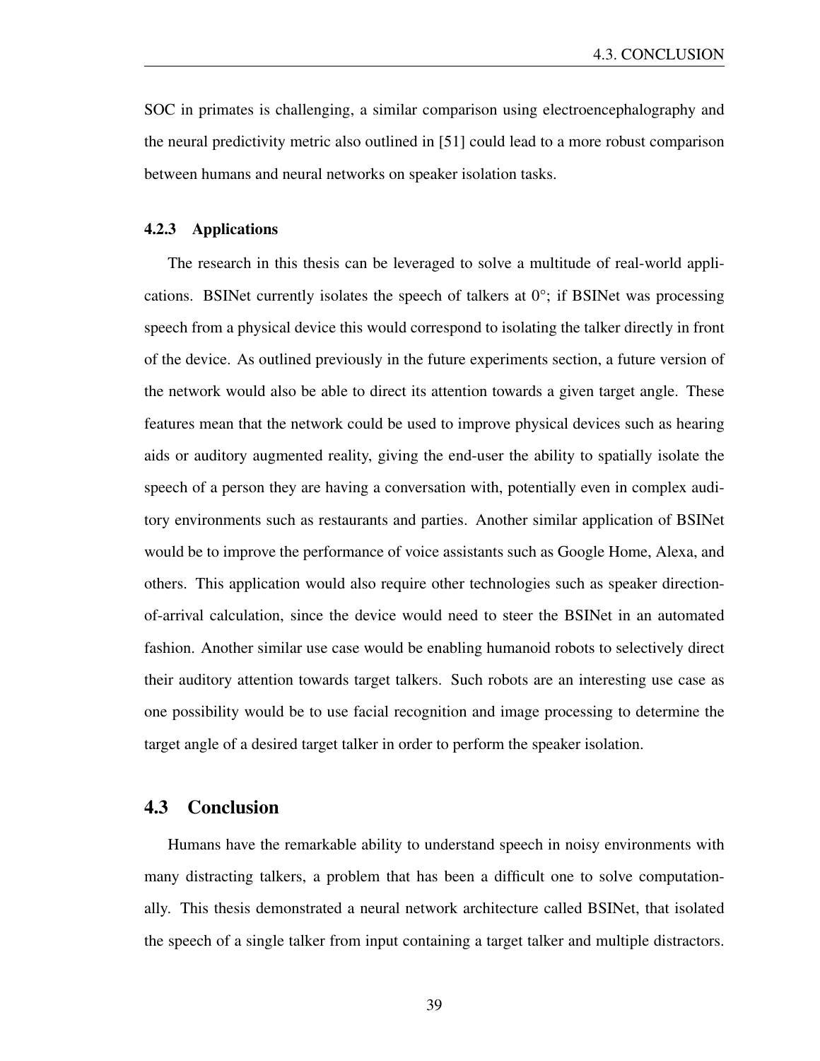SOC in primates is challenging, a similar comparison using electroencephalography and the neural predictivity metric also outlined in [51] could lead to a more robust comparison between humans and neural networks on speaker isolation tasks.

### 4.2.3 Applications

The research in this thesis can be leveraged to solve a multitude of real-world applications. BSINet currently isolates the speech of talkers at $0°$; if BSINet was processing speech from a physical device this would correspond to isolating the talker directly in front of the device. As outlined previously in the future experiments section, a future version of the network would also be able to direct its attention towards a given target angle. These features mean that the network could be used to improve physical devices such as hearing aids or auditory augmented reality, giving the end-user the ability to spatially isolate the speech of a person they are having a conversation with, potentially even in complex auditory environments such as restaurants and parties. Another similar application of BSINet would be to improve the performance of voice assistants such as Google Home, Alexa, and others. This application would also require other technologies such as speaker direction-of-arrival calculation, since the device would need to steer the BSINet in an automated fashion. Another similar use case would be enabling humanoid robots to selectively direct their auditory attention towards target talkers. Such robots are an interesting use case as one possibility would be to use facial recognition and image processing to determine the target angle of a desired target talker in order to perform the speaker isolation.

## 4.3 Conclusion

Humans have the remarkable ability to understand speech in noisy environments with many distracting talkers, a problem that has been a difficult one to solve computationally. This thesis demonstrated a neural network architecture called BSINet, that isolated the speech of a single talker from input containing a target talker and multiple distractors.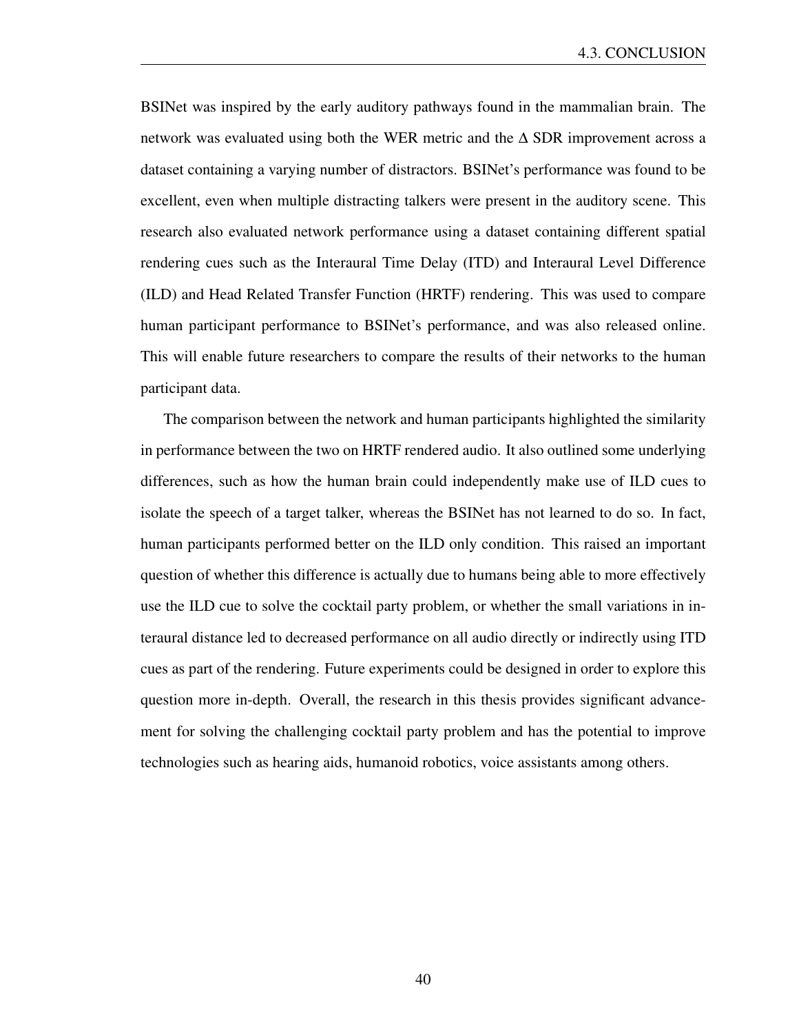BSINet was inspired by the early auditory pathways found in the mammalian brain. The network was evaluated using both the WER metric and the $\Delta$ SDR improvement across a dataset containing a varying number of distractors. BSINet's performance was found to be excellent, even when multiple distracting talkers were present in the auditory scene. This research also evaluated network performance using a dataset containing different spatial rendering cues such as the Interaural Time Delay (ITD) and Interaural Level Difference (ILD) and Head Related Transfer Function (HRTF) rendering. This was used to compare human participant performance to BSINet's performance, and was also released online. This will enable future researchers to compare the results of their networks to the human participant data.

The comparison between the network and human participants highlighted the similarity in performance between the two on HRTF rendered audio. It also outlined some underlying differences, such as how the human brain could independently make use of ILD cues to isolate the speech of a target talker, whereas the BSINet has not learned to do so. In fact, human participants performed better on the ILD only condition. This raised an important question of whether this difference is actually due to humans being able to more effectively use the ILD cue to solve the cocktail party problem, or whether the small variations in interaural distance led to decreased performance on all audio directly or indirectly using ITD cues as part of the rendering. Future experiments could be designed in order to explore this question more in-depth. Overall, the research in this thesis provides significant advancement for solving the challenging cocktail party problem and has the potential to improve technologies such as hearing aids, humanoid robotics, voice assistants among others.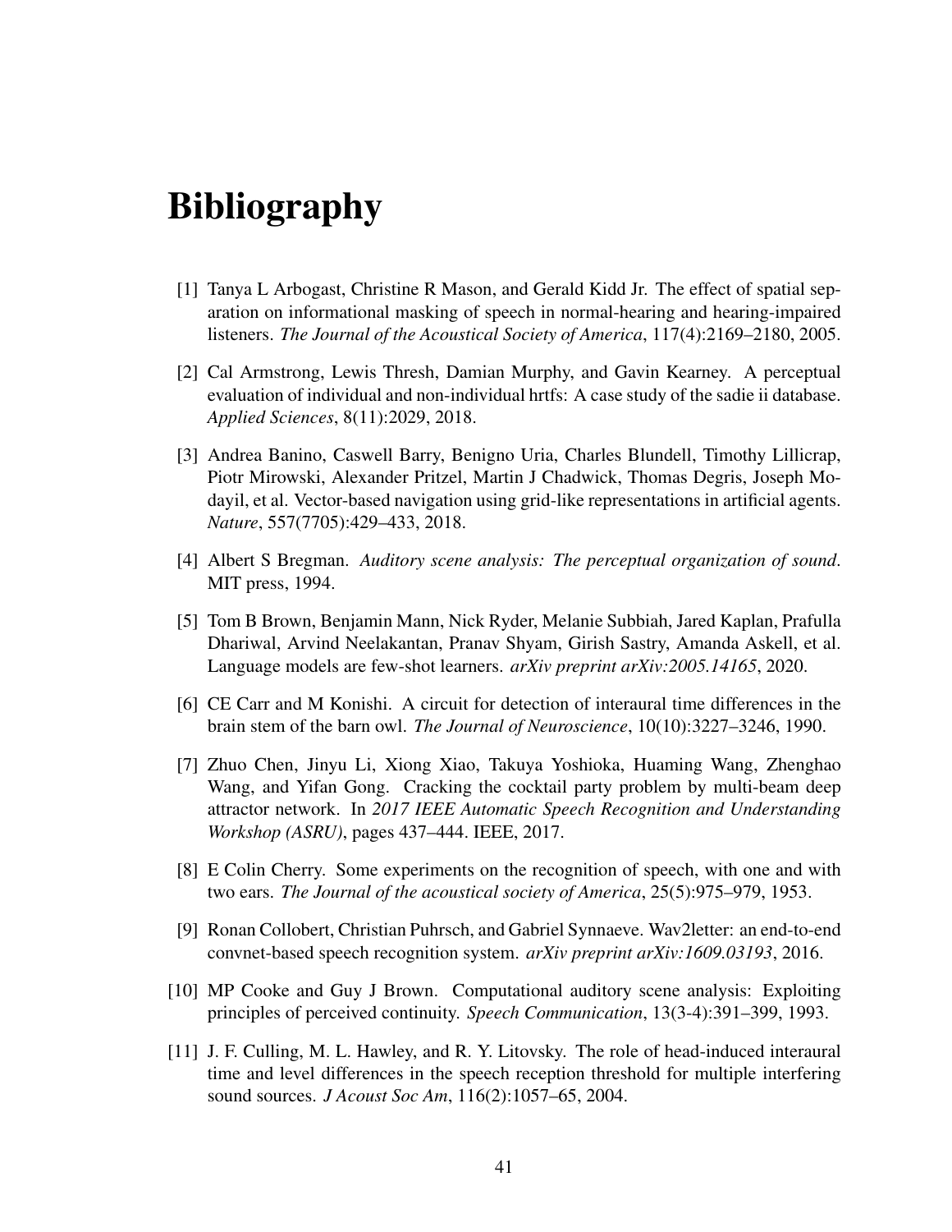# Bibliography

[1] Tanya L Arbogast, Christine R Mason, and Gerald Kidd Jr. The effect of spatial separation on informational masking of speech in normal-hearing and hearing-impaired listeners. *The Journal of the Acoustical Society of America*, 117(4):2169–2180, 2005.

[2] Cal Armstrong, Lewis Thresh, Damian Murphy, and Gavin Kearney. A perceptual evaluation of individual and non-individual hrtfs: A case study of the sadie ii database. *Applied Sciences*, 8(11):2029, 2018.

[3] Andrea Banino, Caswell Barry, Benigno Uria, Charles Blundell, Timothy Lillicrap, Piotr Mirowski, Alexander Pritzel, Martin J Chadwick, Thomas Degris, Joseph Modayil, et al. Vector-based navigation using grid-like representations in artificial agents. *Nature*, 557(7705):429–433, 2018.

[4] Albert S Bregman. *Auditory scene analysis: The perceptual organization of sound*. MIT press, 1994.

[5] Tom B Brown, Benjamin Mann, Nick Ryder, Melanie Subbiah, Jared Kaplan, Prafulla Dhariwal, Arvind Neelakantan, Pranav Shyam, Girish Sastry, Amanda Askell, et al. Language models are few-shot learners. *arXiv preprint arXiv:2005.14165*, 2020.

[6] CE Carr and M Konishi. A circuit for detection of interaural time differences in the brain stem of the barn owl. *The Journal of Neuroscience*, 10(10):3227–3246, 1990.

[7] Zhuo Chen, Jinyu Li, Xiong Xiao, Takuya Yoshioka, Huaming Wang, Zhenghao Wang, and Yifan Gong. Cracking the cocktail party problem by multi-beam deep attractor network. In *2017 IEEE Automatic Speech Recognition and Understanding Workshop (ASRU)*, pages 437–444. IEEE, 2017.

[8] E Colin Cherry. Some experiments on the recognition of speech, with one and with two ears. *The Journal of the acoustical society of America*, 25(5):975–979, 1953.

[9] Ronan Collobert, Christian Puhrsch, and Gabriel Synnaeve. Wav2letter: an end-to-end convnet-based speech recognition system. *arXiv preprint arXiv:1609.03193*, 2016.

[10] MP Cooke and Guy J Brown. Computational auditory scene analysis: Exploiting principles of perceived continuity. *Speech Communication*, 13(3-4):391–399, 1993.

[11] J. F. Culling, M. L. Hawley, and R. Y. Litovsky. The role of head-induced interaural time and level differences in the speech reception threshold for multiple interfering sound sources. *J Acoust Soc Am*, 116(2):1057–65, 2004.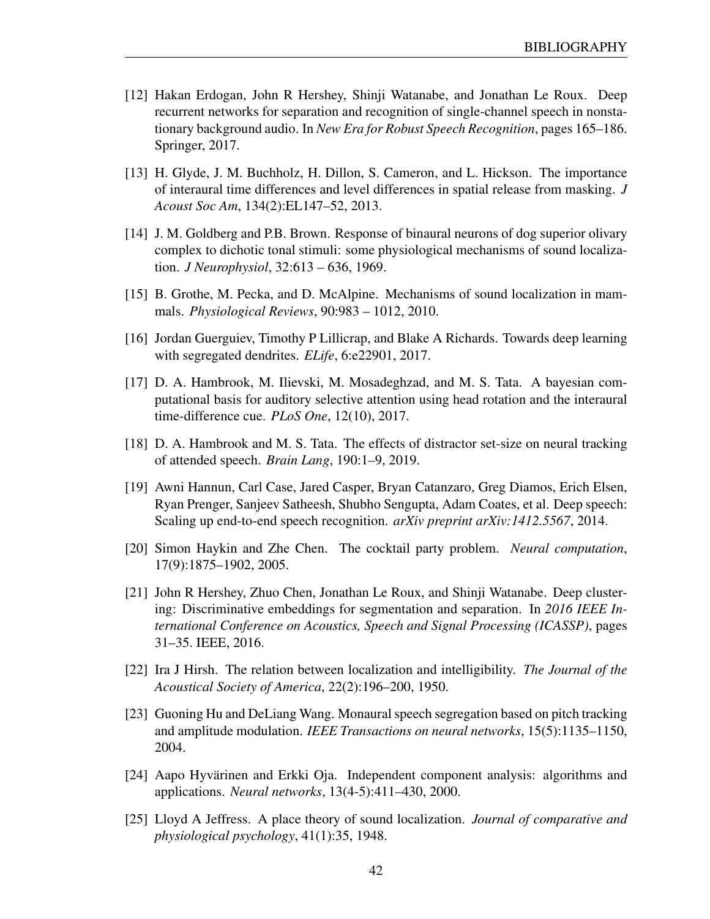[12] Hakan Erdogan, John R Hershey, Shinji Watanabe, and Jonathan Le Roux. Deep recurrent networks for separation and recognition of single-channel speech in nonstationary background audio. In *New Era for Robust Speech Recognition*, pages 165–186. Springer, 2017.

[13] H. Glyde, J. M. Buchholz, H. Dillon, S. Cameron, and L. Hickson. The importance of interaural time differences and level differences in spatial release from masking. *J Acoust Soc Am*, 134(2):EL147–52, 2013.

[14] J. M. Goldberg and P.B. Brown. Response of binaural neurons of dog superior olivary complex to dichotic tonal stimuli: some physiological mechanisms of sound localization. *J Neurophysiol*, 32:613 – 636, 1969.

[15] B. Grothe, M. Pecka, and D. McAlpine. Mechanisms of sound localization in mammals. *Physiological Reviews*, 90:983 – 1012, 2010.

[16] Jordan Guerguiev, Timothy P Lillicrap, and Blake A Richards. Towards deep learning with segregated dendrites. *ELife*, 6:e22901, 2017.

[17] D. A. Hambrook, M. Ilievski, M. Mosadeghzad, and M. S. Tata. A bayesian computational basis for auditory selective attention using head rotation and the interaural time-difference cue. *PLoS One*, 12(10), 2017.

[18] D. A. Hambrook and M. S. Tata. The effects of distractor set-size on neural tracking of attended speech. *Brain Lang*, 190:1–9, 2019.

[19] Awni Hannun, Carl Case, Jared Casper, Bryan Catanzaro, Greg Diamos, Erich Elsen, Ryan Prenger, Sanjeev Satheesh, Shubho Sengupta, Adam Coates, et al. Deep speech: Scaling up end-to-end speech recognition. *arXiv preprint arXiv:1412.5567*, 2014.

[20] Simon Haykin and Zhe Chen. The cocktail party problem. *Neural computation*, 17(9):1875–1902, 2005.

[21] John R Hershey, Zhuo Chen, Jonathan Le Roux, and Shinji Watanabe. Deep clustering: Discriminative embeddings for segmentation and separation. In *2016 IEEE International Conference on Acoustics, Speech and Signal Processing (ICASSP)*, pages 31–35. IEEE, 2016.

[22] Ira J Hirsh. The relation between localization and intelligibility. *The Journal of the Acoustical Society of America*, 22(2):196–200, 1950.

[23] Guoning Hu and DeLiang Wang. Monaural speech segregation based on pitch tracking and amplitude modulation. *IEEE Transactions on neural networks*, 15(5):1135–1150, 2004.

[24] Aapo Hyvärinen and Erkki Oja. Independent component analysis: algorithms and applications. *Neural networks*, 13(4-5):411–430, 2000.

[25] Lloyd A Jeffress. A place theory of sound localization. *Journal of comparative and physiological psychology*, 41(1):35, 1948.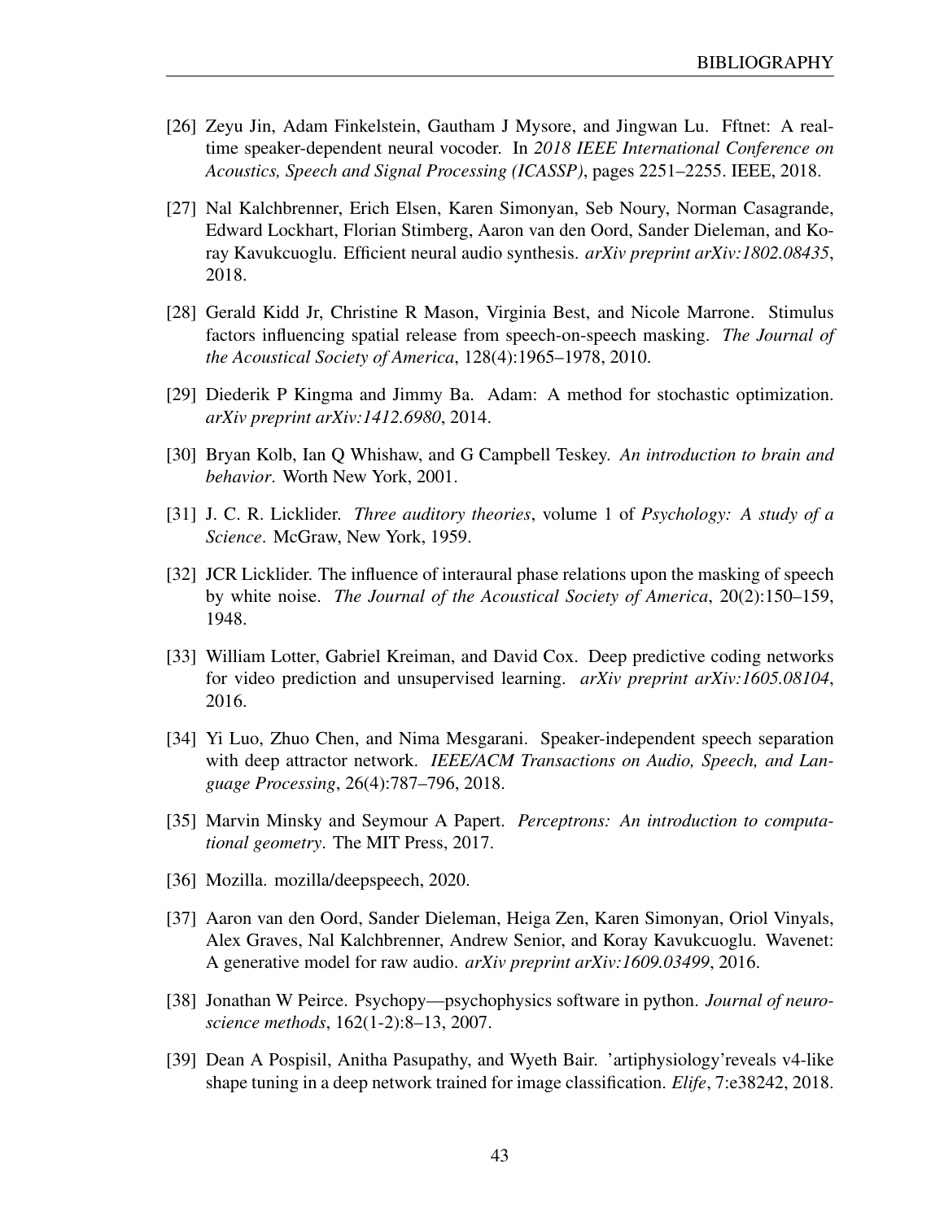[26] Zeyu Jin, Adam Finkelstein, Gautham J Mysore, and Jingwan Lu. Fftnet: A real-time speaker-dependent neural vocoder. In *2018 IEEE International Conference on Acoustics, Speech and Signal Processing (ICASSP)*, pages 2251–2255. IEEE, 2018.

[27] Nal Kalchbrenner, Erich Elsen, Karen Simonyan, Seb Noury, Norman Casagrande, Edward Lockhart, Florian Stimberg, Aaron van den Oord, Sander Dieleman, and Koray Kavukcuoglu. Efficient neural audio synthesis. *arXiv preprint arXiv:1802.08435*, 2018.

[28] Gerald Kidd Jr, Christine R Mason, Virginia Best, and Nicole Marrone. Stimulus factors influencing spatial release from speech-on-speech masking. *The Journal of the Acoustical Society of America*, 128(4):1965–1978, 2010.

[29] Diederik P Kingma and Jimmy Ba. Adam: A method for stochastic optimization. *arXiv preprint arXiv:1412.6980*, 2014.

[30] Bryan Kolb, Ian Q Whishaw, and G Campbell Teskey. *An introduction to brain and behavior*. Worth New York, 2001.

[31] J. C. R. Licklider. *Three auditory theories*, volume 1 of *Psychology: A study of a Science*. McGraw, New York, 1959.

[32] JCR Licklider. The influence of interaural phase relations upon the masking of speech by white noise. *The Journal of the Acoustical Society of America*, 20(2):150–159, 1948.

[33] William Lotter, Gabriel Kreiman, and David Cox. Deep predictive coding networks for video prediction and unsupervised learning. *arXiv preprint arXiv:1605.08104*, 2016.

[34] Yi Luo, Zhuo Chen, and Nima Mesgarani. Speaker-independent speech separation with deep attractor network. *IEEE/ACM Transactions on Audio, Speech, and Language Processing*, 26(4):787–796, 2018.

[35] Marvin Minsky and Seymour A Papert. *Perceptrons: An introduction to computational geometry*. The MIT Press, 2017.

[36] Mozilla. mozilla/deepspeech, 2020.

[37] Aaron van den Oord, Sander Dieleman, Heiga Zen, Karen Simonyan, Oriol Vinyals, Alex Graves, Nal Kalchbrenner, Andrew Senior, and Koray Kavukcuoglu. Wavenet: A generative model for raw audio. *arXiv preprint arXiv:1609.03499*, 2016.

[38] Jonathan W Peirce. Psychopy—psychophysics software in python. *Journal of neuroscience methods*, 162(1-2):8–13, 2007.

[39] Dean A Pospisil, Anitha Pasupathy, and Wyeth Bair. 'artiphysiology'reveals v4-like shape tuning in a deep network trained for image classification. *Elife*, 7:e38242, 2018.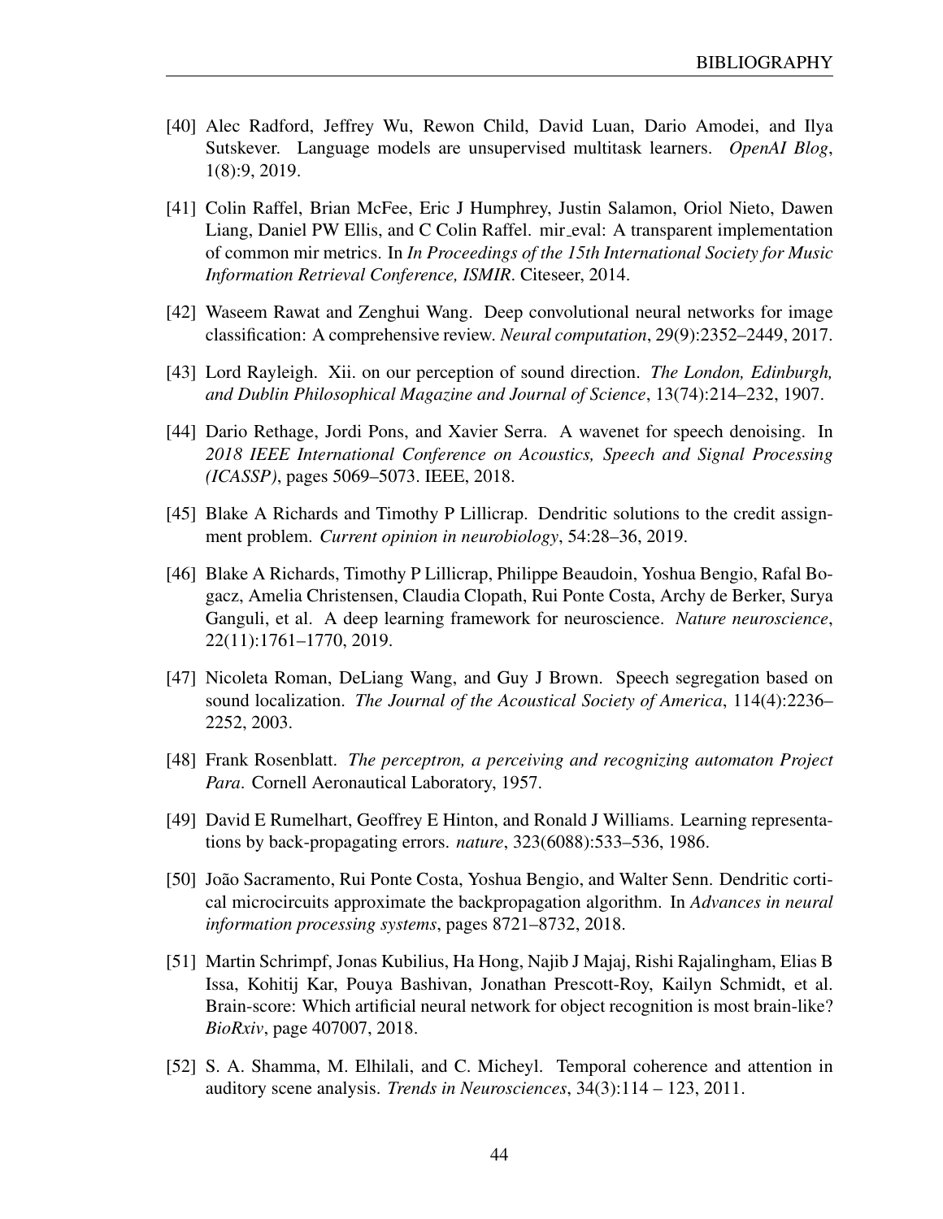[40] Alec Radford, Jeffrey Wu, Rewon Child, David Luan, Dario Amodei, and Ilya Sutskever. Language models are unsupervised multitask learners. *OpenAI Blog*, 1(8):9, 2019.

[41] Colin Raffel, Brian McFee, Eric J Humphrey, Justin Salamon, Oriol Nieto, Dawen Liang, Daniel PW Ellis, and C Colin Raffel. mir_eval: A transparent implementation of common mir metrics. In *In Proceedings of the 15th International Society for Music Information Retrieval Conference, ISMIR*. Citeseer, 2014.

[42] Waseem Rawat and Zenghui Wang. Deep convolutional neural networks for image classification: A comprehensive review. *Neural computation*, 29(9):2352–2449, 2017.

[43] Lord Rayleigh. Xii. on our perception of sound direction. *The London, Edinburgh, and Dublin Philosophical Magazine and Journal of Science*, 13(74):214–232, 1907.

[44] Dario Rethage, Jordi Pons, and Xavier Serra. A wavenet for speech denoising. In *2018 IEEE International Conference on Acoustics, Speech and Signal Processing (ICASSP)*, pages 5069–5073. IEEE, 2018.

[45] Blake A Richards and Timothy P Lillicrap. Dendritic solutions to the credit assignment problem. *Current opinion in neurobiology*, 54:28–36, 2019.

[46] Blake A Richards, Timothy P Lillicrap, Philippe Beaudoin, Yoshua Bengio, Rafal Bogacz, Amelia Christensen, Claudia Clopath, Rui Ponte Costa, Archy de Berker, Surya Ganguli, et al. A deep learning framework for neuroscience. *Nature neuroscience*, 22(11):1761–1770, 2019.

[47] Nicoleta Roman, DeLiang Wang, and Guy J Brown. Speech segregation based on sound localization. *The Journal of the Acoustical Society of America*, 114(4):2236–2252, 2003.

[48] Frank Rosenblatt. *The perceptron, a perceiving and recognizing automaton Project Para*. Cornell Aeronautical Laboratory, 1957.

[49] David E Rumelhart, Geoffrey E Hinton, and Ronald J Williams. Learning representations by back-propagating errors. *nature*, 323(6088):533–536, 1986.

[50] João Sacramento, Rui Ponte Costa, Yoshua Bengio, and Walter Senn. Dendritic cortical microcircuits approximate the backpropagation algorithm. In *Advances in neural information processing systems*, pages 8721–8732, 2018.

[51] Martin Schrimpf, Jonas Kubilius, Ha Hong, Najib J Majaj, Rishi Rajalingham, Elias B Issa, Kohitij Kar, Pouya Bashivan, Jonathan Prescott-Roy, Kailyn Schmidt, et al. Brain-score: Which artificial neural network for object recognition is most brain-like? *BioRxiv*, page 407007, 2018.

[52] S. A. Shamma, M. Elhilali, and C. Micheyl. Temporal coherence and attention in auditory scene analysis. *Trends in Neurosciences*, 34(3):114 – 123, 2011.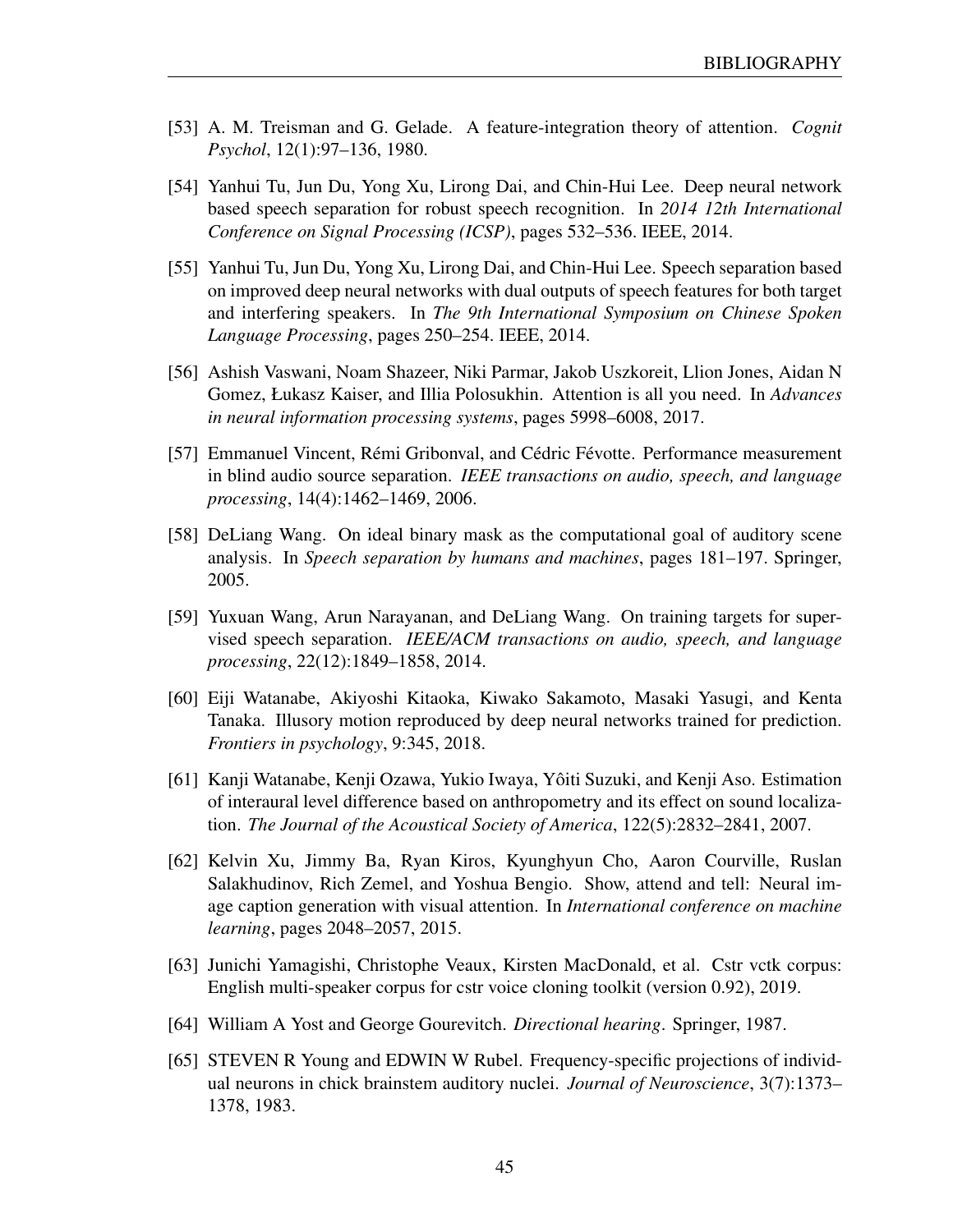[53] A. M. Treisman and G. Gelade. A feature-integration theory of attention. *Cognit Psychol*, 12(1):97–136, 1980.

[54] Yanhui Tu, Jun Du, Yong Xu, Lirong Dai, and Chin-Hui Lee. Deep neural network based speech separation for robust speech recognition. In *2014 12th International Conference on Signal Processing (ICSP)*, pages 532–536. IEEE, 2014.

[55] Yanhui Tu, Jun Du, Yong Xu, Lirong Dai, and Chin-Hui Lee. Speech separation based on improved deep neural networks with dual outputs of speech features for both target and interfering speakers. In *The 9th International Symposium on Chinese Spoken Language Processing*, pages 250–254. IEEE, 2014.

[56] Ashish Vaswani, Noam Shazeer, Niki Parmar, Jakob Uszkoreit, Llion Jones, Aidan N Gomez, Łukasz Kaiser, and Illia Polosukhin. Attention is all you need. In *Advances in neural information processing systems*, pages 5998–6008, 2017.

[57] Emmanuel Vincent, Rémi Gribonval, and Cédric Févotte. Performance measurement in blind audio source separation. *IEEE transactions on audio, speech, and language processing*, 14(4):1462–1469, 2006.

[58] DeLiang Wang. On ideal binary mask as the computational goal of auditory scene analysis. In *Speech separation by humans and machines*, pages 181–197. Springer, 2005.

[59] Yuxuan Wang, Arun Narayanan, and DeLiang Wang. On training targets for supervised speech separation. *IEEE/ACM transactions on audio, speech, and language processing*, 22(12):1849–1858, 2014.

[60] Eiji Watanabe, Akiyoshi Kitaoka, Kiwako Sakamoto, Masaki Yasugi, and Kenta Tanaka. Illusory motion reproduced by deep neural networks trained for prediction. *Frontiers in psychology*, 9:345, 2018.

[61] Kanji Watanabe, Kenji Ozawa, Yukio Iwaya, Yôiti Suzuki, and Kenji Aso. Estimation of interaural level difference based on anthropometry and its effect on sound localization. *The Journal of the Acoustical Society of America*, 122(5):2832–2841, 2007.

[62] Kelvin Xu, Jimmy Ba, Ryan Kiros, Kyunghyun Cho, Aaron Courville, Ruslan Salakhudinov, Rich Zemel, and Yoshua Bengio. Show, attend and tell: Neural image caption generation with visual attention. In *International conference on machine learning*, pages 2048–2057, 2015.

[63] Junichi Yamagishi, Christophe Veaux, Kirsten MacDonald, et al. Cstr vctk corpus: English multi-speaker corpus for cstr voice cloning toolkit (version 0.92), 2019.

[64] William A Yost and George Gourevitch. *Directional hearing*. Springer, 1987.

[65] STEVEN R Young and EDWIN W Rubel. Frequency-specific projections of individual neurons in chick brainstem auditory nuclei. *Journal of Neuroscience*, 3(7):1373–1378, 1983.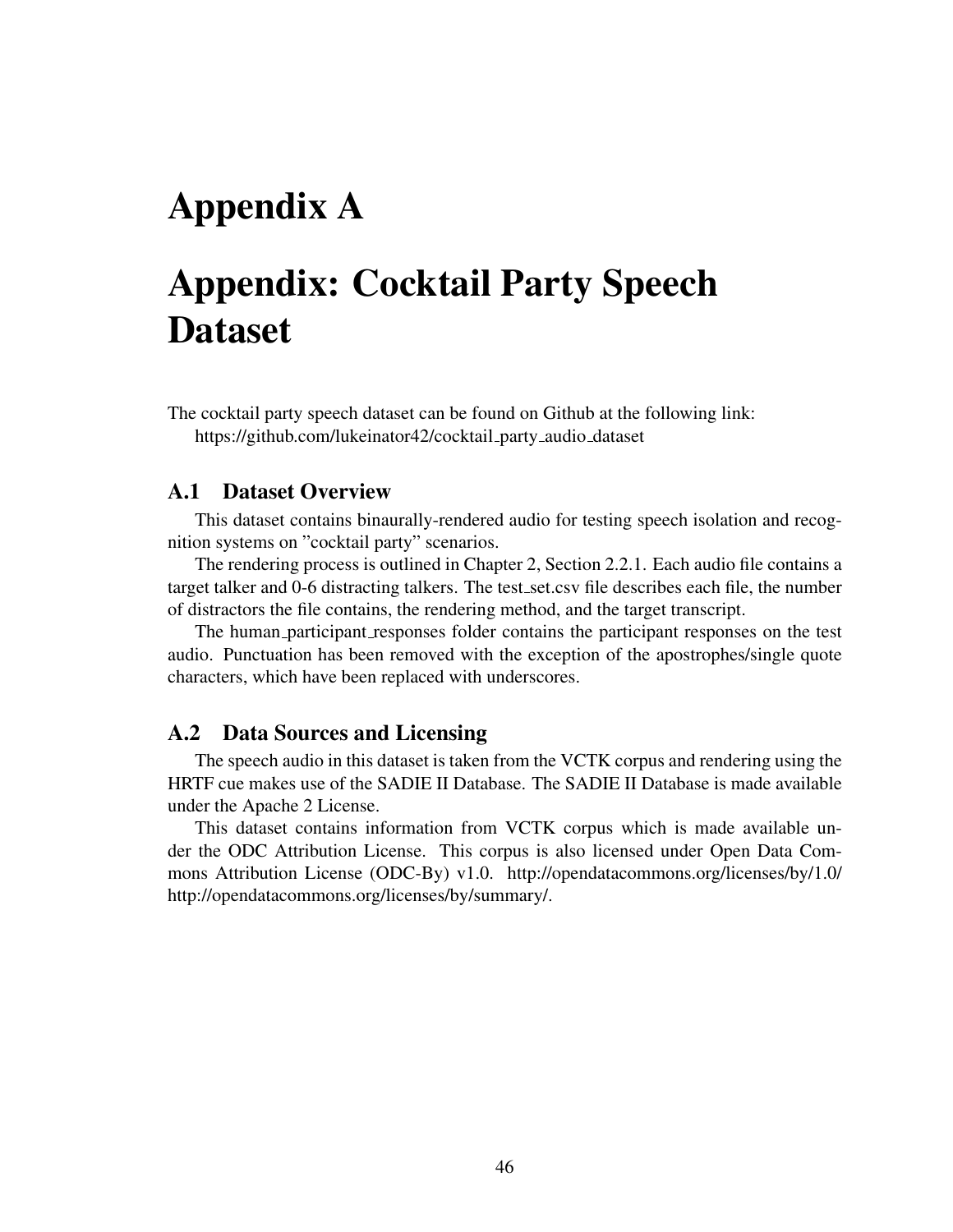# Appendix A

# Appendix: Cocktail Party Speech Dataset

The cocktail party speech dataset can be found on Github at the following link:
https://github.com/lukeinator42/cocktail_party_audio_dataset

## A.1 Dataset Overview

This dataset contains binaurally-rendered audio for testing speech isolation and recognition systems on "cocktail party" scenarios.

The rendering process is outlined in Chapter 2, Section 2.2.1. Each audio file contains a target talker and 0-6 distracting talkers. The test_set.csv file describes each file, the number of distractors the file contains, the rendering method, and the target transcript.

The human_participant_responses folder contains the participant responses on the test audio. Punctuation has been removed with the exception of the apostrophes/single quote characters, which have been replaced with underscores.

## A.2 Data Sources and Licensing

The speech audio in this dataset is taken from the VCTK corpus and rendering using the HRTF cue makes use of the SADIE II Database. The SADIE II Database is made available under the Apache 2 License.

This dataset contains information from VCTK corpus which is made available under the ODC Attribution License. This corpus is also licensed under Open Data Commons Attribution License (ODC-By) v1.0. http://opendatacommons.org/licenses/by/1.0/ http://opendatacommons.org/licenses/by/summary/.